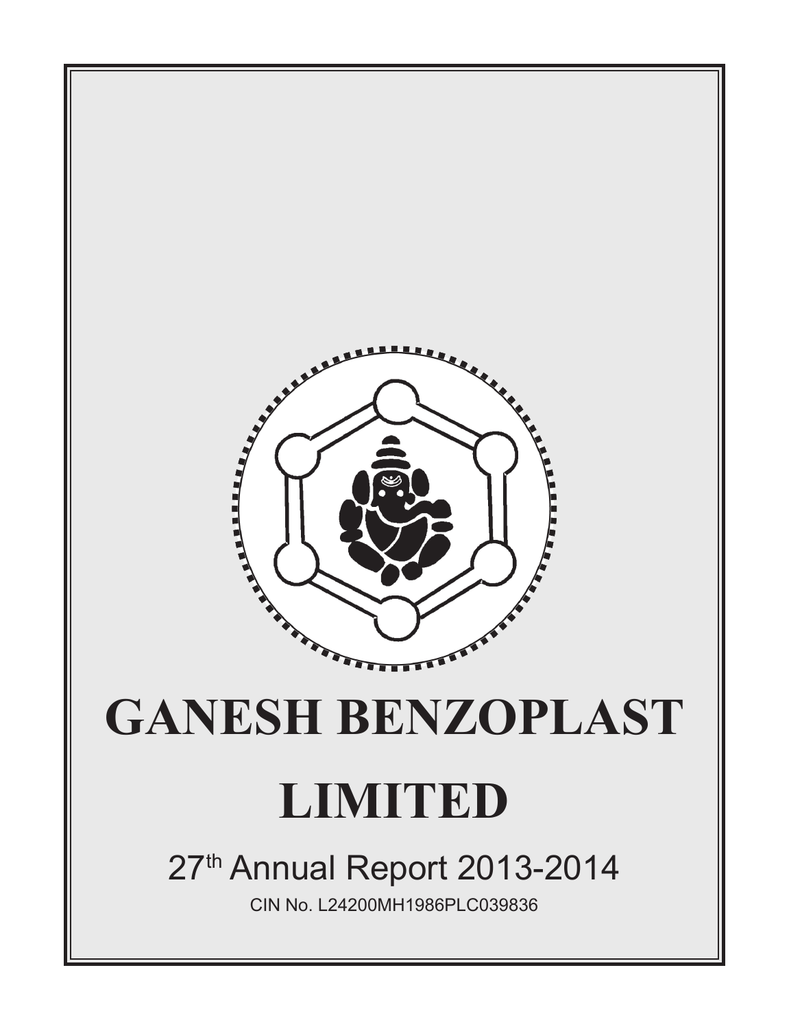# GANESH BENZOPLAST LIMITED

27th Annual Report 2013-2014

CIN No. L24200MH1986PLC039836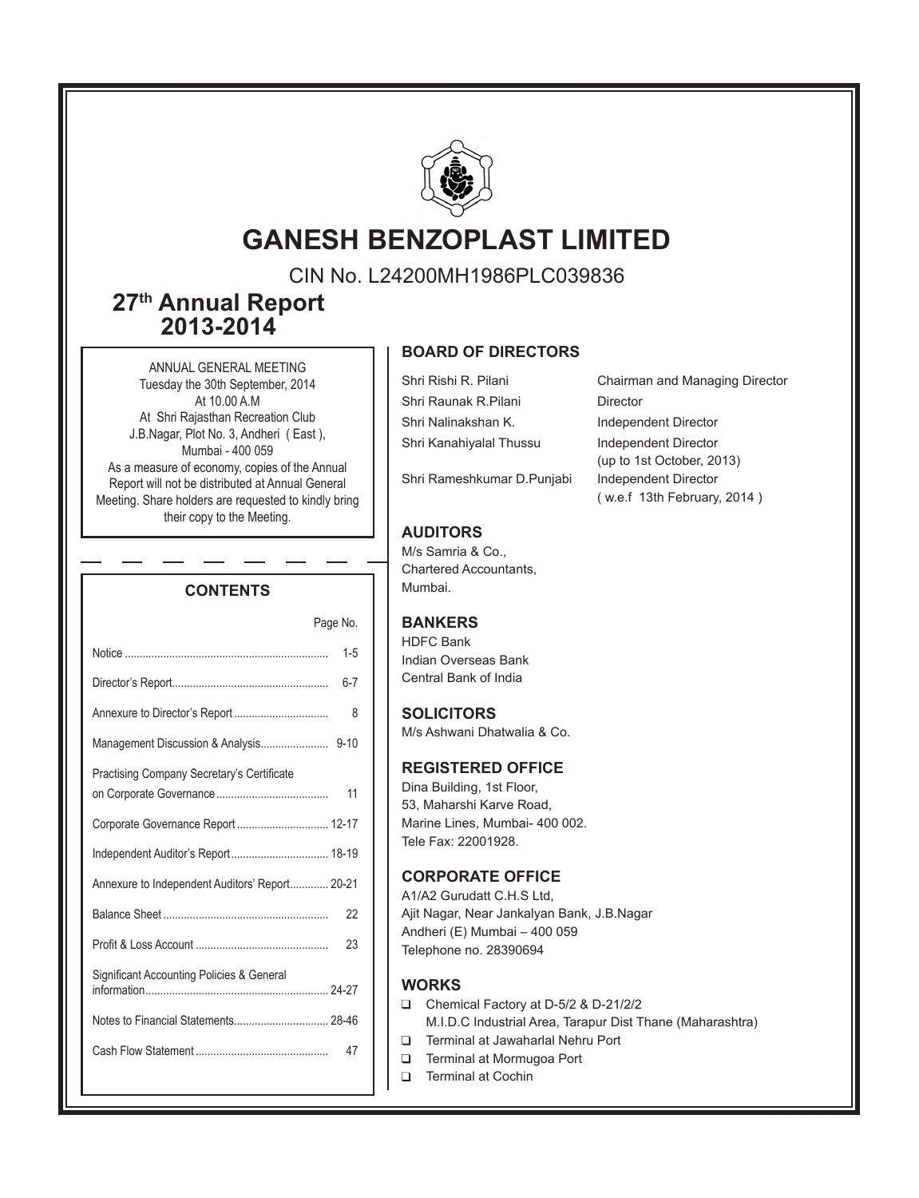# GANESH BENZOPLAST LIMITED

CIN No. L24200MH1986PLC039836

## 27th Annual Report 2013-2014

ANNUAL GENERAL MEETING
Tuesday the 30th September, 2014
At 10.00 A.M
At Shri Rajasthan Recreation Club
J.B.Nagar, Plot No. 3, Andheri ( East ),
Mumbai - 400 059
As a measure of economy, copies of the Annual Report will not be distributed at Annual General Meeting. Share holders are requested to kindly bring their copy to the Meeting.

### CONTENTS

| | Page No. |
|---|---|
| Notice | 1-5 |
| Director's Report | 6-7 |
| Annexure to Director's Report | 8 |
| Management Discussion & Analysis | 9-10 |
| Practising Company Secretary's Certificate on Corporate Governance | 11 |
| Corporate Governance Report | 12-17 |
| Independent Auditor's Report | 18-19 |
| Annexure to Independent Auditors' Report | 20-21 |
| Balance Sheet | 22 |
| Profit & Loss Account | 23 |
| Significant Accounting Policies & General information | 24-27 |
| Notes to Financial Statements | 28-46 |
| Cash Flow Statement | 47 |

### BOARD OF DIRECTORS

| | |
|---|---|
| Shri Rishi R. Pilani | Chairman and Managing Director |
| Shri Raunak R.Pilani | Director |
| Shri Nalinakshan K. | Independent Director |
| Shri Kanahiyalal Thussu | Independent Director (up to 1st October, 2013) |
| Shri Rameshkumar D.Punjabi | Independent Director ( w.e.f 13th February, 2014 ) |

### AUDITORS

M/s Samria & Co.,
Chartered Accountants,
Mumbai.

### BANKERS

HDFC Bank
Indian Overseas Bank
Central Bank of India

### SOLICITORS

M/s Ashwani Dhatwalia & Co.

### REGISTERED OFFICE

Dina Building, 1st Floor,
53, Maharshi Karve Road,
Marine Lines, Mumbai- 400 002.
Tele Fax: 22001928.

### CORPORATE OFFICE

A1/A2 Gurudatt C.H.S Ltd,
Ajit Nagar, Near Jankalyan Bank, J.B.Nagar
Andheri (E) Mumbai – 400 059
Telephone no. 28390694

### WORKS

- Chemical Factory at D-5/2 & D-21/2/2 M.I.D.C Industrial Area, Tarapur Dist Thane (Maharashtra)
- Terminal at Jawaharlal Nehru Port
- Terminal at Mormugoa Port
- Terminal at Cochin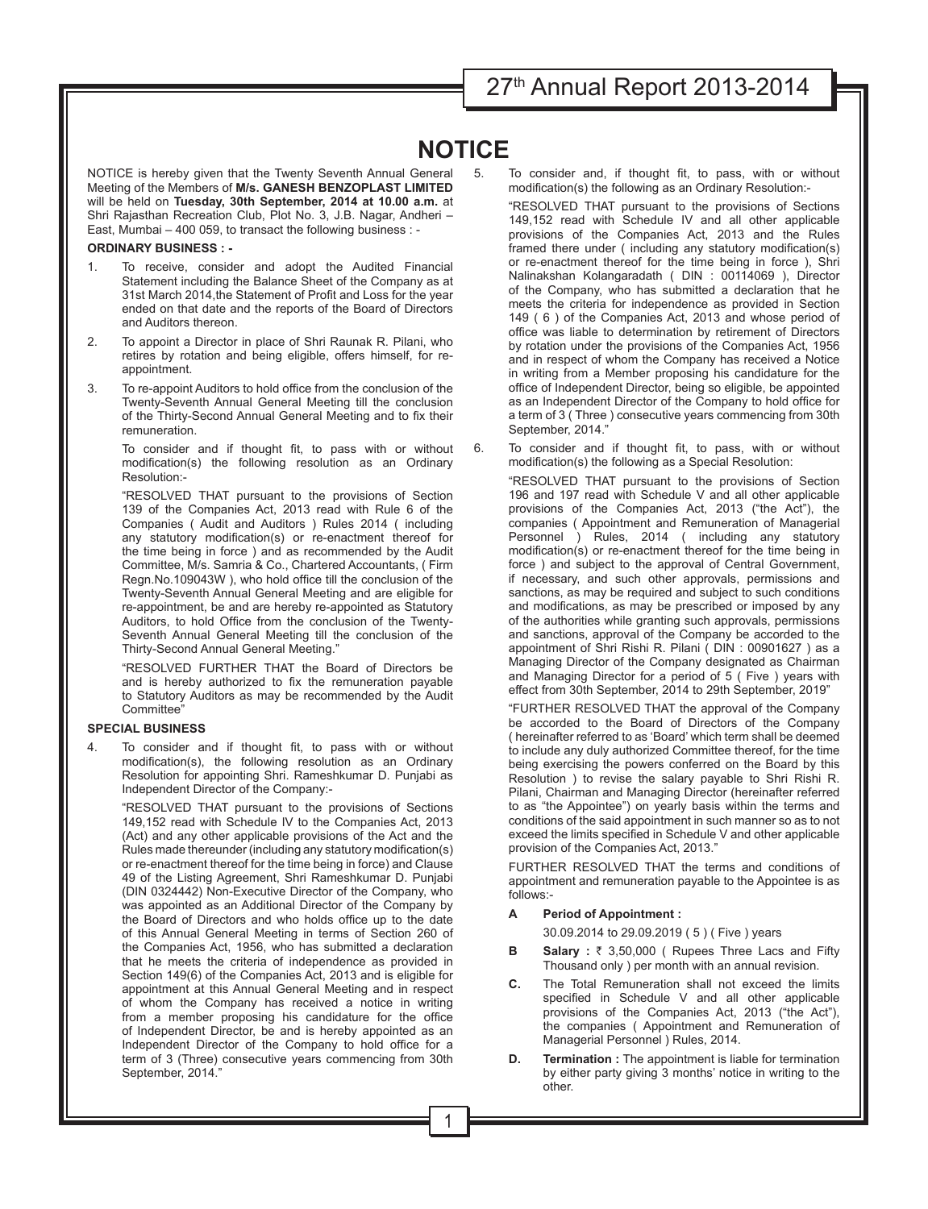# NOTICE

NOTICE is hereby given that the Twenty Seventh Annual General Meeting of the Members of **M/s. GANESH BENZOPLAST LIMITED** will be held on **Tuesday, 30th September, 2014 at 10.00 a.m.** at Shri Rajasthan Recreation Club, Plot No. 3, J.B. Nagar, Andheri – East, Mumbai – 400 059, to transact the following business : -

**ORDINARY BUSINESS : -**

1. To receive, consider and adopt the Audited Financial Statement including the Balance Sheet of the Company as at 31st March 2014,the Statement of Profit and Loss for the year ended on that date and the reports of the Board of Directors and Auditors thereon.

2. To appoint a Director in place of Shri Raunak R. Pilani, who retires by rotation and being eligible, offers himself, for re-appointment.

3. To re-appoint Auditors to hold office from the conclusion of the Twenty-Seventh Annual General Meeting till the conclusion of the Thirty-Second Annual General Meeting and to fix their remuneration.

   To consider and if thought fit, to pass with or without modification(s) the following resolution as an Ordinary Resolution:-

   "RESOLVED THAT pursuant to the provisions of Section 139 of the Companies Act, 2013 read with Rule 6 of the Companies ( Audit and Auditors ) Rules 2014 ( including any statutory modification(s) or re-enactment thereof for the time being in force ) and as recommended by the Audit Committee, M/s. Samria & Co., Chartered Accountants, ( Firm Regn.No.109043W ), who hold office till the conclusion of the Twenty-Seventh Annual General Meeting and are eligible for re-appointment, be and are hereby re-appointed as Statutory Auditors, to hold Office from the conclusion of the Twenty-Seventh Annual General Meeting till the conclusion of the Thirty-Second Annual General Meeting."

   "RESOLVED FURTHER THAT the Board of Directors be and is hereby authorized to fix the remuneration payable to Statutory Auditors as may be recommended by the Audit Committee"

**SPECIAL BUSINESS**

4. To consider and if thought fit, to pass with or without modification(s), the following resolution as an Ordinary Resolution for appointing Shri. Rameshkumar D. Punjabi as Independent Director of the Company:-

   "RESOLVED THAT pursuant to the provisions of Sections 149,152 read with Schedule IV to the Companies Act, 2013 (Act) and any other applicable provisions of the Act and the Rules made thereunder (including any statutory modification(s) or re-enactment thereof for the time being in force) and Clause 49 of the Listing Agreement, Shri Rameshkumar D. Punjabi (DIN 0324442) Non-Executive Director of the Company, who was appointed as an Additional Director of the Company by the Board of Directors and who holds office up to the date of this Annual General Meeting in terms of Section 260 of the Companies Act, 1956, who has submitted a declaration that he meets the criteria of independence as provided in Section 149(6) of the Companies Act, 2013 and is eligible for appointment at this Annual General Meeting and in respect of whom the Company has received a notice in writing from a member proposing his candidature for the office of Independent Director, be and is hereby appointed as an Independent Director of the Company to hold office for a term of 3 (Three) consecutive years commencing from 30th September, 2014."

5. To consider and, if thought fit, to pass, with or without modification(s) the following as an Ordinary Resolution:-

   "RESOLVED THAT pursuant to the provisions of Sections 149,152 read with Schedule IV and all other applicable provisions of the Companies Act, 2013 and the Rules framed there under ( including any statutory modification(s) or re-enactment thereof for the time being in force ), Shri Nalinakshan Kolangaradath ( DIN : 00114069 ), Director of the Company, who has submitted a declaration that he meets the criteria for independence as provided in Section 149 ( 6 ) of the Companies Act, 2013 and whose period of office was liable to determination by retirement of Directors by rotation under the provisions of the Companies Act, 1956 and in respect of whom the Company has received a Notice in writing from a Member proposing his candidature for the office of Independent Director, being so eligible, be appointed as an Independent Director of the Company to hold office for a term of 3 ( Three ) consecutive years commencing from 30th September, 2014."

6. To consider and if thought fit, to pass, with or without modification(s) the following as a Special Resolution:

   "RESOLVED THAT pursuant to the provisions of Section 196 and 197 read with Schedule V and all other applicable provisions of the Companies Act, 2013 ("the Act"), the companies ( Appointment and Remuneration of Managerial Personnel ) Rules, 2014 ( including any statutory modification(s) or re-enactment thereof for the time being in force ) and subject to the approval of Central Government, if necessary, and such other approvals, permissions and sanctions, as may be required and subject to such conditions and modifications, as may be prescribed or imposed by any of the authorities while granting such approvals, permissions and sanctions, approval of the Company be accorded to the appointment of Shri Rishi R. Pilani ( DIN : 00901627 ) as a Managing Director of the Company designated as Chairman and Managing Director for a period of 5 ( Five ) years with effect from 30th September, 2014 to 29th September, 2019"

   "FURTHER RESOLVED THAT the approval of the Company be accorded to the Board of Directors of the Company ( hereinafter referred to as 'Board' which term shall be deemed to include any duly authorized Committee thereof, for the time being exercising the powers conferred on the Board by this Resolution ) to revise the salary payable to Shri Rishi R. Pilani, Chairman and Managing Director (hereinafter referred to as "the Appointee") on yearly basis within the terms and conditions of the said appointment in such manner so as to not exceed the limits specified in Schedule V and other applicable provision of the Companies Act, 2013."

   FURTHER RESOLVED THAT the terms and conditions of appointment and remuneration payable to the Appointee is as follows:-

   **A Period of Appointment :**

   30.09.2014 to 29.09.2019 ( 5 ) ( Five ) years

   **B Salary :** ₹ 3,50,000 ( Rupees Three Lacs and Fifty Thousand only ) per month with an annual revision.

   **C.** The Total Remuneration shall not exceed the limits specified in Schedule V and all other applicable provisions of the Companies Act, 2013 ("the Act"), the companies ( Appointment and Remuneration of Managerial Personnel ) Rules, 2014.

   **D. Termination :** The appointment is liable for termination by either party giving 3 months' notice in writing to the other.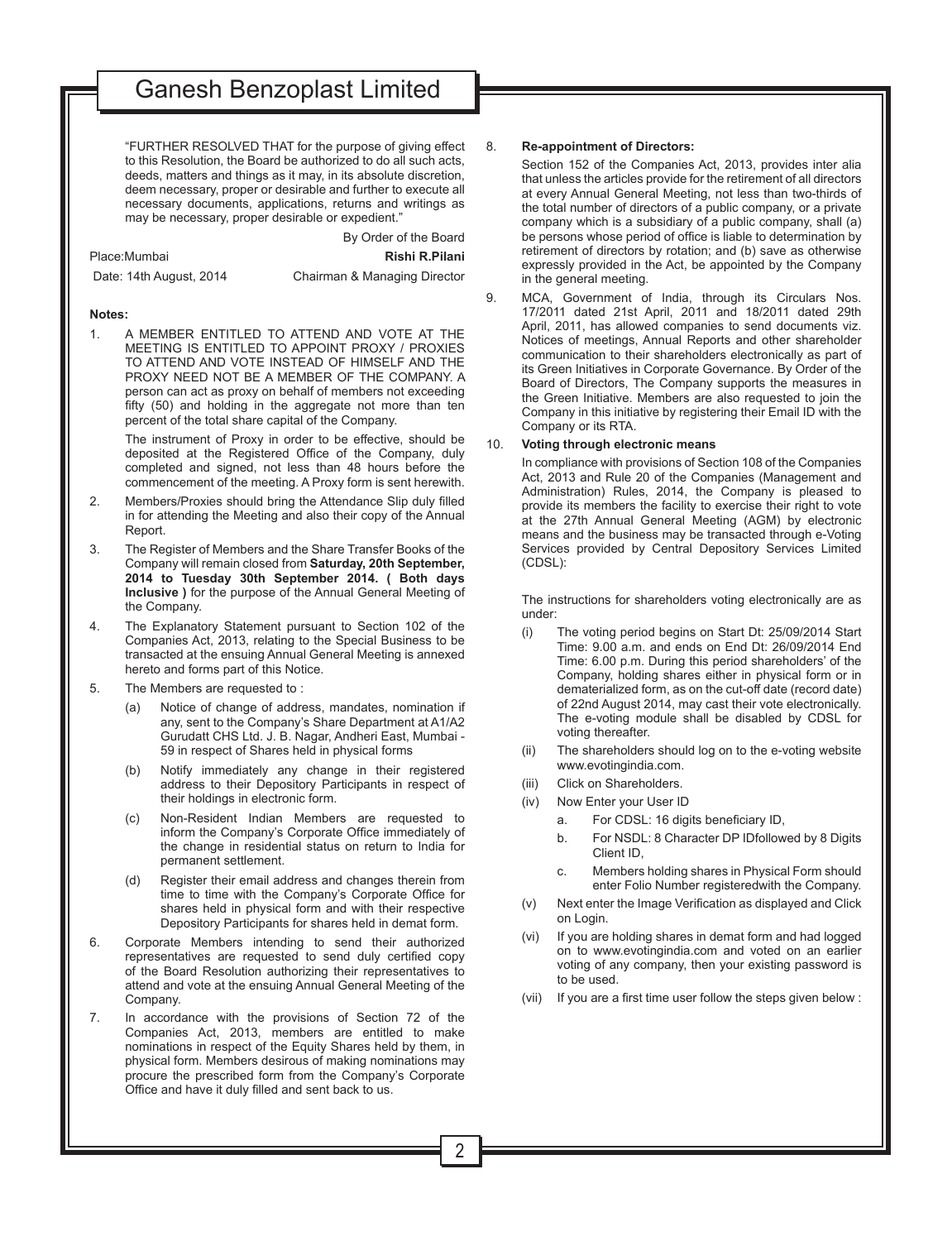"FURTHER RESOLVED THAT for the purpose of giving effect to this Resolution, the Board be authorized to do all such acts, deeds, matters and things as it may, in its absolute discretion, deem necessary, proper or desirable and further to execute all necessary documents, applications, returns and writings as may be necessary, proper desirable or expedient."

By Order of the Board

Place:Mumbai **Rishi R.Pilani**

Date: 14th August, 2014 Chairman & Managing Director

**Notes:**

1. A MEMBER ENTITLED TO ATTEND AND VOTE AT THE MEETING IS ENTITLED TO APPOINT PROXY / PROXIES TO ATTEND AND VOTE INSTEAD OF HIMSELF AND THE PROXY NEED NOT BE A MEMBER OF THE COMPANY. A person can act as proxy on behalf of members not exceeding fifty (50) and holding in the aggregate not more than ten percent of the total share capital of the Company.

   The instrument of Proxy in order to be effective, should be deposited at the Registered Office of the Company, duly completed and signed, not less than 48 hours before the commencement of the meeting. A Proxy form is sent herewith.

2. Members/Proxies should bring the Attendance Slip duly filled in for attending the Meeting and also their copy of the Annual Report.

3. The Register of Members and the Share Transfer Books of the Company will remain closed from **Saturday, 20th September, 2014 to Tuesday 30th September 2014. ( Both days Inclusive )** for the purpose of the Annual General Meeting of the Company.

4. The Explanatory Statement pursuant to Section 102 of the Companies Act, 2013, relating to the Special Business to be transacted at the ensuing Annual General Meeting is annexed hereto and forms part of this Notice.

5. The Members are requested to :

   (a) Notice of change of address, mandates, nomination if any, sent to the Company's Share Department at A1/A2 Gurudatt CHS Ltd. J. B. Nagar, Andheri East, Mumbai - 59 in respect of Shares held in physical forms

   (b) Notify immediately any change in their registered address to their Depository Participants in respect of their holdings in electronic form.

   (c) Non-Resident Indian Members are requested to inform the Company's Corporate Office immediately of the change in residential status on return to India for permanent settlement.

   (d) Register their email address and changes therein from time to time with the Company's Corporate Office for shares held in physical form and with their respective Depository Participants for shares held in demat form.

6. Corporate Members intending to send their authorized representatives are requested to send duly certified copy of the Board Resolution authorizing their representatives to attend and vote at the ensuing Annual General Meeting of the Company.

7. In accordance with the provisions of Section 72 of the Companies Act, 2013, members are entitled to make nominations in respect of the Equity Shares held by them, in physical form. Members desirous of making nominations may procure the prescribed form from the Company's Corporate Office and have it duly filled and sent back to us.

8. **Re-appointment of Directors:**

   Section 152 of the Companies Act, 2013, provides inter alia that unless the articles provide for the retirement of all directors at every Annual General Meeting, not less than two-thirds of the total number of directors of a public company, or a private company which is a subsidiary of a public company, shall (a) be persons whose period of office is liable to determination by retirement of directors by rotation; and (b) save as otherwise expressly provided in the Act, be appointed by the Company in the general meeting.

9. MCA, Government of India, through its Circulars Nos. 17/2011 dated 21st April, 2011 and 18/2011 dated 29th April, 2011, has allowed companies to send documents viz. Notices of meetings, Annual Reports and other shareholder communication to their shareholders electronically as part of its Green Initiatives in Corporate Governance. By Order of the Board of Directors, The Company supports the measures in the Green Initiative. Members are also requested to join the Company in this initiative by registering their Email ID with the Company or its RTA.

10. **Voting through electronic means**

    In compliance with provisions of Section 108 of the Companies Act, 2013 and Rule 20 of the Companies (Management and Administration) Rules, 2014, the Company is pleased to provide its members the facility to exercise their right to vote at the 27th Annual General Meeting (AGM) by electronic means and the business may be transacted through e-Voting Services provided by Central Depository Services Limited (CDSL):

    The instructions for shareholders voting electronically are as under:

    (i) The voting period begins on Start Dt: 25/09/2014 Start Time: 9.00 a.m. and ends on End Dt: 26/09/2014 End Time: 6.00 p.m. During this period shareholders' of the Company, holding shares either in physical form or in dematerialized form, as on the cut-off date (record date) of 22nd August 2014, may cast their vote electronically. The e-voting module shall be disabled by CDSL for voting thereafter.

    (ii) The shareholders should log on to the e-voting website www.evotingindia.com.

    (iii) Click on Shareholders.

    (iv) Now Enter your User ID

       a. For CDSL: 16 digits beneficiary ID,

       b. For NSDL: 8 Character DP IDfollowed by 8 Digits Client ID,

       c. Members holding shares in Physical Form should enter Folio Number registeredwith the Company.

    (v) Next enter the Image Verification as displayed and Click on Login.

    (vi) If you are holding shares in demat form and had logged on to www.evotingindia.com and voted on an earlier voting of any company, then your existing password is to be used.

    (vii) If you are a first time user follow the steps given below :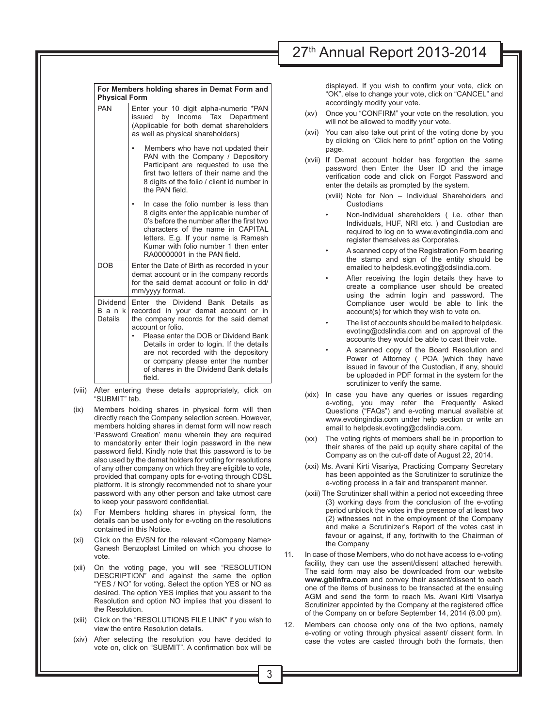| For Members holding shares in Demat Form and Physical Form | |
|---|---|
| PAN | Enter your 10 digit alpha-numeric *PAN issued by Income Tax Department (Applicable for both demat shareholders as well as physical shareholders)<br>• Members who have not updated their PAN with the Company / Depository Participant are requested to use the first two letters of their name and the 8 digits of the folio / client id number in the PAN field.<br>• In case the folio number is less than 8 digits enter the applicable number of 0's before the number after the first two characters of the name in CAPITAL letters. E.g. If your name is Ramesh Kumar with folio number 1 then enter RA00000001 in the PAN field. |
| DOB | Enter the Date of Birth as recorded in your demat account or in the company records for the said demat account or folio in dd/mm/yyyy format. |
| Dividend Bank Details | Enter the Dividend Bank Details as recorded in your demat account or in the company records for the said demat account or folio.<br>• Please enter the DOB or Dividend Bank Details in order to login. If the details are not recorded with the depository or company please enter the number of shares in the Dividend Bank details field. |

(viii) After entering these details appropriately, click on "SUBMIT" tab.

(ix) Members holding shares in physical form will then directly reach the Company selection screen. However, members holding shares in demat form will now reach 'Password Creation' menu wherein they are required to mandatorily enter their login password in the new password field. Kindly note that this password is to be also used by the demat holders for voting for resolutions of any other company on which they are eligible to vote, provided that company opts for e-voting through CDSL platform. It is strongly recommended not to share your password with any other person and take utmost care to keep your password confidential.

(x) For Members holding shares in physical form, the details can be used only for e-voting on the resolutions contained in this Notice.

(xi) Click on the EVSN for the relevant <Company Name> Ganesh Benzoplast Limited on which you choose to vote.

(xii) On the voting page, you will see "RESOLUTION DESCRIPTION" and against the same the option "YES / NO" for voting. Select the option YES or NO as desired. The option YES implies that you assent to the Resolution and option NO implies that you dissent to the Resolution.

(xiii) Click on the "RESOLUTIONS FILE LINK" if you wish to view the entire Resolution details.

(xiv) After selecting the resolution you have decided to vote on, click on "SUBMIT". A confirmation box will be displayed. If you wish to confirm your vote, click on "OK", else to change your vote, click on "CANCEL" and accordingly modify your vote.

(xv) Once you "CONFIRM" your vote on the resolution, you will not be allowed to modify your vote.

(xvi) You can also take out print of the voting done by you by clicking on "Click here to print" option on the Voting page.

(xvii) If Demat account holder has forgotten the same password then Enter the User ID and the image verification code and click on Forgot Password and enter the details as prompted by the system.

(xviii) Note for Non – Individual Shareholders and Custodians

- Non-Individual shareholders ( i.e. other than Individuals, HUF, NRI etc. ) and Custodian are required to log on to www.evotingindia.com and register themselves as Corporates.
- A scanned copy of the Registration Form bearing the stamp and sign of the entity should be emailed to helpdesk.evoting@cdslindia.com.
- After receiving the login details they have to create a compliance user should be created using the admin login and password. The Compliance user would be able to link the account(s) for which they wish to vote on.
- The list of accounts should be mailed to helpdesk.evoting@cdslindia.com and on approval of the accounts they would be able to cast their vote.
- A scanned copy of the Board Resolution and Power of Attorney ( POA )which they have issued in favour of the Custodian, if any, should be uploaded in PDF format in the system for the scrutinizer to verify the same.

(xix) In case you have any queries or issues regarding e-voting, you may refer the Frequently Asked Questions ("FAQs") and e-voting manual available at www.evotingindia.com under help section or write an email to helpdesk.evoting@cdslindia.com.

(xx) The voting rights of members shall be in proportion to their shares of the paid up equity share capital of the Company as on the cut-off date of August 22, 2014.

(xxi) Ms. Avani Kirti Visariya, Practicing Company Secretary has been appointed as the Scrutinizer to scrutinize the e-voting process in a fair and transparent manner.

(xxii) The Scrutinizer shall within a period not exceeding three (3) working days from the conclusion of the e-voting period unblock the votes in the presence of at least two (2) witnesses not in the employment of the Company and make a Scrutinizer's Report of the votes cast in favour or against, if any, forthwith to the Chairman of the Company

11. In case of those Members, who do not have access to e-voting facility, they can use the assent/dissent attached herewith. The said form may also be downloaded from our website **www.gblinfra.com** and convey their assent/dissent to each one of the items of business to be transacted at the ensuing AGM and send the form to reach Ms. Avani Kirti Visariya Scrutinizer appointed by the Company at the registered office of the Company on or before September 14, 2014 (6.00 pm).

12. Members can choose only one of the two options, namely e-voting or voting through physical assent/ dissent form. In case the votes are casted through both the formats, then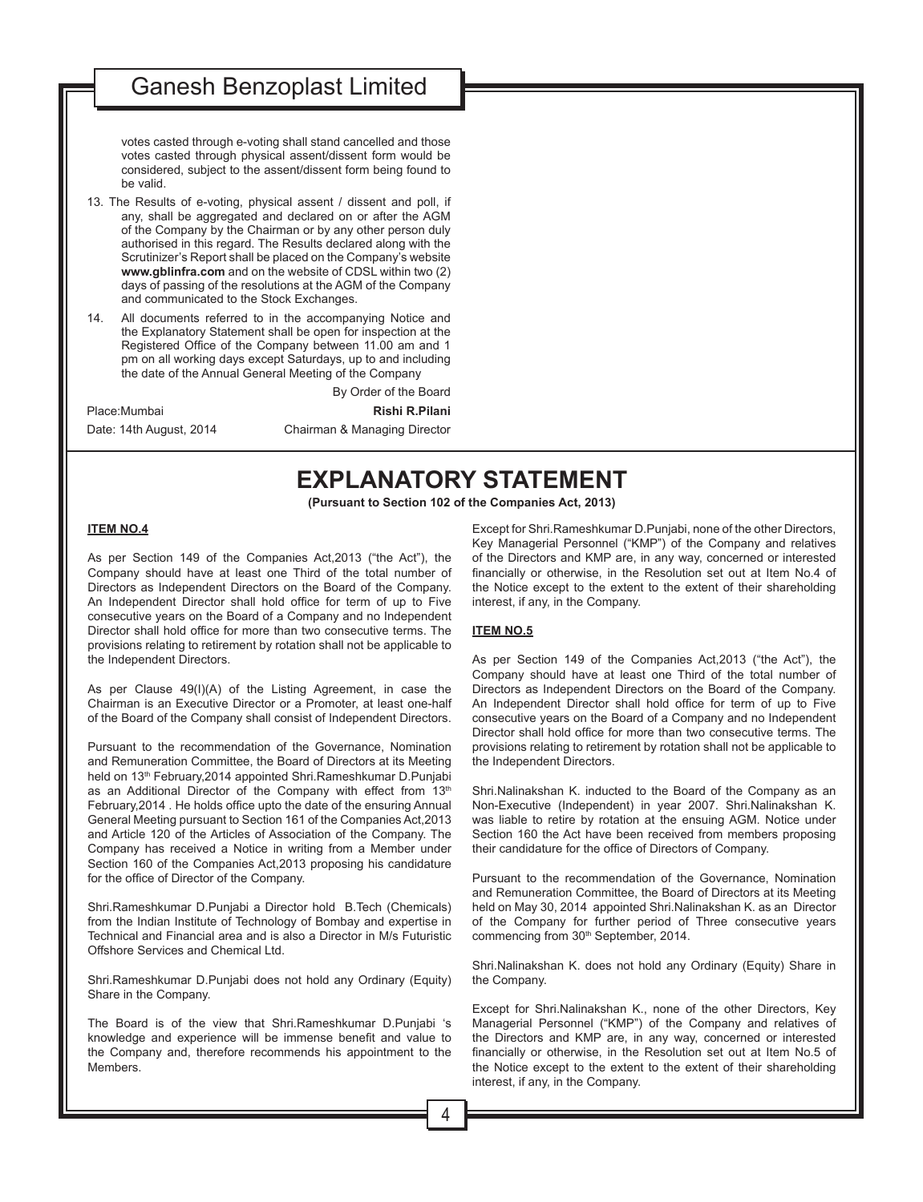votes casted through e-voting shall stand cancelled and those votes casted through physical assent/dissent form would be considered, subject to the assent/dissent form being found to be valid.

13. The Results of e-voting, physical assent / dissent and poll, if any, shall be aggregated and declared on or after the AGM of the Company by the Chairman or by any other person duly authorised in this regard. The Results declared along with the Scrutinizer's Report shall be placed on the Company's website **www.gblinfra.com** and on the website of CDSL within two (2) days of passing of the resolutions at the AGM of the Company and communicated to the Stock Exchanges.

14. All documents referred to in the accompanying Notice and the Explanatory Statement shall be open for inspection at the Registered Office of the Company between 11.00 am and 1 pm on all working days except Saturdays, up to and including the date of the Annual General Meeting of the Company

By Order of the Board

Place:Mumbai **Rishi R.Pilani**

Date: 14th August, 2014 Chairman & Managing Director

# EXPLANATORY STATEMENT

**(Pursuant to Section 102 of the Companies Act, 2013)**

**ITEM NO.4**

As per Section 149 of the Companies Act,2013 ("the Act"), the Company should have at least one Third of the total number of Directors as Independent Directors on the Board of the Company. An Independent Director shall hold office for term of up to Five consecutive years on the Board of a Company and no Independent Director shall hold office for more than two consecutive terms. The provisions relating to retirement by rotation shall not be applicable to the Independent Directors.

As per Clause 49(I)(A) of the Listing Agreement, in case the Chairman is an Executive Director or a Promoter, at least one-half of the Board of the Company shall consist of Independent Directors.

Pursuant to the recommendation of the Governance, Nomination and Remuneration Committee, the Board of Directors at its Meeting held on 13th February,2014 appointed Shri.Rameshkumar D.Punjabi as an Additional Director of the Company with effect from 13th February,2014 . He holds office upto the date of the ensuring Annual General Meeting pursuant to Section 161 of the Companies Act,2013 and Article 120 of the Articles of Association of the Company. The Company has received a Notice in writing from a Member under Section 160 of the Companies Act,2013 proposing his candidature for the office of Director of the Company.

Shri.Rameshkumar D.Punjabi a Director hold B.Tech (Chemicals) from the Indian Institute of Technology of Bombay and expertise in Technical and Financial area and is also a Director in M/s Futuristic Offshore Services and Chemical Ltd.

Shri.Rameshkumar D.Punjabi does not hold any Ordinary (Equity) Share in the Company.

The Board is of the view that Shri.Rameshkumar D.Punjabi 's knowledge and experience will be immense benefit and value to the Company and, therefore recommends his appointment to the Members.

Except for Shri.Rameshkumar D.Punjabi, none of the other Directors, Key Managerial Personnel ("KMP") of the Company and relatives of the Directors and KMP are, in any way, concerned or interested financially or otherwise, in the Resolution set out at Item No.4 of the Notice except to the extent to the extent of their shareholding interest, if any, in the Company.

**ITEM NO.5**

As per Section 149 of the Companies Act,2013 ("the Act"), the Company should have at least one Third of the total number of Directors as Independent Directors on the Board of the Company. An Independent Director shall hold office for term of up to Five consecutive years on the Board of a Company and no Independent Director shall hold office for more than two consecutive terms. The provisions relating to retirement by rotation shall not be applicable to the Independent Directors.

Shri.Nalinakshan K. inducted to the Board of the Company as an Non-Executive (Independent) in year 2007. Shri.Nalinakshan K. was liable to retire by rotation at the ensuing AGM. Notice under Section 160 the Act have been received from members proposing their candidature for the office of Directors of Company.

Pursuant to the recommendation of the Governance, Nomination and Remuneration Committee, the Board of Directors at its Meeting held on May 30, 2014 appointed Shri.Nalinakshan K. as an Director of the Company for further period of Three consecutive years commencing from 30th September, 2014.

Shri.Nalinakshan K. does not hold any Ordinary (Equity) Share in the Company.

Except for Shri.Nalinakshan K., none of the other Directors, Key Managerial Personnel ("KMP") of the Company and relatives of the Directors and KMP are, in any way, concerned or interested financially or otherwise, in the Resolution set out at Item No.5 of the Notice except to the extent to the extent of their shareholding interest, if any, in the Company.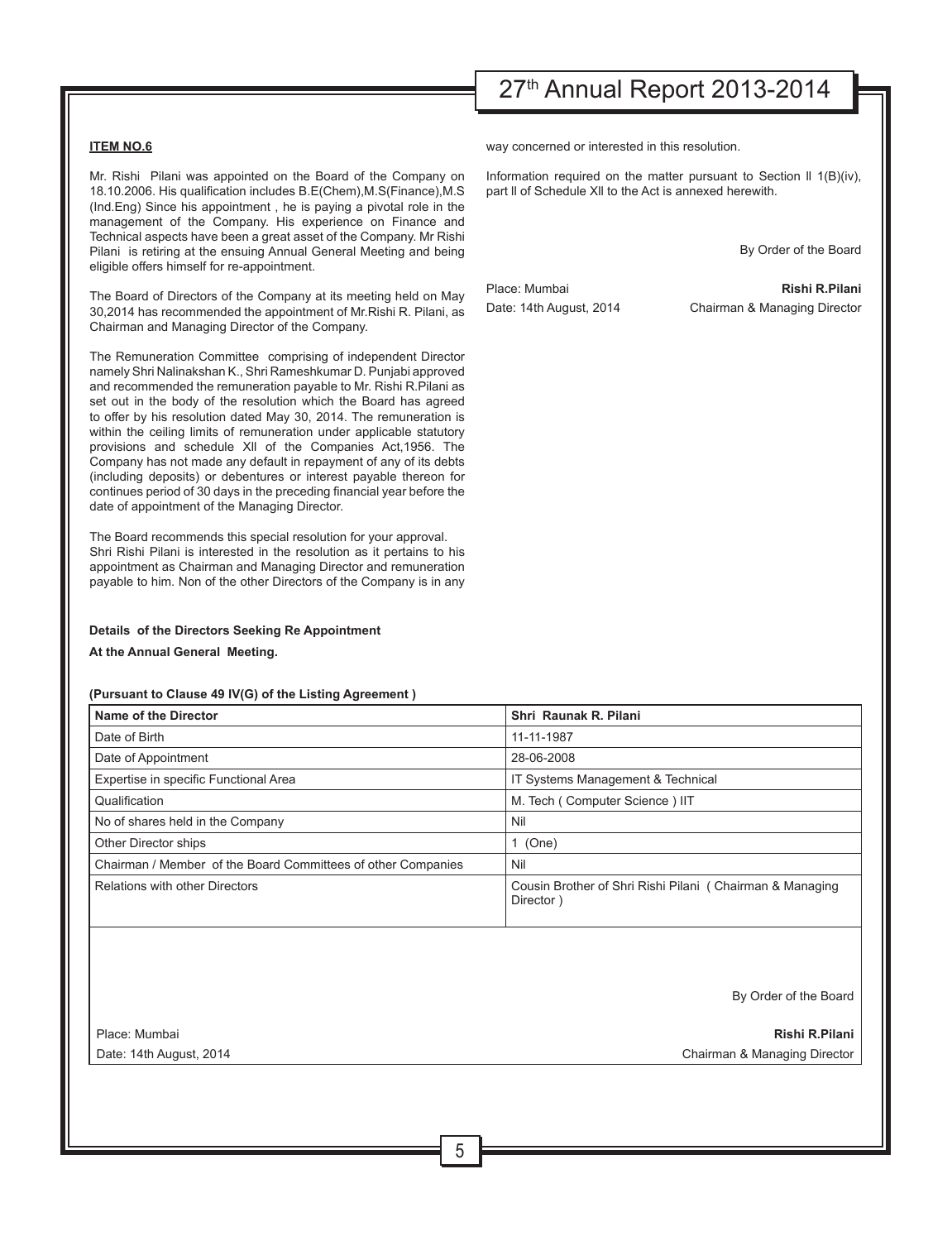**ITEM NO.6**

Mr. Rishi Pilani was appointed on the Board of the Company on 18.10.2006. His qualification includes B.E(Chem),M.S(Finance),M.S (Ind.Eng) Since his appointment , he is paying a pivotal role in the management of the Company. His experience on Finance and Technical aspects have been a great asset of the Company. Mr Rishi Pilani is retiring at the ensuing Annual General Meeting and being eligible offers himself for re-appointment.

The Board of Directors of the Company at its meeting held on May 30,2014 has recommended the appointment of Mr.Rishi R. Pilani, as Chairman and Managing Director of the Company.

The Remuneration Committee comprising of independent Director namely Shri Nalinakshan K., Shri Rameshkumar D. Punjabi approved and recommended the remuneration payable to Mr. Rishi R.Pilani as set out in the body of the resolution which the Board has agreed to offer by his resolution dated May 30, 2014. The remuneration is within the ceiling limits of remuneration under applicable statutory provisions and schedule XII of the Companies Act,1956. The Company has not made any default in repayment of any of its debts (including deposits) or debentures or interest payable thereon for continues period of 30 days in the preceding financial year before the date of appointment of the Managing Director.

The Board recommends this special resolution for your approval. Shri Rishi Pilani is interested in the resolution as it pertains to his appointment as Chairman and Managing Director and remuneration payable to him. Non of the other Directors of the Company is in any way concerned or interested in this resolution.

Information required on the matter pursuant to Section II 1(B)(iv), part II of Schedule XII to the Act is annexed herewith.

By Order of the Board

Place: Mumbai
Date: 14th August, 2014

**Rishi R.Pilani**
Chairman & Managing Director

**Details of the Directors Seeking Re Appointment**

**At the Annual General Meeting.**

**(Pursuant to Clause 49 IV(G) of the Listing Agreement )**

| Name of the Director | Shri Raunak R. Pilani |
|---|---|
| Date of Birth | 11-11-1987 |
| Date of Appointment | 28-06-2008 |
| Expertise in specific Functional Area | IT Systems Management & Technical |
| Qualification | M. Tech ( Computer Science ) IIT |
| No of shares held in the Company | Nil |
| Other Director ships | 1 (One) |
| Chairman / Member of the Board Committees of other Companies | Nil |
| Relations with other Directors | Cousin Brother of Shri Rishi Pilani ( Chairman & Managing Director ) |

By Order of the Board

Place: Mumbai
Date: 14th August, 2014

**Rishi R.Pilani**
Chairman & Managing Director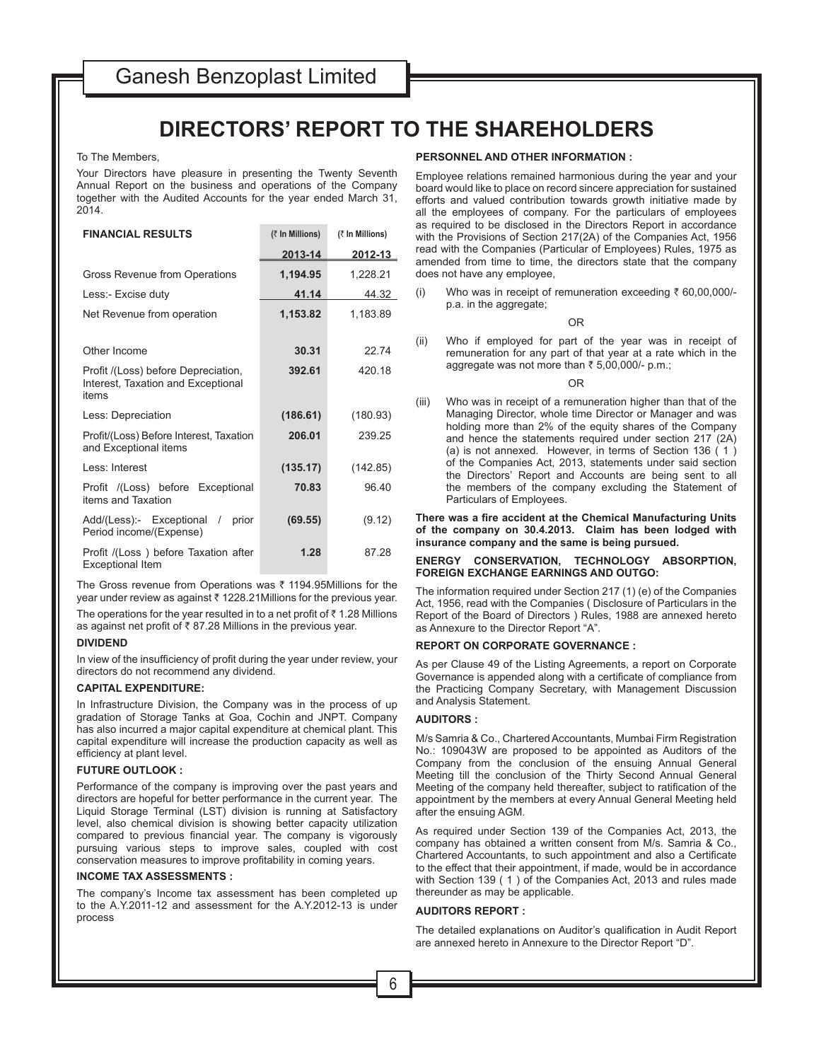# DIRECTORS' REPORT TO THE SHAREHOLDERS

To The Members,

Your Directors have pleasure in presenting the Twenty Seventh Annual Report on the business and operations of the Company together with the Audited Accounts for the year ended March 31, 2014.

| FINANCIAL RESULTS | (₹ In Millions) | (₹ In Millions) |
|---|---|---|
| | **2013-14** | **2012-13** |
| Gross Revenue from Operations | **1,194.95** | 1,228.21 |
| Less:- Excise duty | **41.14** | 44.32 |
| Net Revenue from operation | **1,153.82** | 1,183.89 |
| Other Income | **30.31** | 22.74 |
| Profit /(Loss) before Depreciation, Interest, Taxation and Exceptional items | **392.61** | 420.18 |
| Less: Depreciation | **(186.61)** | (180.93) |
| Profit/(Loss) Before Interest, Taxation and Exceptional items | **206.01** | 239.25 |
| Less: Interest | **(135.17)** | (142.85) |
| Profit /(Loss) before Exceptional items and Taxation | **70.83** | 96.40 |
| Add/(Less):- Exceptional / prior Period income/(Expense) | **(69.55)** | (9.12) |
| Profit /(Loss ) before Taxation after Exceptional Item | **1.28** | 87.28 |

The Gross revenue from Operations was ₹ 1194.95Millions for the year under review as against ₹ 1228.21Millions for the previous year.

The operations for the year resulted in to a net profit of ₹ 1.28 Millions as against net profit of ₹ 87.28 Millions in the previous year.

**DIVIDEND**

In view of the insufficiency of profit during the year under review, your directors do not recommend any dividend.

**CAPITAL EXPENDITURE:**

In Infrastructure Division, the Company was in the process of up gradation of Storage Tanks at Goa, Cochin and JNPT. Company has also incurred a major capital expenditure at chemical plant. This capital expenditure will increase the production capacity as well as efficiency at plant level.

**FUTURE OUTLOOK :**

Performance of the company is improving over the past years and directors are hopeful for better performance in the current year. The Liquid Storage Terminal (LST) division is running at Satisfactory level, also chemical division is showing better capacity utilization compared to previous financial year. The company is vigorously pursuing various steps to improve sales, coupled with cost conservation measures to improve profitability in coming years.

**INCOME TAX ASSESSMENTS :**

The company's Income tax assessment has been completed up to the A.Y.2011-12 and assessment for the A.Y.2012-13 is under process

**PERSONNEL AND OTHER INFORMATION :**

Employee relations remained harmonious during the year and your board would like to place on record sincere appreciation for sustained efforts and valued contribution towards growth initiative made by all the employees of company. For the particulars of employees as required to be disclosed in the Directors Report in accordance with the Provisions of Section 217(2A) of the Companies Act, 1956 read with the Companies (Particular of Employees) Rules, 1975 as amended from time to time, the directors state that the company does not have any employee,

(i) Who was in receipt of remuneration exceeding ₹ 60,00,000/- p.a. in the aggregate;

OR

(ii) Who if employed for part of the year was in receipt of remuneration for any part of that year at a rate which in the aggregate was not more than ₹ 5,00,000/- p.m.;

OR

(iii) Who was in receipt of a remuneration higher than that of the Managing Director, whole time Director or Manager and was holding more than 2% of the equity shares of the Company and hence the statements required under section 217 (2A) (a) is not annexed. However, in terms of Section 136 ( 1 ) of the Companies Act, 2013, statements under said section the Directors' Report and Accounts are being sent to all the members of the company excluding the Statement of Particulars of Employees.

**There was a fire accident at the Chemical Manufacturing Units of the company on 30.4.2013. Claim has been lodged with insurance company and the same is being pursued.**

**ENERGY CONSERVATION, TECHNOLOGY ABSORPTION, FOREIGN EXCHANGE EARNINGS AND OUTGO:**

The information required under Section 217 (1) (e) of the Companies Act, 1956, read with the Companies ( Disclosure of Particulars in the Report of the Board of Directors ) Rules, 1988 are annexed hereto as Annexure to the Director Report "A".

**REPORT ON CORPORATE GOVERNANCE :**

As per Clause 49 of the Listing Agreements, a report on Corporate Governance is appended along with a certificate of compliance from the Practicing Company Secretary, with Management Discussion and Analysis Statement.

**AUDITORS :**

M/s Samria & Co., Chartered Accountants, Mumbai Firm Registration No.: 109043W are proposed to be appointed as Auditors of the Company from the conclusion of the ensuing Annual General Meeting till the conclusion of the Thirty Second Annual General Meeting of the company held thereafter, subject to ratification of the appointment by the members at every Annual General Meeting held after the ensuing AGM.

As required under Section 139 of the Companies Act, 2013, the company has obtained a written consent from M/s. Samria & Co., Chartered Accountants, to such appointment and also a Certificate to the effect that their appointment, if made, would be in accordance with Section 139 ( 1 ) of the Companies Act, 2013 and rules made thereunder as may be applicable.

**AUDITORS REPORT :**

The detailed explanations on Auditor's qualification in Audit Report are annexed hereto in Annexure to the Director Report "D".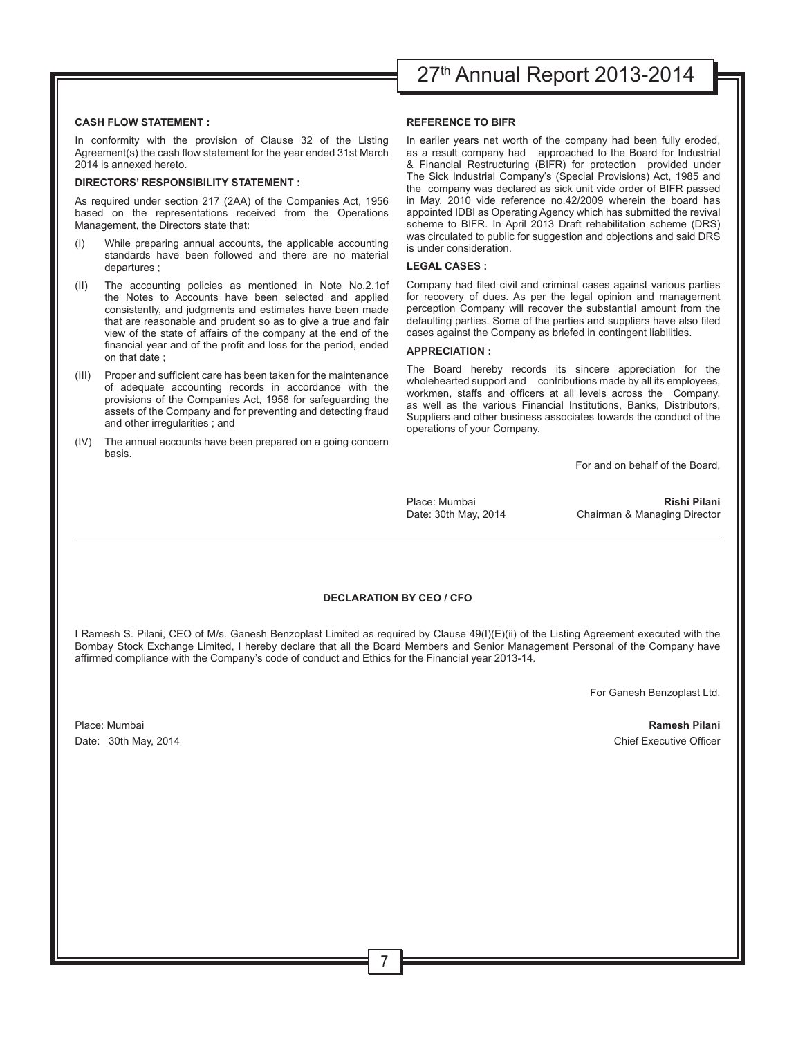**CASH FLOW STATEMENT :**

In conformity with the provision of Clause 32 of the Listing Agreement(s) the cash flow statement for the year ended 31st March 2014 is annexed hereto.

**DIRECTORS' RESPONSIBILITY STATEMENT :**

As required under section 217 (2AA) of the Companies Act, 1956 based on the representations received from the Operations Management, the Directors state that:

(I) While preparing annual accounts, the applicable accounting standards have been followed and there are no material departures ;

(II) The accounting policies as mentioned in Note No.2.1of the Notes to Accounts have been selected and applied consistently, and judgments and estimates have been made that are reasonable and prudent so as to give a true and fair view of the state of affairs of the company at the end of the financial year and of the profit and loss for the period, ended on that date ;

(III) Proper and sufficient care has been taken for the maintenance of adequate accounting records in accordance with the provisions of the Companies Act, 1956 for safeguarding the assets of the Company and for preventing and detecting fraud and other irregularities ; and

(IV) The annual accounts have been prepared on a going concern basis.

**REFERENCE TO BIFR**

In earlier years net worth of the company had been fully eroded, as a result company had approached to the Board for Industrial & Financial Restructuring (BIFR) for protection provided under The Sick Industrial Company's (Special Provisions) Act, 1985 and the company was declared as sick unit vide order of BIFR passed in May, 2010 vide reference no.42/2009 wherein the board has appointed IDBI as Operating Agency which has submitted the revival scheme to BIFR. In April 2013 Draft rehabilitation scheme (DRS) was circulated to public for suggestion and objections and said DRS is under consideration.

**LEGAL CASES :**

Company had filed civil and criminal cases against various parties for recovery of dues. As per the legal opinion and management perception Company will recover the substantial amount from the defaulting parties. Some of the parties and suppliers have also filed cases against the Company as briefed in contingent liabilities.

**APPRECIATION :**

The Board hereby records its sincere appreciation for the wholehearted support and contributions made by all its employees, workmen, staffs and officers at all levels across the Company, as well as the various Financial Institutions, Banks, Distributors, Suppliers and other business associates towards the conduct of the operations of your Company.

For and on behalf of the Board,

Place: Mumbai
Date: 30th May, 2014

**Rishi Pilani**
Chairman & Managing Director

---

**DECLARATION BY CEO / CFO**

I Ramesh S. Pilani, CEO of M/s. Ganesh Benzoplast Limited as required by Clause 49(I)(E)(ii) of the Listing Agreement executed with the Bombay Stock Exchange Limited, I hereby declare that all the Board Members and Senior Management Personal of the Company have affirmed compliance with the Company's code of conduct and Ethics for the Financial year 2013-14.

For Ganesh Benzoplast Ltd.

Place: Mumbai
Date: 30th May, 2014

**Ramesh Pilani**
Chief Executive Officer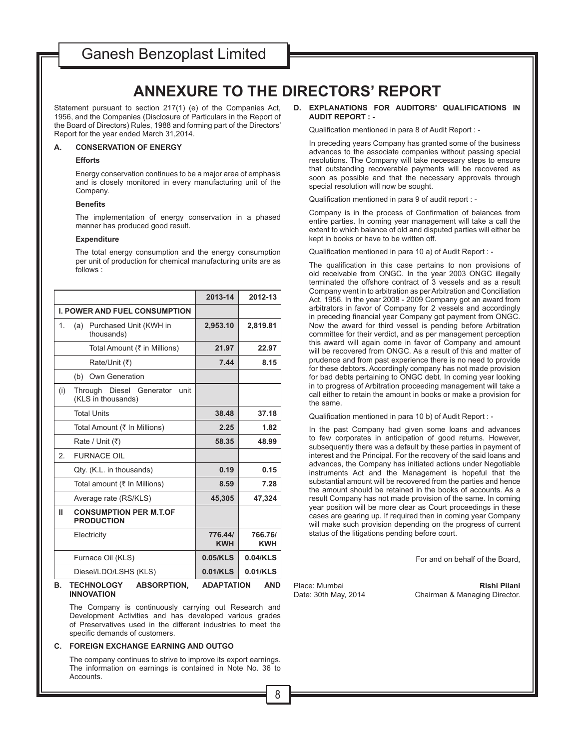# ANNEXURE TO THE DIRECTORS' REPORT

Statement pursuant to section 217(1) (e) of the Companies Act, 1956, and the Companies (Disclosure of Particulars in the Report of the Board of Directors) Rules, 1988 and forming part of the Directors' Report for the year ended March 31,2014.

## A. CONSERVATION OF ENERGY

**Efforts**

Energy conservation continues to be a major area of emphasis and is closely monitored in every manufacturing unit of the Company.

**Benefits**

The implementation of energy conservation in a phased manner has produced good result.

**Expenditure**

The total energy consumption and the energy consumption per unit of production for chemical manufacturing units are as follows :

| | | 2013-14 | 2012-13 |
|---|---|---|---|
| **I. POWER AND FUEL CONSUMPTION** | | | |
| 1. | (a) Purchased Unit (KWH in thousands) | **2,953.10** | **2,819.81** |
| | Total Amount (₹ in Millions) | **21.97** | **22.97** |
| | Rate/Unit (₹) | **7.44** | **8.15** |
| | (b) Own Generation | | |
| (i) | Through Diesel Generator unit (KLS in thousands) | | |
| | Total Units | **38.48** | **37.18** |
| | Total Amount (₹ In Millions) | **2.25** | **1.82** |
| | Rate / Unit (₹) | **58.35** | **48.99** |
| 2. | FURNACE OIL | | |
| | Qty. (K.L. in thousands) | **0.19** | **0.15** |
| | Total amount (₹ In Millions) | **8.59** | **7.28** |
| | Average rate (RS/KLS) | **45,305** | **47,324** |
| **II** | **CONSUMPTION PER M.T.OF PRODUCTION** | | |
| | Electricity | **776.44/ KWH** | **766.76/ KWH** |
| | Furnace Oil (KLS) | **0.05/KLS** | **0.04/KLS** |
| | Diesel/LDO/LSHS (KLS) | **0.01/KLS** | **0.01/KLS** |

## B. TECHNOLOGY ABSORPTION, ADAPTATION AND INNOVATION

The Company is continuously carrying out Research and Development Activities and has developed various grades of Preservatives used in the different industries to meet the specific demands of customers.

## C. FOREIGN EXCHANGE EARNING AND OUTGO

The company continues to strive to improve its export earnings. The information on earnings is contained in Note No. 36 to Accounts.

## D. EXPLANATIONS FOR AUDITORS' QUALIFICATIONS IN AUDIT REPORT : -

Qualification mentioned in para 8 of Audit Report : -

In preceding years Company has granted some of the business advances to the associate companies without passing special resolutions. The Company will take necessary steps to ensure that outstanding recoverable payments will be recovered as soon as possible and that the necessary approvals through special resolution will now be sought.

Qualification mentioned in para 9 of audit report : -

Company is in the process of Confirmation of balances from entire parties. In coming year management will take a call the extent to which balance of old and disputed parties will either be kept in books or have to be written off.

Qualification mentioned in para 10 a) of Audit Report : -

The qualification in this case pertains to non provisions of old receivable from ONGC. In the year 2003 ONGC illegally terminated the offshore contract of 3 vessels and as a result Company went in to arbitration as per Arbitration and Conciliation Act, 1956. In the year 2008 - 2009 Company got an award from arbitrators in favor of Company for 2 vessels and accordingly in preceding financial year Company got payment from ONGC. Now the award for third vessel is pending before Arbitration committee for their verdict, and as per management perception this award will again come in favor of Company and amount will be recovered from ONGC. As a result of this and matter of prudence and from past experience there is no need to provide for these debtors. Accordingly company has not made provision for bad debts pertaining to ONGC debt. In coming year looking in to progress of Arbitration proceeding management will take a call either to retain the amount in books or make a provision for the same.

Qualification mentioned in para 10 b) of Audit Report : -

In the past Company had given some loans and advances to few corporates in anticipation of good returns. However, subsequently there was a default by these parties in payment of interest and the Principal. For the recovery of the said loans and advances, the Company has initiated actions under Negotiable instruments Act and the Management is hopeful that the substantial amount will be recovered from the parties and hence the amount should be retained in the books of accounts. As a result Company has not made provision of the same. In coming year position will be more clear as Court proceedings in these cases are gearing up. If required then in coming year Company will make such provision depending on the progress of current status of the litigations pending before court.

For and on behalf of the Board,

Place: Mumbai
Date: 30th May, 2014

**Rishi Pilani**
Chairman & Managing Director.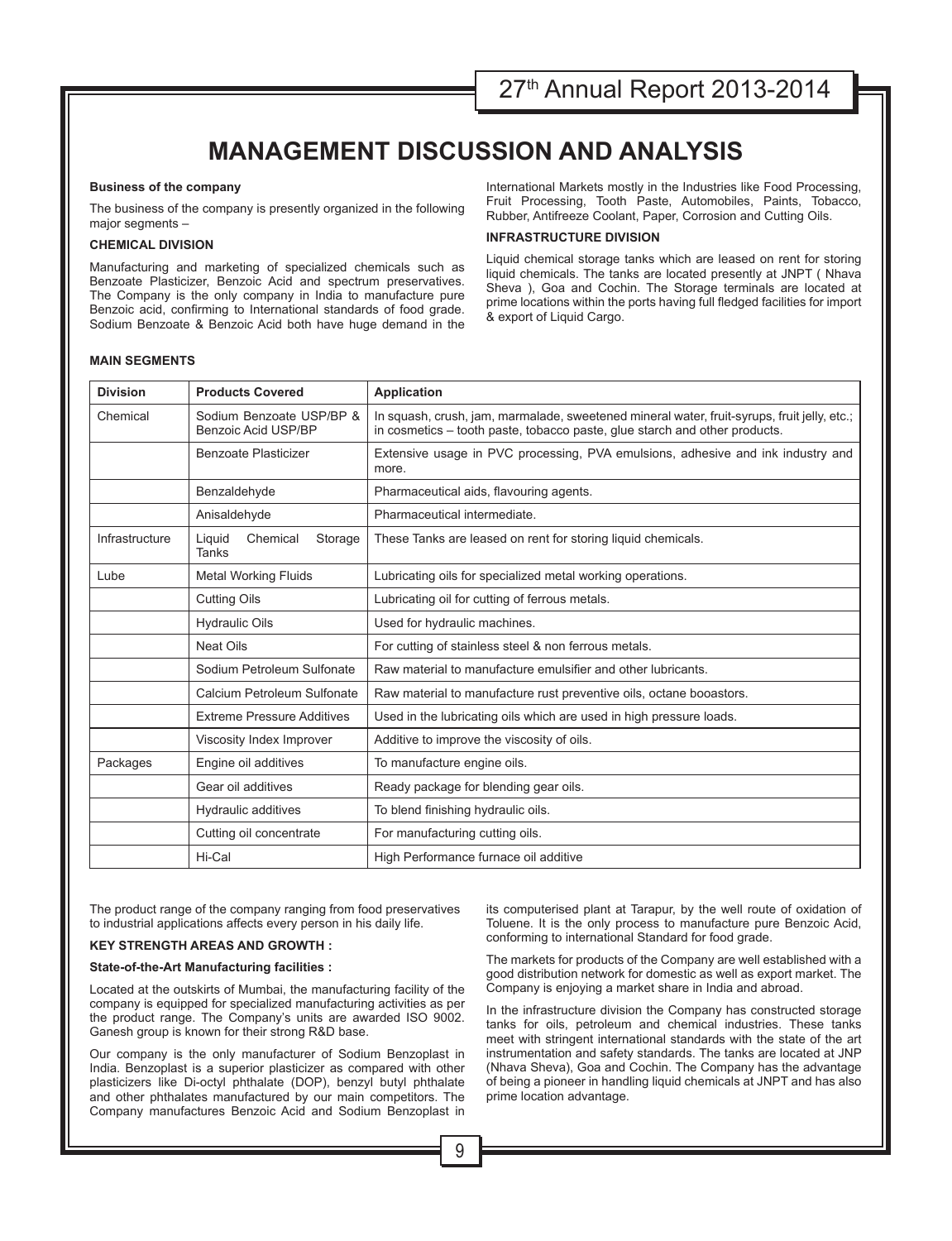# MANAGEMENT DISCUSSION AND ANALYSIS

**Business of the company**

The business of the company is presently organized in the following major segments –

**CHEMICAL DIVISION**

Manufacturing and marketing of specialized chemicals such as Benzoate Plasticizer, Benzoic Acid and spectrum preservatives. The Company is the only company in India to manufacture pure Benzoic acid, confirming to International standards of food grade. Sodium Benzoate & Benzoic Acid both have huge demand in the International Markets mostly in the Industries like Food Processing, Fruit Processing, Tooth Paste, Automobiles, Paints, Tobacco, Rubber, Antifreeze Coolant, Paper, Corrosion and Cutting Oils.

**INFRASTRUCTURE DIVISION**

Liquid chemical storage tanks which are leased on rent for storing liquid chemicals. The tanks are located presently at JNPT ( Nhava Sheva ), Goa and Cochin. The Storage terminals are located at prime locations within the ports having full fledged facilities for import & export of Liquid Cargo.

**MAIN SEGMENTS**

| Division | Products Covered | Application |
|---|---|---|
| Chemical | Sodium Benzoate USP/BP & Benzoic Acid USP/BP | In squash, crush, jam, marmalade, sweetened mineral water, fruit-syrups, fruit jelly, etc.; in cosmetics – tooth paste, tobacco paste, glue starch and other products. |
| | Benzoate Plasticizer | Extensive usage in PVC processing, PVA emulsions, adhesive and ink industry and more. |
| | Benzaldehyde | Pharmaceutical aids, flavouring agents. |
| | Anisaldehyde | Pharmaceutical intermediate. |
| Infrastructure | Liquid Chemical Storage Tanks | These Tanks are leased on rent for storing liquid chemicals. |
| Lube | Metal Working Fluids | Lubricating oils for specialized metal working operations. |
| | Cutting Oils | Lubricating oil for cutting of ferrous metals. |
| | Hydraulic Oils | Used for hydraulic machines. |
| | Neat Oils | For cutting of stainless steel & non ferrous metals. |
| | Sodium Petroleum Sulfonate | Raw material to manufacture emulsifier and other lubricants. |
| | Calcium Petroleum Sulfonate | Raw material to manufacture rust preventive oils, octane booastors. |
| | Extreme Pressure Additives | Used in the lubricating oils which are used in high pressure loads. |
| | Viscosity Index Improver | Additive to improve the viscosity of oils. |
| Packages | Engine oil additives | To manufacture engine oils. |
| | Gear oil additives | Ready package for blending gear oils. |
| | Hydraulic additives | To blend finishing hydraulic oils. |
| | Cutting oil concentrate | For manufacturing cutting oils. |
| | Hi-Cal | High Performance furnace oil additive |

The product range of the company ranging from food preservatives to industrial applications affects every person in his daily life.

**KEY STRENGTH AREAS AND GROWTH :**

**State-of-the-Art Manufacturing facilities :**

Located at the outskirts of Mumbai, the manufacturing facility of the company is equipped for specialized manufacturing activities as per the product range. The Company's units are awarded ISO 9002. Ganesh group is known for their strong R&D base.

Our company is the only manufacturer of Sodium Benzoplast in India. Benzoplast is a superior plasticizer as compared with other plasticizers like Di-octyl phthalate (DOP), benzyl butyl phthalate and other phthalates manufactured by our main competitors. The Company manufactures Benzoic Acid and Sodium Benzoplast in its computerised plant at Tarapur, by the well route of oxidation of Toluene. It is the only process to manufacture pure Benzoic Acid, conforming to international Standard for food grade.

The markets for products of the Company are well established with a good distribution network for domestic as well as export market. The Company is enjoying a market share in India and abroad.

In the infrastructure division the Company has constructed storage tanks for oils, petroleum and chemical industries. These tanks meet with stringent international standards with the state of the art instrumentation and safety standards. The tanks are located at JNP (Nhava Sheva), Goa and Cochin. The Company has the advantage of being a pioneer in handling liquid chemicals at JNPT and has also prime location advantage.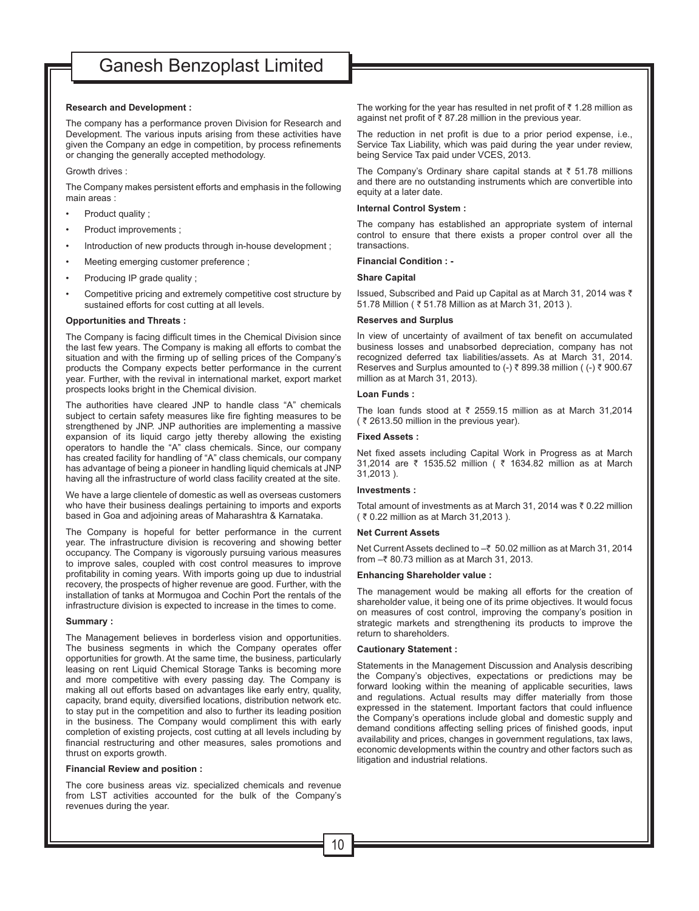**Research and Development :**

The company has a performance proven Division for Research and Development. The various inputs arising from these activities have given the Company an edge in competition, by process refinements or changing the generally accepted methodology.

Growth drives :

The Company makes persistent efforts and emphasis in the following main areas :

- Product quality ;
- Product improvements ;
- Introduction of new products through in-house development ;
- Meeting emerging customer preference ;
- Producing IP grade quality ;
- Competitive pricing and extremely competitive cost structure by sustained efforts for cost cutting at all levels.

**Opportunities and Threats :**

The Company is facing difficult times in the Chemical Division since the last few years. The Company is making all efforts to combat the situation and with the firming up of selling prices of the Company's products the Company expects better performance in the current year. Further, with the revival in international market, export market prospects looks bright in the Chemical division.

The authorities have cleared JNP to handle class "A" chemicals subject to certain safety measures like fire fighting measures to be strengthened by JNP. JNP authorities are implementing a massive expansion of its liquid cargo jetty thereby allowing the existing operators to handle the "A" class chemicals. Since, our company has created facility for handling of "A" class chemicals, our company has advantage of being a pioneer in handling liquid chemicals at JNP having all the infrastructure of world class facility created at the site.

We have a large clientele of domestic as well as overseas customers who have their business dealings pertaining to imports and exports based in Goa and adjoining areas of Maharashtra & Karnataka.

The Company is hopeful for better performance in the current year. The infrastructure division is recovering and showing better occupancy. The Company is vigorously pursuing various measures to improve sales, coupled with cost control measures to improve profitability in coming years. With imports going up due to industrial recovery, the prospects of higher revenue are good. Further, with the installation of tanks at Mormugoa and Cochin Port the rentals of the infrastructure division is expected to increase in the times to come.

**Summary :**

The Management believes in borderless vision and opportunities. The business segments in which the Company operates offer opportunities for growth. At the same time, the business, particularly leasing on rent Liquid Chemical Storage Tanks is becoming more and more competitive with every passing day. The Company is making all out efforts based on advantages like early entry, quality, capacity, brand equity, diversified locations, distribution network etc. to stay put in the competition and also to further its leading position in the business. The Company would compliment this with early completion of existing projects, cost cutting at all levels including by financial restructuring and other measures, sales promotions and thrust on exports growth.

**Financial Review and position :**

The core business areas viz. specialized chemicals and revenue from LST activities accounted for the bulk of the Company's revenues during the year.

The working for the year has resulted in net profit of ₹ 1.28 million as against net profit of ₹ 87.28 million in the previous year.

The reduction in net profit is due to a prior period expense, i.e., Service Tax Liability, which was paid during the year under review, being Service Tax paid under VCES, 2013.

The Company's Ordinary share capital stands at ₹ 51.78 millions and there are no outstanding instruments which are convertible into equity at a later date.

**Internal Control System :**

The company has established an appropriate system of internal control to ensure that there exists a proper control over all the transactions.

**Financial Condition : -**

**Share Capital**

Issued, Subscribed and Paid up Capital as at March 31, 2014 was ₹ 51.78 Million ( ₹ 51.78 Million as at March 31, 2013 ).

**Reserves and Surplus**

In view of uncertainty of availment of tax benefit on accumulated business losses and unabsorbed depreciation, company has not recognized deferred tax liabilities/assets. As at March 31, 2014. Reserves and Surplus amounted to (-) ₹ 899.38 million ( (-) ₹ 900.67 million as at March 31, 2013).

**Loan Funds :**

The loan funds stood at ₹ 2559.15 million as at March 31,2014 ( ₹ 2613.50 million in the previous year).

**Fixed Assets :**

Net fixed assets including Capital Work in Progress as at March 31,2014 are ₹ 1535.52 million ( ₹ 1634.82 million as at March 31,2013 ).

**Investments :**

Total amount of investments as at March 31, 2014 was ₹ 0.22 million ( ₹ 0.22 million as at March 31,2013 ).

**Net Current Assets**

Net Current Assets declined to –₹ 50.02 million as at March 31, 2014 from –₹ 80.73 million as at March 31, 2013.

**Enhancing Shareholder value :**

The management would be making all efforts for the creation of shareholder value, it being one of its prime objectives. It would focus on measures of cost control, improving the company's position in strategic markets and strengthening its products to improve the return to shareholders.

**Cautionary Statement :**

Statements in the Management Discussion and Analysis describing the Company's objectives, expectations or predictions may be forward looking within the meaning of applicable securities, laws and regulations. Actual results may differ materially from those expressed in the statement. Important factors that could influence the Company's operations include global and domestic supply and demand conditions affecting selling prices of finished goods, input availability and prices, changes in government regulations, tax laws, economic developments within the country and other factors such as litigation and industrial relations.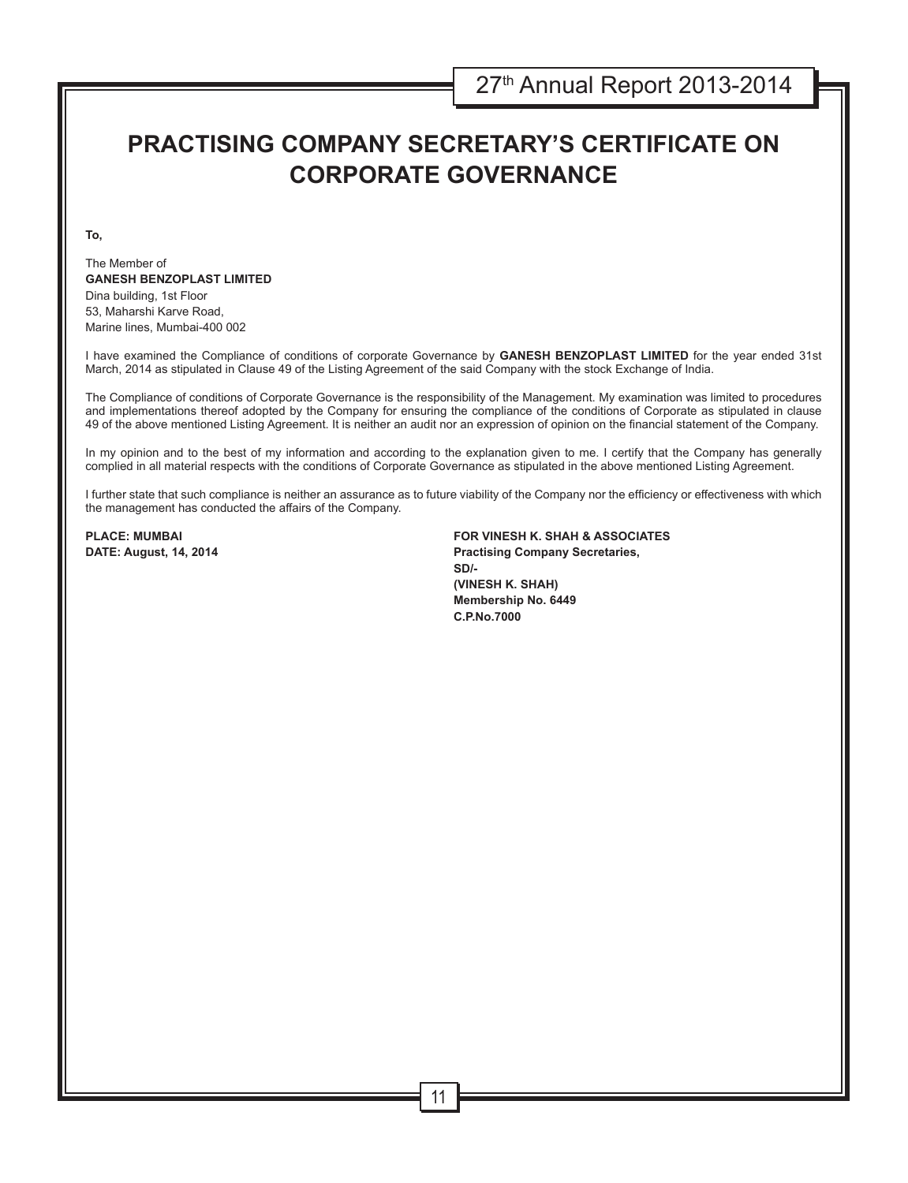# PRACTISING COMPANY SECRETARY'S CERTIFICATE ON CORPORATE GOVERNANCE

**To,**

The Member of
**GANESH BENZOPLAST LIMITED**
Dina building, 1st Floor
53, Maharshi Karve Road,
Marine lines, Mumbai-400 002

I have examined the Compliance of conditions of corporate Governance by **GANESH BENZOPLAST LIMITED** for the year ended 31st March, 2014 as stipulated in Clause 49 of the Listing Agreement of the said Company with the stock Exchange of India.

The Compliance of conditions of Corporate Governance is the responsibility of the Management. My examination was limited to procedures and implementations thereof adopted by the Company for ensuring the compliance of the conditions of Corporate as stipulated in clause 49 of the above mentioned Listing Agreement. It is neither an audit nor an expression of opinion on the financial statement of the Company.

In my opinion and to the best of my information and according to the explanation given to me. I certify that the Company has generally complied in all material respects with the conditions of Corporate Governance as stipulated in the above mentioned Listing Agreement.

I further state that such compliance is neither an assurance as to future viability of the Company nor the efficiency or effectiveness with which the management has conducted the affairs of the Company.

**PLACE: MUMBAI**
**DATE: August, 14, 2014**

**FOR VINESH K. SHAH & ASSOCIATES**
**Practising Company Secretaries,**
**SD/-**
**(VINESH K. SHAH)**
**Membership No. 6449**
**C.P.No.7000**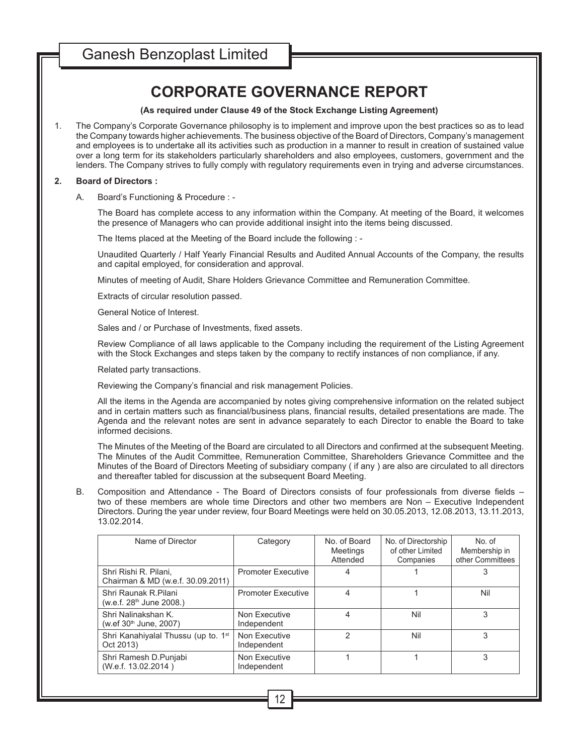# CORPORATE GOVERNANCE REPORT

**(As required under Clause 49 of the Stock Exchange Listing Agreement)**

1. The Company's Corporate Governance philosophy is to implement and improve upon the best practices so as to lead the Company towards higher achievements. The business objective of the Board of Directors, Company's management and employees is to undertake all its activities such as production in a manner to result in creation of sustained value over a long term for its stakeholders particularly shareholders and also employees, customers, government and the lenders. The Company strives to fully comply with regulatory requirements even in trying and adverse circumstances.

**2. Board of Directors :**

A. Board's Functioning & Procedure : -

The Board has complete access to any information within the Company. At meeting of the Board, it welcomes the presence of Managers who can provide additional insight into the items being discussed.

The Items placed at the Meeting of the Board include the following : -

Unaudited Quarterly / Half Yearly Financial Results and Audited Annual Accounts of the Company, the results and capital employed, for consideration and approval.

Minutes of meeting of Audit, Share Holders Grievance Committee and Remuneration Committee.

Extracts of circular resolution passed.

General Notice of Interest.

Sales and / or Purchase of Investments, fixed assets.

Review Compliance of all laws applicable to the Company including the requirement of the Listing Agreement with the Stock Exchanges and steps taken by the company to rectify instances of non compliance, if any.

Related party transactions.

Reviewing the Company's financial and risk management Policies.

All the items in the Agenda are accompanied by notes giving comprehensive information on the related subject and in certain matters such as financial/business plans, financial results, detailed presentations are made. The Agenda and the relevant notes are sent in advance separately to each Director to enable the Board to take informed decisions.

The Minutes of the Meeting of the Board are circulated to all Directors and confirmed at the subsequent Meeting. The Minutes of the Audit Committee, Remuneration Committee, Shareholders Grievance Committee and the Minutes of the Board of Directors Meeting of subsidiary company ( if any ) are also are circulated to all directors and thereafter tabled for discussion at the subsequent Board Meeting.

B. Composition and Attendance - The Board of Directors consists of four professionals from diverse fields – two of these members are whole time Directors and other two members are Non – Executive Independent Directors. During the year under review, four Board Meetings were held on 30.05.2013, 12.08.2013, 13.11.2013, 13.02.2014.

| Name of Director | Category | No. of Board Meetings Attended | No. of Directorship of other Limited Companies | No. of Membership in other Committees |
|---|---|---|---|---|
| Shri Rishi R. Pilani, Chairman & MD (w.e.f. 30.09.2011) | Promoter Executive | 4 | 1 | 3 |
| Shri Raunak R.Pilani (w.e.f. 28th June 2008.) | Promoter Executive | 4 | 1 | Nil |
| Shri Nalinakshan K. (w.ef 30th June, 2007) | Non Executive Independent | 4 | Nil | 3 |
| Shri Kanahiyalal Thussu (up to. 1st Oct 2013) | Non Executive Independent | 2 | Nil | 3 |
| Shri Ramesh D.Punjabi (W.e.f. 13.02.2014 ) | Non Executive Independent | 1 | 1 | 3 |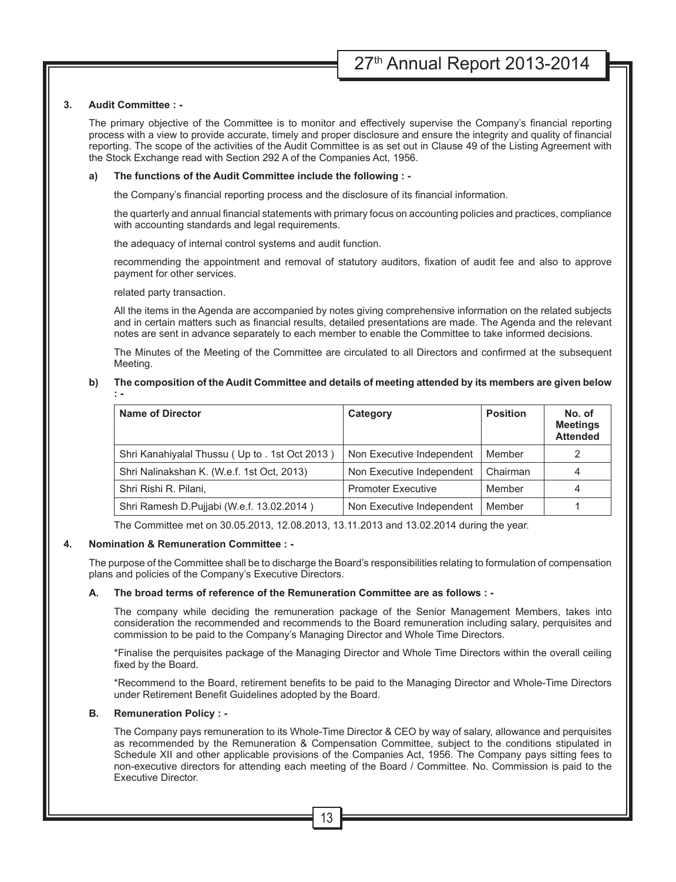### 3. Audit Committee : -

The primary objective of the Committee is to monitor and effectively supervise the Company's financial reporting process with a view to provide accurate, timely and proper disclosure and ensure the integrity and quality of financial reporting. The scope of the activities of the Audit Committee is as set out in Clause 49 of the Listing Agreement with the Stock Exchange read with Section 292 A of the Companies Act, 1956.

**a) The functions of the Audit Committee include the following : -**

the Company's financial reporting process and the disclosure of its financial information.

the quarterly and annual financial statements with primary focus on accounting policies and practices, compliance with accounting standards and legal requirements.

the adequacy of internal control systems and audit function.

recommending the appointment and removal of statutory auditors, fixation of audit fee and also to approve payment for other services.

related party transaction.

All the items in the Agenda are accompanied by notes giving comprehensive information on the related subjects and in certain matters such as financial results, detailed presentations are made. The Agenda and the relevant notes are sent in advance separately to each member to enable the Committee to take informed decisions.

The Minutes of the Meeting of the Committee are circulated to all Directors and confirmed at the subsequent Meeting.

**b) The composition of the Audit Committee and details of meeting attended by its members are given below : -**

| Name of Director | Category | Position | No. of Meetings Attended |
|---|---|---|---|
| Shri Kanahiyalal Thussu ( Up to . 1st Oct 2013 ) | Non Executive Independent | Member | 2 |
| Shri Nalinakshan K. (W.e.f. 1st Oct, 2013) | Non Executive Independent | Chairman | 4 |
| Shri Rishi R. Pilani, | Promoter Executive | Member | 4 |
| Shri Ramesh D.Pujjabi (W.e.f. 13.02.2014 ) | Non Executive Independent | Member | 1 |

The Committee met on 30.05.2013, 12.08.2013, 13.11.2013 and 13.02.2014 during the year.

### 4. Nomination & Remuneration Committee : -

The purpose of the Committee shall be to discharge the Board's responsibilities relating to formulation of compensation plans and policies of the Company's Executive Directors.

**A. The broad terms of reference of the Remuneration Committee are as follows : -**

The company while deciding the remuneration package of the Senior Management Members, takes into consideration the recommended and recommends to the Board remuneration including salary, perquisites and commission to be paid to the Company's Managing Director and Whole Time Directors.

*Finalise the perquisites package of the Managing Director and Whole Time Directors within the overall ceiling fixed by the Board.

*Recommend to the Board, retirement benefits to be paid to the Managing Director and Whole-Time Directors under Retirement Benefit Guidelines adopted by the Board.

**B. Remuneration Policy : -**

The Company pays remuneration to its Whole-Time Director & CEO by way of salary, allowance and perquisites as recommended by the Remuneration & Compensation Committee, subject to the conditions stipulated in Schedule XII and other applicable provisions of the Companies Act, 1956. The Company pays sitting fees to non-executive directors for attending each meeting of the Board / Committee. No. Commission is paid to the Executive Director.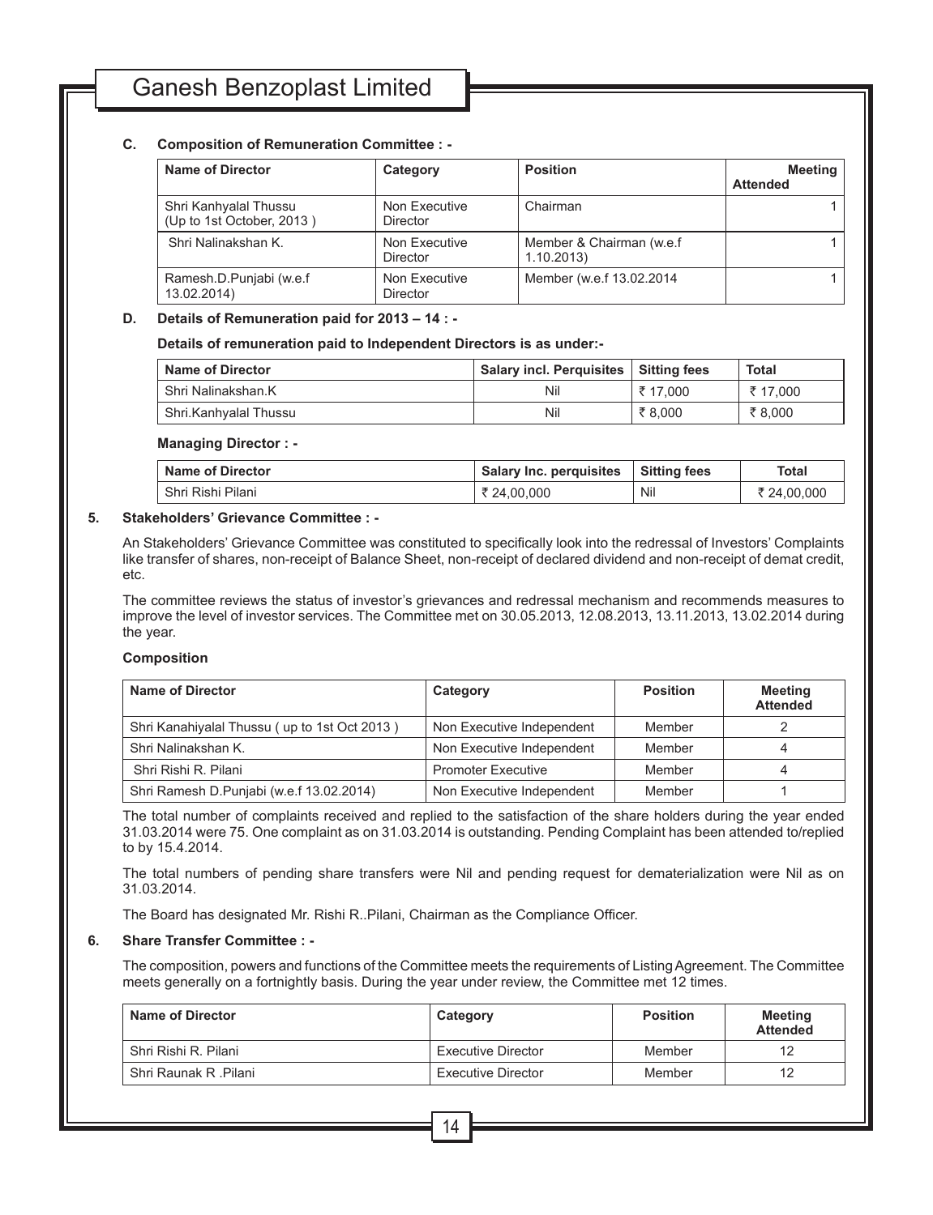**C. Composition of Remuneration Committee : -**

| Name of Director | Category | Position | Meeting Attended |
|---|---|---|---|
| Shri Kanhyalal Thussu (Up to 1st October, 2013 ) | Non Executive Director | Chairman | 1 |
| Shri Nalinakshan K. | Non Executive Director | Member & Chairman (w.e.f 1.10.2013) | 1 |
| Ramesh.D.Punjabi (w.e.f 13.02.2014) | Non Executive Director | Member (w.e.f 13.02.2014 | 1 |

**D. Details of Remuneration paid for 2013 – 14 : -**

**Details of remuneration paid to Independent Directors is as under:-**

| Name of Director | Salary incl. Perquisites | Sitting fees | Total |
|---|---|---|---|
| Shri Nalinakshan.K | Nil | ₹ 17,000 | ₹ 17,000 |
| Shri.Kanhyalal Thussu | Nil | ₹ 8,000 | ₹ 8,000 |

**Managing Director : -**

| Name of Director | Salary Inc. perquisites | Sitting fees | Total |
|---|---|---|---|
| Shri Rishi Pilani | ₹ 24,00,000 | Nil | ₹ 24,00,000 |

**5. Stakeholders' Grievance Committee : -**

An Stakeholders' Grievance Committee was constituted to specifically look into the redressal of Investors' Complaints like transfer of shares, non-receipt of Balance Sheet, non-receipt of declared dividend and non-receipt of demat credit, etc.

The committee reviews the status of investor's grievances and redressal mechanism and recommends measures to improve the level of investor services. The Committee met on 30.05.2013, 12.08.2013, 13.11.2013, 13.02.2014 during the year.

**Composition**

| Name of Director | Category | Position | Meeting Attended |
|---|---|---|---|
| Shri Kanahiyalal Thussu ( up to 1st Oct 2013 ) | Non Executive Independent | Member | 2 |
| Shri Nalinakshan K. | Non Executive Independent | Member | 4 |
| Shri Rishi R. Pilani | Promoter Executive | Member | 4 |
| Shri Ramesh D.Punjabi (w.e.f 13.02.2014) | Non Executive Independent | Member | 1 |

The total number of complaints received and replied to the satisfaction of the share holders during the year ended 31.03.2014 were 75. One complaint as on 31.03.2014 is outstanding. Pending Complaint has been attended to/replied to by 15.4.2014.

The total numbers of pending share transfers were Nil and pending request for dematerialization were Nil as on 31.03.2014.

The Board has designated Mr. Rishi R..Pilani, Chairman as the Compliance Officer.

**6. Share Transfer Committee : -**

The composition, powers and functions of the Committee meets the requirements of Listing Agreement. The Committee meets generally on a fortnightly basis. During the year under review, the Committee met 12 times.

| Name of Director | Category | Position | Meeting Attended |
|---|---|---|---|
| Shri Rishi R. Pilani | Executive Director | Member | 12 |
| Shri Raunak R .Pilani | Executive Director | Member | 12 |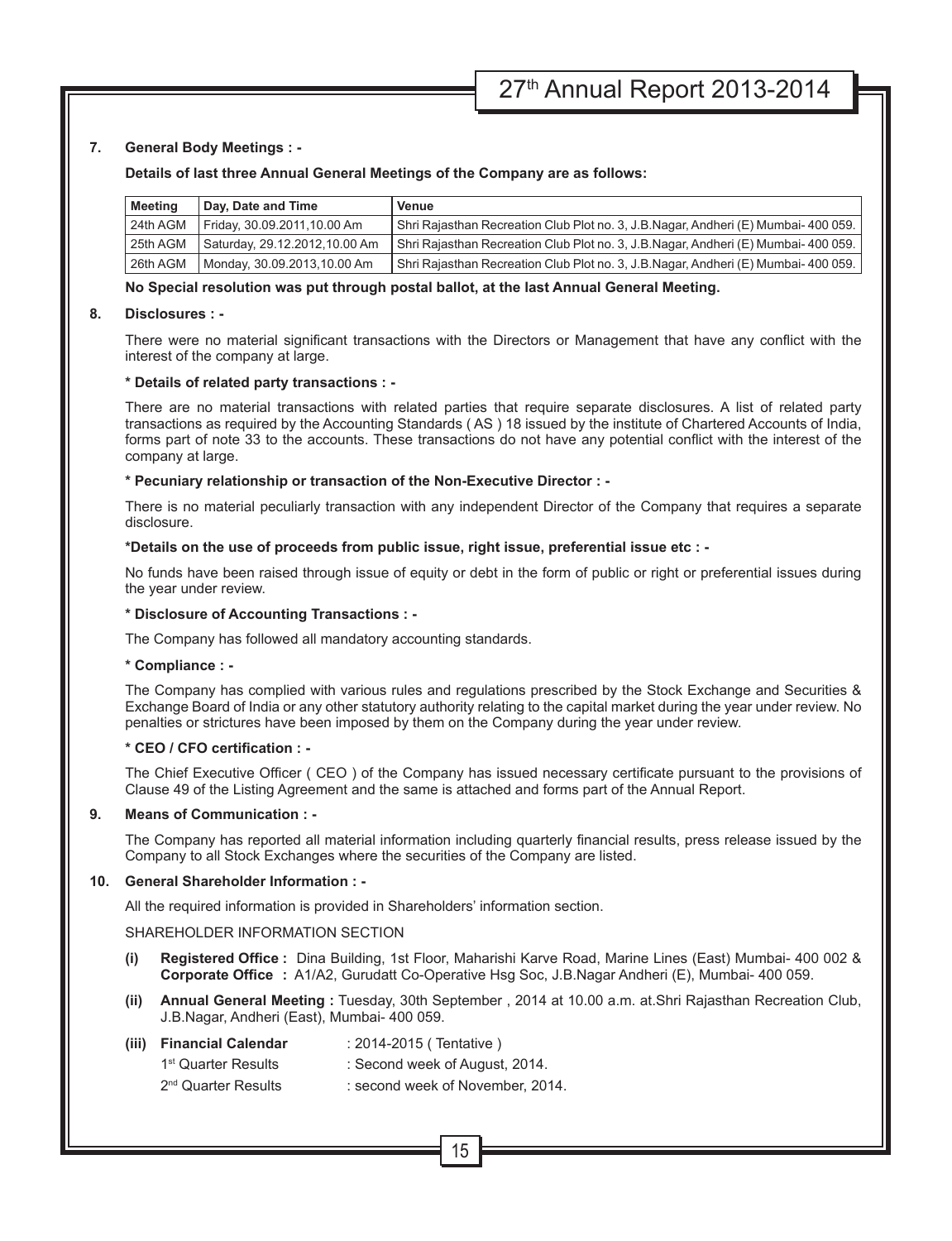**7. General Body Meetings : -**

**Details of last three Annual General Meetings of the Company are as follows:**

| Meeting | Day, Date and Time | Venue |
|---|---|---|
| 24th AGM | Friday, 30.09.2011,10.00 Am | Shri Rajasthan Recreation Club Plot no. 3, J.B.Nagar, Andheri (E) Mumbai- 400 059. |
| 25th AGM | Saturday, 29.12.2012,10.00 Am | Shri Rajasthan Recreation Club Plot no. 3, J.B.Nagar, Andheri (E) Mumbai- 400 059. |
| 26th AGM | Monday, 30.09.2013,10.00 Am | Shri Rajasthan Recreation Club Plot no. 3, J.B.Nagar, Andheri (E) Mumbai- 400 059. |

**No Special resolution was put through postal ballot, at the last Annual General Meeting.**

**8. Disclosures : -**

There were no material significant transactions with the Directors or Management that have any conflict with the interest of the company at large.

**\* Details of related party transactions : -**

There are no material transactions with related parties that require separate disclosures. A list of related party transactions as required by the Accounting Standards ( AS ) 18 issued by the institute of Chartered Accounts of India, forms part of note 33 to the accounts. These transactions do not have any potential conflict with the interest of the company at large.

**\* Pecuniary relationship or transaction of the Non-Executive Director : -**

There is no material peculiarly transaction with any independent Director of the Company that requires a separate disclosure.

**\*Details on the use of proceeds from public issue, right issue, preferential issue etc : -**

No funds have been raised through issue of equity or debt in the form of public or right or preferential issues during the year under review.

**\* Disclosure of Accounting Transactions : -**

The Company has followed all mandatory accounting standards.

**\* Compliance : -**

The Company has complied with various rules and regulations prescribed by the Stock Exchange and Securities & Exchange Board of India or any other statutory authority relating to the capital market during the year under review. No penalties or strictures have been imposed by them on the Company during the year under review.

**\* CEO / CFO certification : -**

The Chief Executive Officer ( CEO ) of the Company has issued necessary certificate pursuant to the provisions of Clause 49 of the Listing Agreement and the same is attached and forms part of the Annual Report.

**9. Means of Communication : -**

The Company has reported all material information including quarterly financial results, press release issued by the Company to all Stock Exchanges where the securities of the Company are listed.

**10. General Shareholder Information : -**

All the required information is provided in Shareholders' information section.

SHAREHOLDER INFORMATION SECTION

**(i) Registered Office :** Dina Building, 1st Floor, Maharishi Karve Road, Marine Lines (East) Mumbai- 400 002 & **Corporate Office :** A1/A2, Gurudatt Co-Operative Hsg Soc, J.B.Nagar Andheri (E), Mumbai- 400 059.

**(ii) Annual General Meeting :** Tuesday, 30th September , 2014 at 10.00 a.m. at.Shri Rajasthan Recreation Club, J.B.Nagar, Andheri (East), Mumbai- 400 059.

**(iii) Financial Calendar** : 2014-2015 ( Tentative )

1st Quarter Results : Second week of August, 2014.

2nd Quarter Results : second week of November, 2014.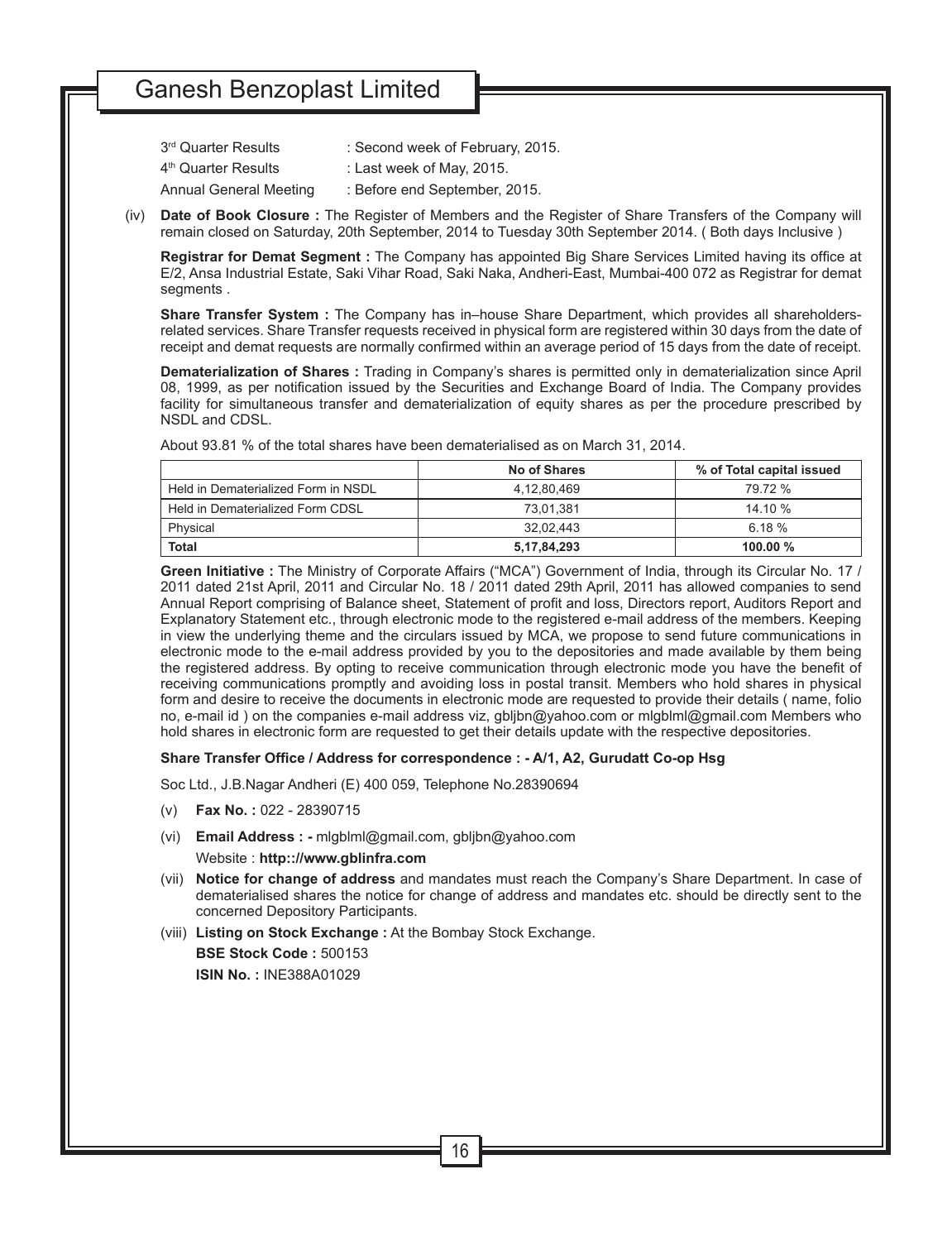3rd Quarter Results : Second week of February, 2015.

4th Quarter Results : Last week of May, 2015.

Annual General Meeting : Before end September, 2015.

(iv) **Date of Book Closure :** The Register of Members and the Register of Share Transfers of the Company will remain closed on Saturday, 20th September, 2014 to Tuesday 30th September 2014. ( Both days Inclusive )

**Registrar for Demat Segment :** The Company has appointed Big Share Services Limited having its office at E/2, Ansa Industrial Estate, Saki Vihar Road, Saki Naka, Andheri-East, Mumbai-400 072 as Registrar for demat segments .

**Share Transfer System :** The Company has in–house Share Department, which provides all shareholders-related services. Share Transfer requests received in physical form are registered within 30 days from the date of receipt and demat requests are normally confirmed within an average period of 15 days from the date of receipt.

**Dematerialization of Shares :** Trading in Company's shares is permitted only in dematerialization since April 08, 1999, as per notification issued by the Securities and Exchange Board of India. The Company provides facility for simultaneous transfer and dematerialization of equity shares as per the procedure prescribed by NSDL and CDSL.

About 93.81 % of the total shares have been dematerialised as on March 31, 2014.

| | No of Shares | % of Total capital issued |
|---|---|---|
| Held in Dematerialized Form in NSDL | 4,12,80,469 | 79.72 % |
| Held in Dematerialized Form CDSL | 73,01,381 | 14.10 % |
| Physical | 32,02,443 | 6.18 % |
| **Total** | **5,17,84,293** | **100.00 %** |

**Green Initiative :** The Ministry of Corporate Affairs ("MCA") Government of India, through its Circular No. 17 / 2011 dated 21st April, 2011 and Circular No. 18 / 2011 dated 29th April, 2011 has allowed companies to send Annual Report comprising of Balance sheet, Statement of profit and loss, Directors report, Auditors Report and Explanatory Statement etc., through electronic mode to the registered e-mail address of the members. Keeping in view the underlying theme and the circulars issued by MCA, we propose to send future communications in electronic mode to the e-mail address provided by you to the depositories and made available by them being the registered address. By opting to receive communication through electronic mode you have the benefit of receiving communications promptly and avoiding loss in postal transit. Members who hold shares in physical form and desire to receive the documents in electronic mode are requested to provide their details ( name, folio no, e-mail id ) on the companies e-mail address viz, gbljbn@yahoo.com or mlgblml@gmail.com Members who hold shares in electronic form are requested to get their details update with the respective depositories.

**Share Transfer Office / Address for correspondence : - A/1, A2, Gurudatt Co-op Hsg**

Soc Ltd., J.B.Nagar Andheri (E) 400 059, Telephone No.28390694

(v) **Fax No. :** 022 - 28390715

(vi) **Email Address : -** mlgblml@gmail.com, gbljbn@yahoo.com

Website : **http:://www.gblinfra.com**

(vii) **Notice for change of address** and mandates must reach the Company's Share Department. In case of dematerialised shares the notice for change of address and mandates etc. should be directly sent to the concerned Depository Participants.

(viii) **Listing on Stock Exchange :** At the Bombay Stock Exchange.

**BSE Stock Code :** 500153

**ISIN No. :** INE388A01029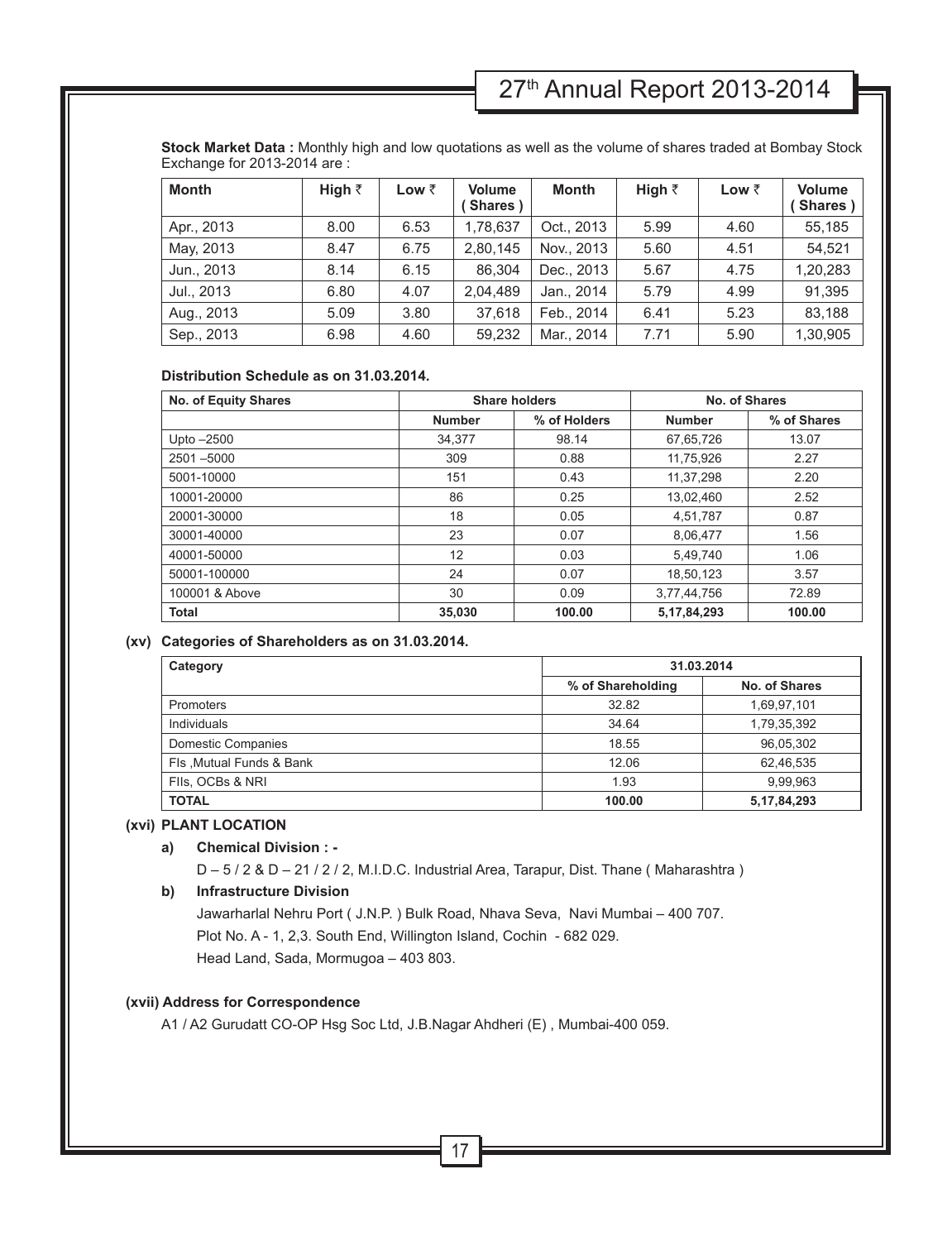**Stock Market Data :** Monthly high and low quotations as well as the volume of shares traded at Bombay Stock Exchange for 2013-2014 are :

| Month | High ₹ | Low ₹ | Volume ( Shares ) | Month | High ₹ | Low ₹ | Volume ( Shares ) |
|---|---|---|---|---|---|---|---|
| Apr., 2013 | 8.00 | 6.53 | 1,78,637 | Oct., 2013 | 5.99 | 4.60 | 55,185 |
| May, 2013 | 8.47 | 6.75 | 2,80,145 | Nov., 2013 | 5.60 | 4.51 | 54,521 |
| Jun., 2013 | 8.14 | 6.15 | 86,304 | Dec., 2013 | 5.67 | 4.75 | 1,20,283 |
| Jul., 2013 | 6.80 | 4.07 | 2,04,489 | Jan., 2014 | 5.79 | 4.99 | 91,395 |
| Aug., 2013 | 5.09 | 3.80 | 37,618 | Feb., 2014 | 6.41 | 5.23 | 83,188 |
| Sep., 2013 | 6.98 | 4.60 | 59,232 | Mar., 2014 | 7.71 | 5.90 | 1,30,905 |

**Distribution Schedule as on 31.03.2014.**

| No. of Equity Shares | Share holders | | No. of Shares | |
|---|---|---|---|---|
| | Number | % of Holders | Number | % of Shares |
| Upto –2500 | 34,377 | 98.14 | 67,65,726 | 13.07 |
| 2501 –5000 | 309 | 0.88 | 11,75,926 | 2.27 |
| 5001-10000 | 151 | 0.43 | 11,37,298 | 2.20 |
| 10001-20000 | 86 | 0.25 | 13,02,460 | 2.52 |
| 20001-30000 | 18 | 0.05 | 4,51,787 | 0.87 |
| 30001-40000 | 23 | 0.07 | 8,06,477 | 1.56 |
| 40001-50000 | 12 | 0.03 | 5,49,740 | 1.06 |
| 50001-100000 | 24 | 0.07 | 18,50,123 | 3.57 |
| 100001 & Above | 30 | 0.09 | 3,77,44,756 | 72.89 |
| **Total** | **35,030** | **100.00** | **5,17,84,293** | **100.00** |

**(xv) Categories of Shareholders as on 31.03.2014.**

| Category | 31.03.2014 | |
|---|---|---|
| | % of Shareholding | No. of Shares |
| Promoters | 32.82 | 1,69,97,101 |
| Individuals | 34.64 | 1,79,35,392 |
| Domestic Companies | 18.55 | 96,05,302 |
| FIs ,Mutual Funds & Bank | 12.06 | 62,46,535 |
| FIIs, OCBs & NRI | 1.93 | 9,99,963 |
| **TOTAL** | **100.00** | **5,17,84,293** |

**(xvi) PLANT LOCATION**

**a) Chemical Division : -**

D – 5 / 2 & D – 21 / 2 / 2, M.I.D.C. Industrial Area, Tarapur, Dist. Thane ( Maharashtra )

**b) Infrastructure Division**

Jawarharlal Nehru Port ( J.N.P. ) Bulk Road, Nhava Seva, Navi Mumbai – 400 707.

Plot No. A - 1, 2,3. South End, Willington Island, Cochin - 682 029.

Head Land, Sada, Mormugoa – 403 803.

**(xvii) Address for Correspondence**

A1 / A2 Gurudatt CO-OP Hsg Soc Ltd, J.B.Nagar Ahdheri (E) , Mumbai-400 059.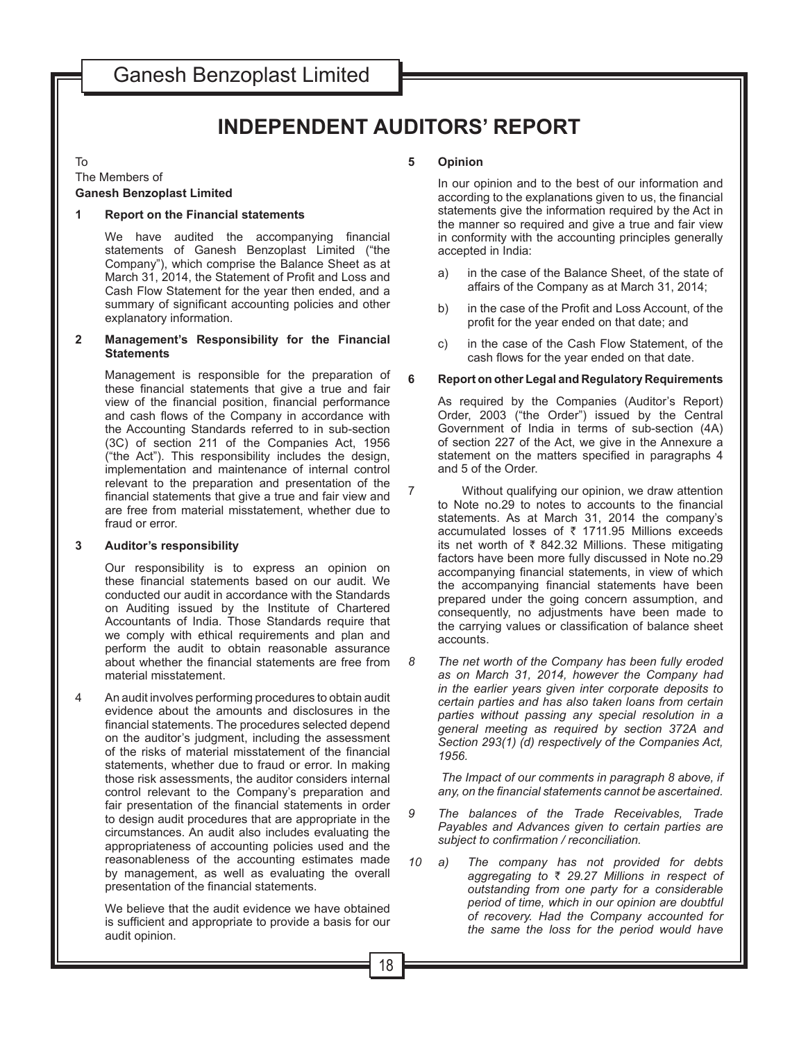# INDEPENDENT AUDITORS' REPORT

To

The Members of

**Ganesh Benzoplast Limited**

**1 Report on the Financial statements**

We have audited the accompanying financial statements of Ganesh Benzoplast Limited ("the Company"), which comprise the Balance Sheet as at March 31, 2014, the Statement of Profit and Loss and Cash Flow Statement for the year then ended, and a summary of significant accounting policies and other explanatory information.

**2 Management's Responsibility for the Financial Statements**

Management is responsible for the preparation of these financial statements that give a true and fair view of the financial position, financial performance and cash flows of the Company in accordance with the Accounting Standards referred to in sub-section (3C) of section 211 of the Companies Act, 1956 ("the Act"). This responsibility includes the design, implementation and maintenance of internal control relevant to the preparation and presentation of the financial statements that give a true and fair view and are free from material misstatement, whether due to fraud or error.

**3 Auditor's responsibility**

Our responsibility is to express an opinion on these financial statements based on our audit. We conducted our audit in accordance with the Standards on Auditing issued by the Institute of Chartered Accountants of India. Those Standards require that we comply with ethical requirements and plan and perform the audit to obtain reasonable assurance about whether the financial statements are free from material misstatement.

4 An audit involves performing procedures to obtain audit evidence about the amounts and disclosures in the financial statements. The procedures selected depend on the auditor's judgment, including the assessment of the risks of material misstatement of the financial statements, whether due to fraud or error. In making those risk assessments, the auditor considers internal control relevant to the Company's preparation and fair presentation of the financial statements in order to design audit procedures that are appropriate in the circumstances. An audit also includes evaluating the appropriateness of accounting policies used and the reasonableness of the accounting estimates made by management, as well as evaluating the overall presentation of the financial statements.

We believe that the audit evidence we have obtained is sufficient and appropriate to provide a basis for our audit opinion.

**5 Opinion**

In our opinion and to the best of our information and according to the explanations given to us, the financial statements give the information required by the Act in the manner so required and give a true and fair view in conformity with the accounting principles generally accepted in India:

a) in the case of the Balance Sheet, of the state of affairs of the Company as at March 31, 2014;

b) in the case of the Profit and Loss Account, of the profit for the year ended on that date; and

c) in the case of the Cash Flow Statement, of the cash flows for the year ended on that date.

**6 Report on other Legal and Regulatory Requirements**

As required by the Companies (Auditor's Report) Order, 2003 ("the Order") issued by the Central Government of India in terms of sub-section (4A) of section 227 of the Act, we give in the Annexure a statement on the matters specified in paragraphs 4 and 5 of the Order.

7 Without qualifying our opinion, we draw attention to Note no.29 to notes to accounts to the financial statements. As at March 31, 2014 the company's accumulated losses of ₹ 1711.95 Millions exceeds its net worth of ₹ 842.32 Millions. These mitigating factors have been more fully discussed in Note no.29 accompanying financial statements, in view of which the accompanying financial statements have been prepared under the going concern assumption, and consequently, no adjustments have been made to the carrying values or classification of balance sheet accounts.

*8 The net worth of the Company has been fully eroded as on March 31, 2014, however the Company had in the earlier years given inter corporate deposits to certain parties and has also taken loans from certain parties without passing any special resolution in a general meeting as required by section 372A and Section 293(1) (d) respectively of the Companies Act, 1956.*

*The Impact of our comments in paragraph 8 above, if any, on the financial statements cannot be ascertained.*

*9 The balances of the Trade Receivables, Trade Payables and Advances given to certain parties are subject to confirmation / reconciliation.*

*10 a) The company has not provided for debts aggregating to ₹ 29.27 Millions in respect of outstanding from one party for a considerable period of time, which in our opinion are doubtful of recovery. Had the Company accounted for the same the loss for the period would have*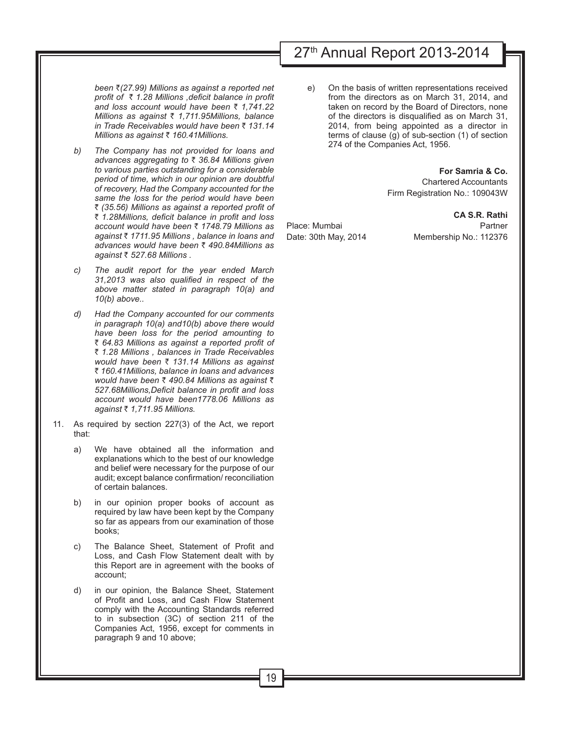*been ₹(27.99) Millions as against a reported net profit of ₹ 1.28 Millions ,deficit balance in profit and loss account would have been ₹ 1,741.22 Millions as against ₹ 1,711.95Millions, balance in Trade Receivables would have been ₹ 131.14 Millions as against ₹ 160.41Millions.*

*b) The Company has not provided for loans and advances aggregating to ₹ 36.84 Millions given to various parties outstanding for a considerable period of time, which in our opinion are doubtful of recovery, Had the Company accounted for the same the loss for the period would have been ₹ (35.56) Millions as against a reported profit of ₹ 1.28Millions, deficit balance in profit and loss account would have been ₹ 1748.79 Millions as against ₹ 1711.95 Millions , balance in loans and advances would have been ₹ 490.84Millions as against ₹ 527.68 Millions .*

*c) The audit report for the year ended March 31,2013 was also qualified in respect of the above matter stated in paragraph 10(a) and 10(b) above..*

*d) Had the Company accounted for our comments in paragraph 10(a) and10(b) above there would have been loss for the period amounting to ₹ 64.83 Millions as against a reported profit of ₹ 1.28 Millions , balances in Trade Receivables would have been ₹ 131.14 Millions as against ₹ 160.41Millions, balance in loans and advances would have been ₹ 490.84 Millions as against ₹ 527.68Millions,Deficit balance in profit and loss account would have been1778.06 Millions as against ₹ 1,711.95 Millions.*

11. As required by section 227(3) of the Act, we report that:

   a) We have obtained all the information and explanations which to the best of our knowledge and belief were necessary for the purpose of our audit; except balance confirmation/ reconciliation of certain balances.

   b) in our opinion proper books of account as required by law have been kept by the Company so far as appears from our examination of those books;

   c) The Balance Sheet, Statement of Profit and Loss, and Cash Flow Statement dealt with by this Report are in agreement with the books of account;

   d) in our opinion, the Balance Sheet, Statement of Profit and Loss, and Cash Flow Statement comply with the Accounting Standards referred to in subsection (3C) of section 211 of the Companies Act, 1956, except for comments in paragraph 9 and 10 above;

   e) On the basis of written representations received from the directors as on March 31, 2014, and taken on record by the Board of Directors, none of the directors is disqualified as on March 31, 2014, from being appointed as a director in terms of clause (g) of sub-section (1) of section 274 of the Companies Act, 1956.

**For Samria & Co.**
Chartered Accountants
Firm Registration No.: 109043W

**CA S.R. Rathi**
Partner
Membership No.: 112376

Place: Mumbai
Date: 30th May, 2014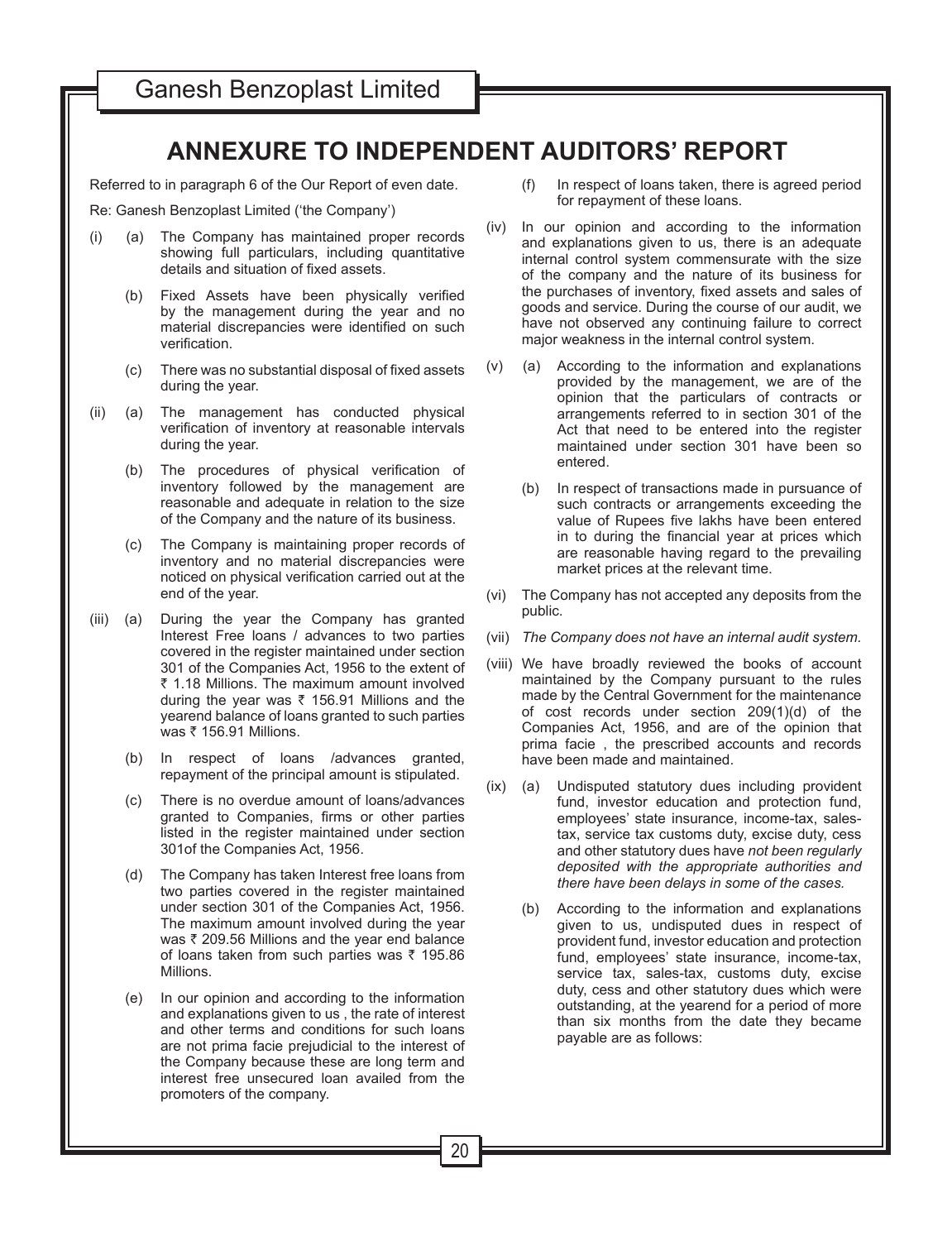# ANNEXURE TO INDEPENDENT AUDITORS' REPORT

Referred to in paragraph 6 of the Our Report of even date.

Re: Ganesh Benzoplast Limited ('the Company')

(i) (a) The Company has maintained proper records showing full particulars, including quantitative details and situation of fixed assets.

(b) Fixed Assets have been physically verified by the management during the year and no material discrepancies were identified on such verification.

(c) There was no substantial disposal of fixed assets during the year.

(ii) (a) The management has conducted physical verification of inventory at reasonable intervals during the year.

(b) The procedures of physical verification of inventory followed by the management are reasonable and adequate in relation to the size of the Company and the nature of its business.

(c) The Company is maintaining proper records of inventory and no material discrepancies were noticed on physical verification carried out at the end of the year.

(iii) (a) During the year the Company has granted Interest Free loans / advances to two parties covered in the register maintained under section 301 of the Companies Act, 1956 to the extent of ₹ 1.18 Millions. The maximum amount involved during the year was ₹ 156.91 Millions and the yearend balance of loans granted to such parties was ₹ 156.91 Millions.

(b) In respect of loans /advances granted, repayment of the principal amount is stipulated.

(c) There is no overdue amount of loans/advances granted to Companies, firms or other parties listed in the register maintained under section 301of the Companies Act, 1956.

(d) The Company has taken Interest free loans from two parties covered in the register maintained under section 301 of the Companies Act, 1956. The maximum amount involved during the year was ₹ 209.56 Millions and the year end balance of loans taken from such parties was ₹ 195.86 Millions.

(e) In our opinion and according to the information and explanations given to us , the rate of interest and other terms and conditions for such loans are not prima facie prejudicial to the interest of the Company because these are long term and interest free unsecured loan availed from the promoters of the company.

(f) In respect of loans taken, there is agreed period for repayment of these loans.

(iv) In our opinion and according to the information and explanations given to us, there is an adequate internal control system commensurate with the size of the company and the nature of its business for the purchases of inventory, fixed assets and sales of goods and service. During the course of our audit, we have not observed any continuing failure to correct major weakness in the internal control system.

(v) (a) According to the information and explanations provided by the management, we are of the opinion that the particulars of contracts or arrangements referred to in section 301 of the Act that need to be entered into the register maintained under section 301 have been so entered.

(b) In respect of transactions made in pursuance of such contracts or arrangements exceeding the value of Rupees five lakhs have been entered in to during the financial year at prices which are reasonable having regard to the prevailing market prices at the relevant time.

(vi) The Company has not accepted any deposits from the public.

(vii) *The Company does not have an internal audit system.*

(viii) We have broadly reviewed the books of account maintained by the Company pursuant to the rules made by the Central Government for the maintenance of cost records under section 209(1)(d) of the Companies Act, 1956, and are of the opinion that prima facie , the prescribed accounts and records have been made and maintained.

(ix) (a) Undisputed statutory dues including provident fund, investor education and protection fund, employees' state insurance, income-tax, sales-tax, service tax customs duty, excise duty, cess and other statutory dues have *not been regularly deposited with the appropriate authorities and there have been delays in some of the cases.*

(b) According to the information and explanations given to us, undisputed dues in respect of provident fund, investor education and protection fund, employees' state insurance, income-tax, service tax, sales-tax, customs duty, excise duty, cess and other statutory dues which were outstanding, at the yearend for a period of more than six months from the date they became payable are as follows: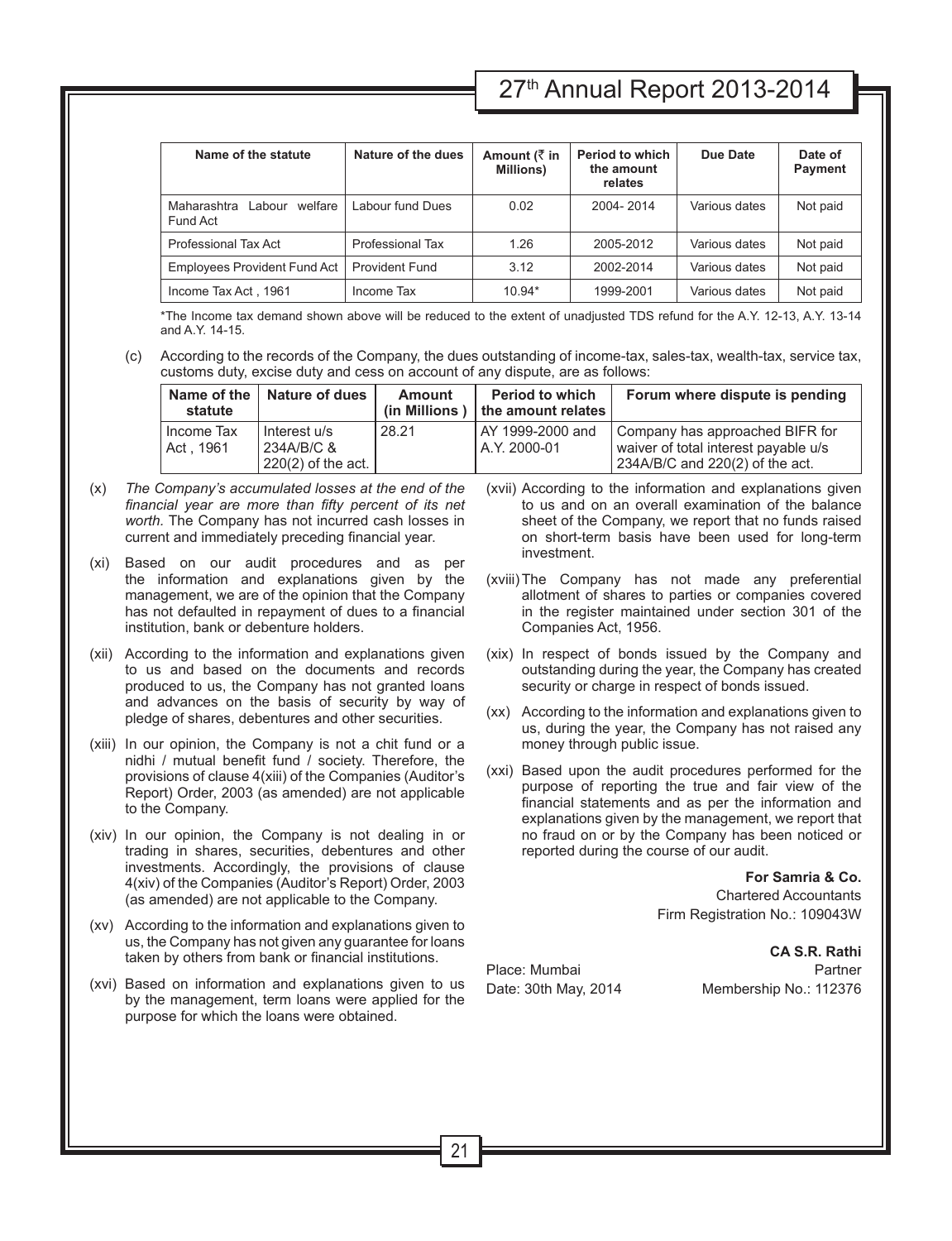| Name of the statute | Nature of the dues | Amount (₹ in Millions) | Period to which the amount relates | Due Date | Date of Payment |
|---|---|---|---|---|---|
| Maharashtra Labour welfare Fund Act | Labour fund Dues | 0.02 | 2004- 2014 | Various dates | Not paid |
| Professional Tax Act | Professional Tax | 1.26 | 2005-2012 | Various dates | Not paid |
| Employees Provident Fund Act | Provident Fund | 3.12 | 2002-2014 | Various dates | Not paid |
| Income Tax Act , 1961 | Income Tax | 10.94* | 1999-2001 | Various dates | Not paid |

*The Income tax demand shown above will be reduced to the extent of unadjusted TDS refund for the A.Y. 12-13, A.Y. 13-14 and A.Y. 14-15.

(c) According to the records of the Company, the dues outstanding of income-tax, sales-tax, wealth-tax, service tax, customs duty, excise duty and cess on account of any dispute, are as follows:

| Name of the statute | Nature of dues | Amount (in Millions ) | Period to which the amount relates | Forum where dispute is pending |
|---|---|---|---|---|
| Income Tax Act , 1961 | Interest u/s 234A/B/C & 220(2) of the act. | 28.21 | AY 1999-2000 and A.Y. 2000-01 | Company has approached BIFR for waiver of total interest payable u/s 234A/B/C and 220(2) of the act. |

(x) *The Company's accumulated losses at the end of the financial year are more than fifty percent of its net worth.* The Company has not incurred cash losses in current and immediately preceding financial year.

(xi) Based on our audit procedures and as per the information and explanations given by the management, we are of the opinion that the Company has not defaulted in repayment of dues to a financial institution, bank or debenture holders.

(xii) According to the information and explanations given to us and based on the documents and records produced to us, the Company has not granted loans and advances on the basis of security by way of pledge of shares, debentures and other securities.

(xiii) In our opinion, the Company is not a chit fund or a nidhi / mutual benefit fund / society. Therefore, the provisions of clause 4(xiii) of the Companies (Auditor's Report) Order, 2003 (as amended) are not applicable to the Company.

(xiv) In our opinion, the Company is not dealing in or trading in shares, securities, debentures and other investments. Accordingly, the provisions of clause 4(xiv) of the Companies (Auditor's Report) Order, 2003 (as amended) are not applicable to the Company.

(xv) According to the information and explanations given to us, the Company has not given any guarantee for loans taken by others from bank or financial institutions.

(xvi) Based on information and explanations given to us by the management, term loans were applied for the purpose for which the loans were obtained.

(xvii) According to the information and explanations given to us and on an overall examination of the balance sheet of the Company, we report that no funds raised on short-term basis have been used for long-term investment.

(xviii) The Company has not made any preferential allotment of shares to parties or companies covered in the register maintained under section 301 of the Companies Act, 1956.

(xix) In respect of bonds issued by the Company and outstanding during the year, the Company has created security or charge in respect of bonds issued.

(xx) According to the information and explanations given to us, during the year, the Company has not raised any money through public issue.

(xxi) Based upon the audit procedures performed for the purpose of reporting the true and fair view of the financial statements and as per the information and explanations given by the management, we report that no fraud on or by the Company has been noticed or reported during the course of our audit.

**For Samria & Co.**
Chartered Accountants
Firm Registration No.: 109043W

**CA S.R. Rathi**
Partner
Membership No.: 112376

Place: Mumbai
Date: 30th May, 2014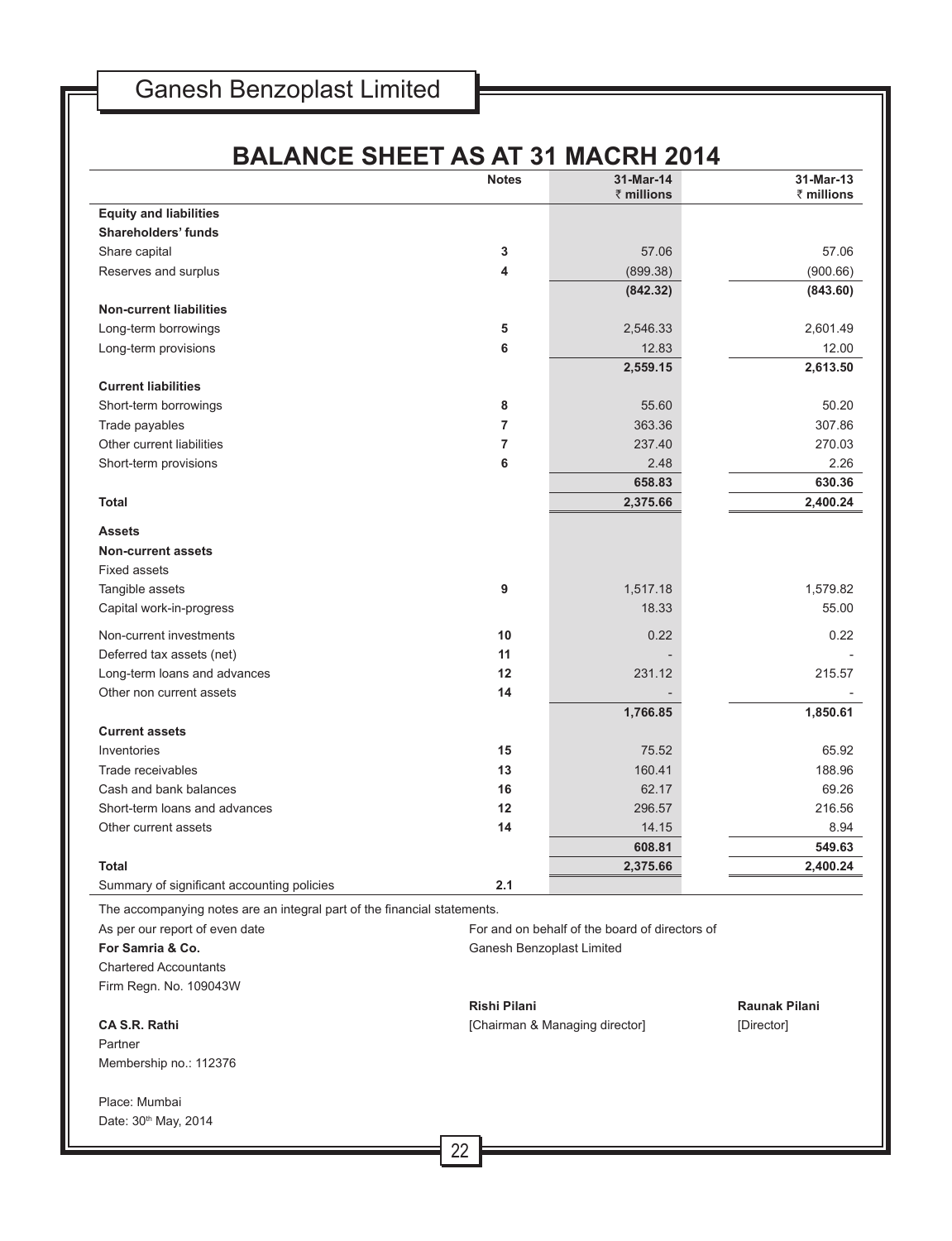# BALANCE SHEET AS AT 31 MACRH 2014

| | Notes | 31-Mar-14 ₹ millions | 31-Mar-13 ₹ millions |
|---|---|---|---|
| **Equity and liabilities** | | | |
| **Shareholders' funds** | | | |
| Share capital | 3 | 57.06 | 57.06 |
| Reserves and surplus | 4 | (899.38) | (900.66) |
| | | **(842.32)** | **(843.60)** |
| **Non-current liabilities** | | | |
| Long-term borrowings | 5 | 2,546.33 | 2,601.49 |
| Long-term provisions | 6 | 12.83 | 12.00 |
| | | **2,559.15** | **2,613.50** |
| **Current liabilities** | | | |
| Short-term borrowings | 8 | 55.60 | 50.20 |
| Trade payables | 7 | 363.36 | 307.86 |
| Other current liabilities | 7 | 237.40 | 270.03 |
| Short-term provisions | 6 | 2.48 | 2.26 |
| | | **658.83** | **630.36** |
| **Total** | | **2,375.66** | **2,400.24** |
| **Assets** | | | |
| **Non-current assets** | | | |
| Fixed assets | | | |
| Tangible assets | 9 | 1,517.18 | 1,579.82 |
| Capital work-in-progress | | 18.33 | 55.00 |
| Non-current investments | 10 | 0.22 | 0.22 |
| Deferred tax assets (net) | 11 | - | - |
| Long-term loans and advances | 12 | 231.12 | 215.57 |
| Other non current assets | 14 | - | - |
| | | **1,766.85** | **1,850.61** |
| **Current assets** | | | |
| Inventories | 15 | 75.52 | 65.92 |
| Trade receivables | 13 | 160.41 | 188.96 |
| Cash and bank balances | 16 | 62.17 | 69.26 |
| Short-term loans and advances | 12 | 296.57 | 216.56 |
| Other current assets | 14 | 14.15 | 8.94 |
| | | **608.81** | **549.63** |
| **Total** | | **2,375.66** | **2,400.24** |
| Summary of significant accounting policies | 2.1 | | |

The accompanying notes are an integral part of the financial statements.

As per our report of even date
**For Samria & Co.**
Chartered Accountants
Firm Regn. No. 109043W

**CA S.R. Rathi**
Partner
Membership no.: 112376

Place: Mumbai
Date: 30th May, 2014

For and on behalf of the board of directors of
Ganesh Benzoplast Limited

**Rishi Pilani**
[Chairman & Managing director]

**Raunak Pilani**
[Director]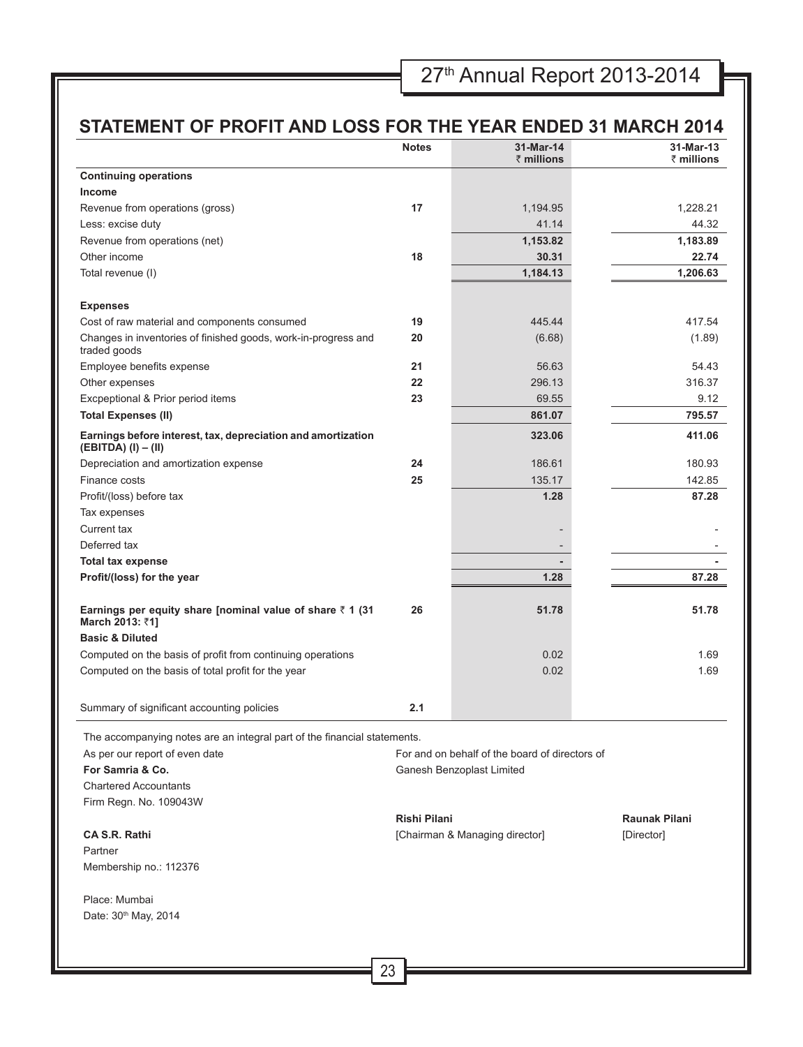## STATEMENT OF PROFIT AND LOSS FOR THE YEAR ENDED 31 MARCH 2014

| | Notes | 31-Mar-14 ₹ millions | 31-Mar-13 ₹ millions |
|---|---|---|---|
| **Continuing operations** | | | |
| **Income** | | | |
| Revenue from operations (gross) | **17** | 1,194.95 | 1,228.21 |
| Less: excise duty | | 41.14 | 44.32 |
| Revenue from operations (net) | | **1,153.82** | **1,183.89** |
| Other income | **18** | **30.31** | **22.74** |
| Total revenue (I) | | **1,184.13** | **1,206.63** |
| **Expenses** | | | |
| Cost of raw material and components consumed | **19** | 445.44 | 417.54 |
| Changes in inventories of finished goods, work-in-progress and traded goods | **20** | (6.68) | (1.89) |
| Employee benefits expense | **21** | 56.63 | 54.43 |
| Other expenses | **22** | 296.13 | 316.37 |
| Excpeptional & Prior period items | **23** | 69.55 | 9.12 |
| **Total Expenses (II)** | | **861.07** | **795.57** |
| **Earnings before interest, tax, depreciation and amortization (EBITDA) (I) – (II)** | | **323.06** | **411.06** |
| Depreciation and amortization expense | **24** | 186.61 | 180.93 |
| Finance costs | **25** | 135.17 | 142.85 |
| Profit/(loss) before tax | | **1.28** | **87.28** |
| Tax expenses | | | |
| Current tax | | - | - |
| Deferred tax | | - | - |
| **Total tax expense** | | **-** | **-** |
| **Profit/(loss) for the year** | | **1.28** | **87.28** |
| **Earnings per equity share [nominal value of share ₹ 1 (31 March 2013: ₹1]** | **26** | **51.78** | **51.78** |
| **Basic & Diluted** | | | |
| Computed on the basis of profit from continuing operations | | 0.02 | 1.69 |
| Computed on the basis of total profit for the year | | 0.02 | 1.69 |
| Summary of significant accounting policies | **2.1** | | |

The accompanying notes are an integral part of the financial statements.

As per our report of even date

**For Samria & Co.**
Chartered Accountants
Firm Regn. No. 109043W

**CA S.R. Rathi**
Partner
Membership no.: 112376

Place: Mumbai
Date: 30th May, 2014

For and on behalf of the board of directors of
Ganesh Benzoplast Limited

**Rishi Pilani**
[Chairman & Managing director]

**Raunak Pilani**
[Director]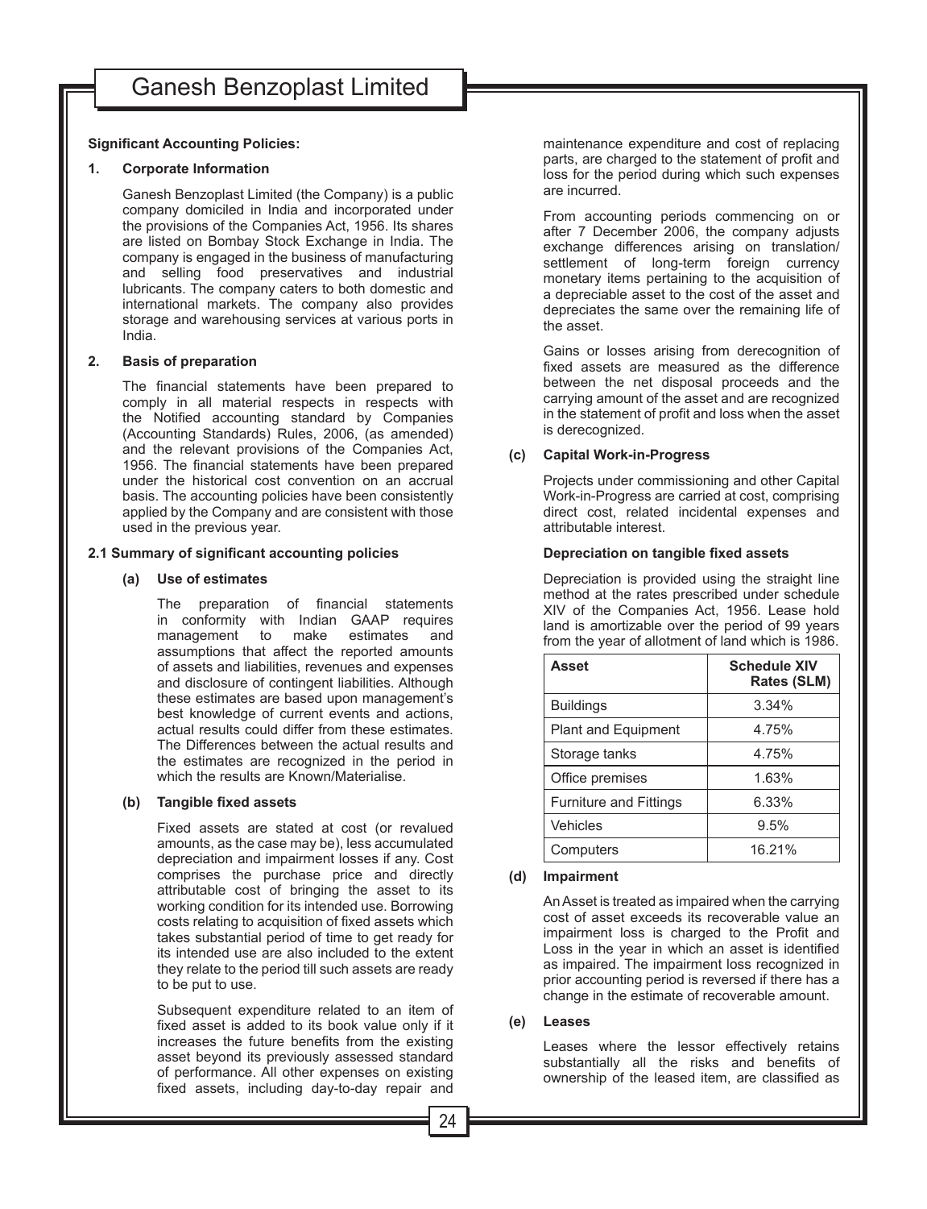**Significant Accounting Policies:**

**1. Corporate Information**

Ganesh Benzoplast Limited (the Company) is a public company domiciled in India and incorporated under the provisions of the Companies Act, 1956. Its shares are listed on Bombay Stock Exchange in India. The company is engaged in the business of manufacturing and selling food preservatives and industrial lubricants. The company caters to both domestic and international markets. The company also provides storage and warehousing services at various ports in India.

**2. Basis of preparation**

The financial statements have been prepared to comply in all material respects in respects with the Notified accounting standard by Companies (Accounting Standards) Rules, 2006, (as amended) and the relevant provisions of the Companies Act, 1956. The financial statements have been prepared under the historical cost convention on an accrual basis. The accounting policies have been consistently applied by the Company and are consistent with those used in the previous year.

**2.1 Summary of significant accounting policies**

**(a) Use of estimates**

The preparation of financial statements in conformity with Indian GAAP requires management to make estimates and assumptions that affect the reported amounts of assets and liabilities, revenues and expenses and disclosure of contingent liabilities. Although these estimates are based upon management's best knowledge of current events and actions, actual results could differ from these estimates. The Differences between the actual results and the estimates are recognized in the period in which the results are Known/Materialise.

**(b) Tangible fixed assets**

Fixed assets are stated at cost (or revalued amounts, as the case may be), less accumulated depreciation and impairment losses if any. Cost comprises the purchase price and directly attributable cost of bringing the asset to its working condition for its intended use. Borrowing costs relating to acquisition of fixed assets which takes substantial period of time to get ready for its intended use are also included to the extent they relate to the period till such assets are ready to be put to use.

Subsequent expenditure related to an item of fixed asset is added to its book value only if it increases the future benefits from the existing asset beyond its previously assessed standard of performance. All other expenses on existing fixed assets, including day-to-day repair and maintenance expenditure and cost of replacing parts, are charged to the statement of profit and loss for the period during which such expenses are incurred.

From accounting periods commencing on or after 7 December 2006, the company adjusts exchange differences arising on translation/ settlement of long-term foreign currency monetary items pertaining to the acquisition of a depreciable asset to the cost of the asset and depreciates the same over the remaining life of the asset.

Gains or losses arising from derecognition of fixed assets are measured as the difference between the net disposal proceeds and the carrying amount of the asset and are recognized in the statement of profit and loss when the asset is derecognized.

**(c) Capital Work-in-Progress**

Projects under commissioning and other Capital Work-in-Progress are carried at cost, comprising direct cost, related incidental expenses and attributable interest.

**Depreciation on tangible fixed assets**

Depreciation is provided using the straight line method at the rates prescribed under schedule XIV of the Companies Act, 1956. Lease hold land is amortizable over the period of 99 years from the year of allotment of land which is 1986.

| Asset | Schedule XIV Rates (SLM) |
|---|---|
| Buildings | 3.34% |
| Plant and Equipment | 4.75% |
| Storage tanks | 4.75% |
| Office premises | 1.63% |
| Furniture and Fittings | 6.33% |
| Vehicles | 9.5% |
| Computers | 16.21% |

**(d) Impairment**

An Asset is treated as impaired when the carrying cost of asset exceeds its recoverable value an impairment loss is charged to the Profit and Loss in the year in which an asset is identified as impaired. The impairment loss recognized in prior accounting period is reversed if there has a change in the estimate of recoverable amount.

**(e) Leases**

Leases where the lessor effectively retains substantially all the risks and benefits of ownership of the leased item, are classified as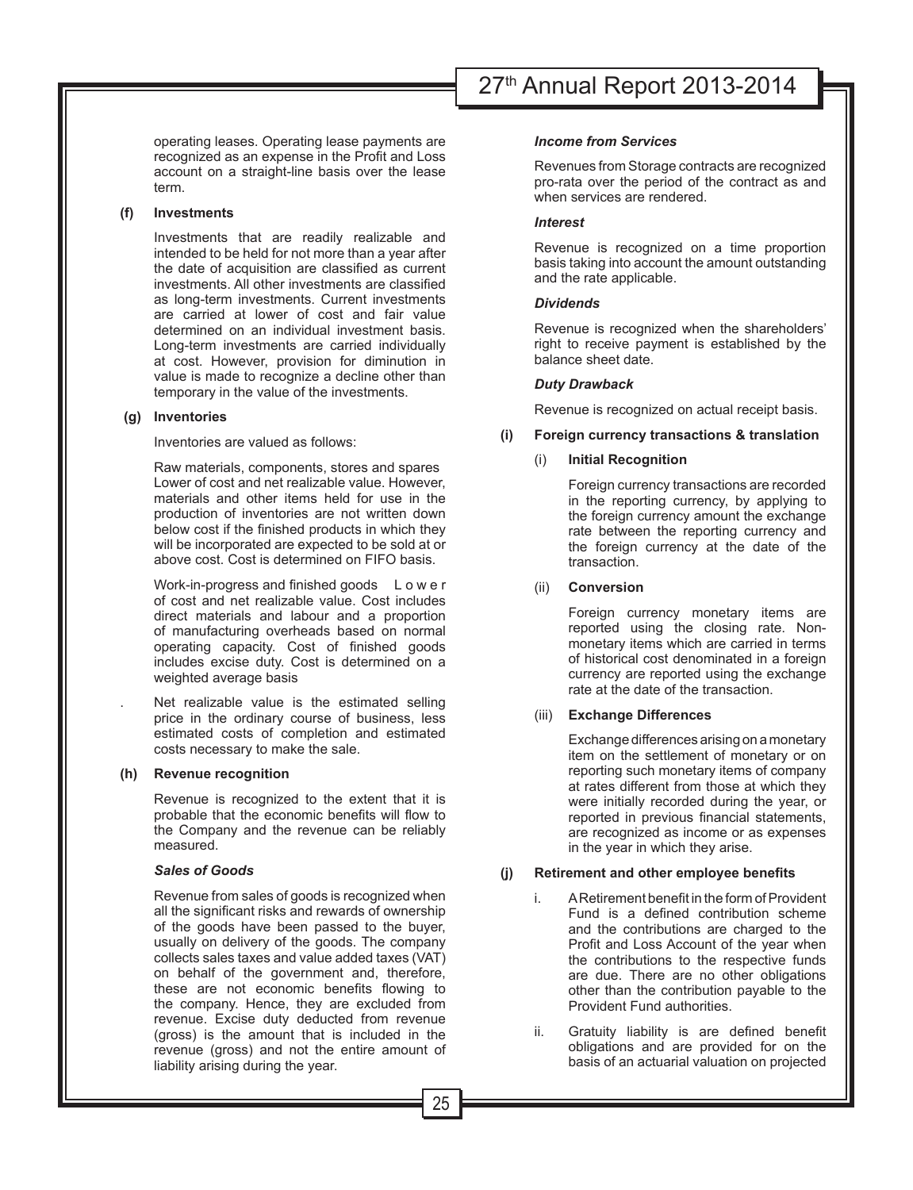operating leases. Operating lease payments are recognized as an expense in the Profit and Loss account on a straight-line basis over the lease term.

**(f) Investments**

Investments that are readily realizable and intended to be held for not more than a year after the date of acquisition are classified as current investments. All other investments are classified as long-term investments. Current investments are carried at lower of cost and fair value determined on an individual investment basis. Long-term investments are carried individually at cost. However, provision for diminution in value is made to recognize a decline other than temporary in the value of the investments.

**(g) Inventories**

Inventories are valued as follows:

Raw materials, components, stores and spares Lower of cost and net realizable value. However, materials and other items held for use in the production of inventories are not written down below cost if the finished products in which they will be incorporated are expected to be sold at or above cost. Cost is determined on FIFO basis.

Work-in-progress and finished goods Lower of cost and net realizable value. Cost includes direct materials and labour and a proportion of manufacturing overheads based on normal operating capacity. Cost of finished goods includes excise duty. Cost is determined on a weighted average basis

. Net realizable value is the estimated selling price in the ordinary course of business, less estimated costs of completion and estimated costs necessary to make the sale.

**(h) Revenue recognition**

Revenue is recognized to the extent that it is probable that the economic benefits will flow to the Company and the revenue can be reliably measured.

***Sales of Goods***

Revenue from sales of goods is recognized when all the significant risks and rewards of ownership of the goods have been passed to the buyer, usually on delivery of the goods. The company collects sales taxes and value added taxes (VAT) on behalf of the government and, therefore, these are not economic benefits flowing to the company. Hence, they are excluded from revenue. Excise duty deducted from revenue (gross) is the amount that is included in the revenue (gross) and not the entire amount of liability arising during the year.

***Income from Services***

Revenues from Storage contracts are recognized pro-rata over the period of the contract as and when services are rendered.

***Interest***

Revenue is recognized on a time proportion basis taking into account the amount outstanding and the rate applicable.

***Dividends***

Revenue is recognized when the shareholders' right to receive payment is established by the balance sheet date.

***Duty Drawback***

Revenue is recognized on actual receipt basis.

**(i) Foreign currency transactions & translation**

(i) **Initial Recognition**

Foreign currency transactions are recorded in the reporting currency, by applying to the foreign currency amount the exchange rate between the reporting currency and the foreign currency at the date of the transaction.

(ii) **Conversion**

Foreign currency monetary items are reported using the closing rate. Non-monetary items which are carried in terms of historical cost denominated in a foreign currency are reported using the exchange rate at the date of the transaction.

(iii) **Exchange Differences**

Exchange differences arising on a monetary item on the settlement of monetary or on reporting such monetary items of company at rates different from those at which they were initially recorded during the year, or reported in previous financial statements, are recognized as income or as expenses in the year in which they arise.

**(j) Retirement and other employee benefits**

i. A Retirement benefit in the form of Provident Fund is a defined contribution scheme and the contributions are charged to the Profit and Loss Account of the year when the contributions to the respective funds are due. There are no other obligations other than the contribution payable to the Provident Fund authorities.

ii. Gratuity liability is are defined benefit obligations and are provided for on the basis of an actuarial valuation on projected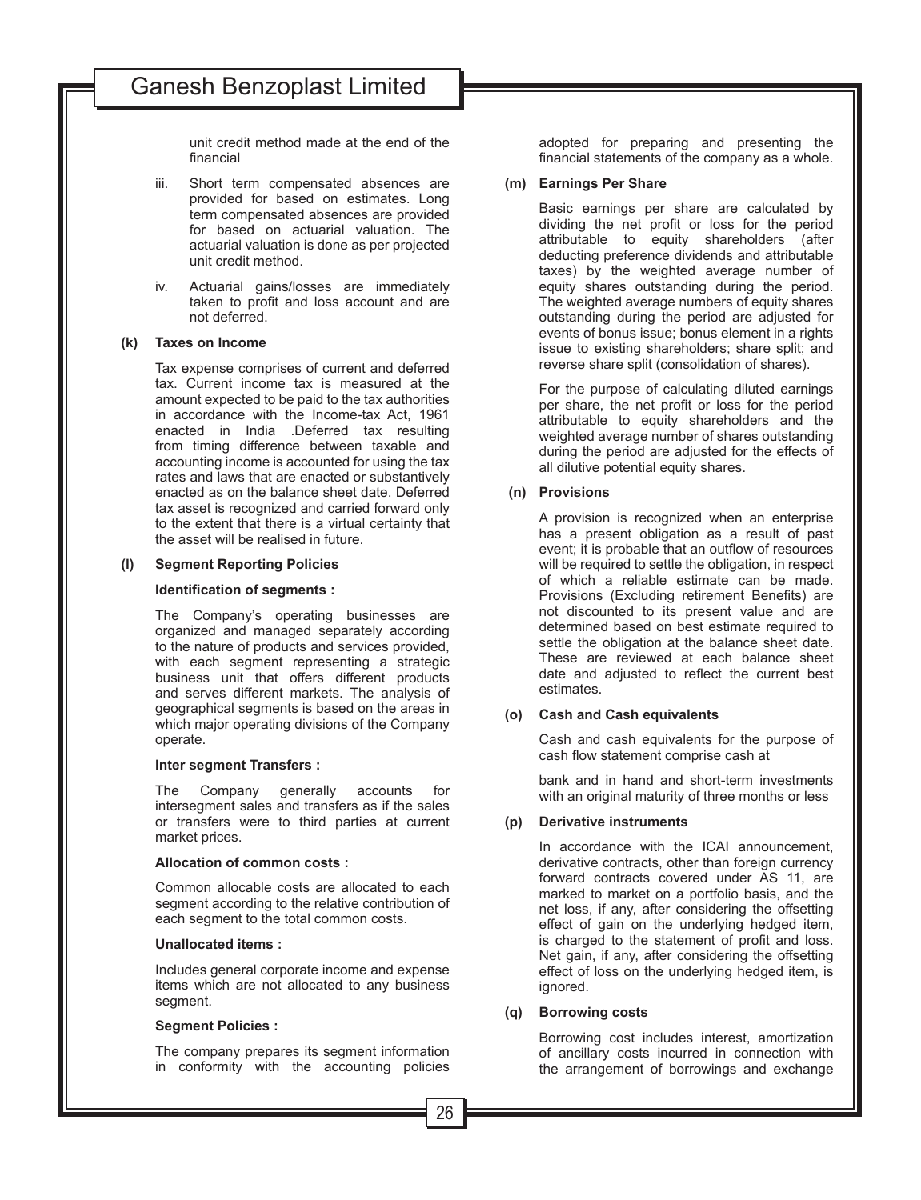unit credit method made at the end of the financial

iii. Short term compensated absences are provided for based on estimates. Long term compensated absences are provided for based on actuarial valuation. The actuarial valuation is done as per projected unit credit method.

iv. Actuarial gains/losses are immediately taken to profit and loss account and are not deferred.

**(k) Taxes on Income**

Tax expense comprises of current and deferred tax. Current income tax is measured at the amount expected to be paid to the tax authorities in accordance with the Income-tax Act, 1961 enacted in India .Deferred tax resulting from timing difference between taxable and accounting income is accounted for using the tax rates and laws that are enacted or substantively enacted as on the balance sheet date. Deferred tax asset is recognized and carried forward only to the extent that there is a virtual certainty that the asset will be realised in future.

**(l) Segment Reporting Policies**

**Identification of segments :**

The Company's operating businesses are organized and managed separately according to the nature of products and services provided, with each segment representing a strategic business unit that offers different products and serves different markets. The analysis of geographical segments is based on the areas in which major operating divisions of the Company operate.

**Inter segment Transfers :**

The Company generally accounts for intersegment sales and transfers as if the sales or transfers were to third parties at current market prices.

**Allocation of common costs :**

Common allocable costs are allocated to each segment according to the relative contribution of each segment to the total common costs.

**Unallocated items :**

Includes general corporate income and expense items which are not allocated to any business segment.

**Segment Policies :**

The company prepares its segment information in conformity with the accounting policies adopted for preparing and presenting the financial statements of the company as a whole.

**(m) Earnings Per Share**

Basic earnings per share are calculated by dividing the net profit or loss for the period attributable to equity shareholders (after deducting preference dividends and attributable taxes) by the weighted average number of equity shares outstanding during the period. The weighted average numbers of equity shares outstanding during the period are adjusted for events of bonus issue; bonus element in a rights issue to existing shareholders; share split; and reverse share split (consolidation of shares).

For the purpose of calculating diluted earnings per share, the net profit or loss for the period attributable to equity shareholders and the weighted average number of shares outstanding during the period are adjusted for the effects of all dilutive potential equity shares.

**(n) Provisions**

A provision is recognized when an enterprise has a present obligation as a result of past event; it is probable that an outflow of resources will be required to settle the obligation, in respect of which a reliable estimate can be made. Provisions (Excluding retirement Benefits) are not discounted to its present value and are determined based on best estimate required to settle the obligation at the balance sheet date. These are reviewed at each balance sheet date and adjusted to reflect the current best estimates.

**(o) Cash and Cash equivalents**

Cash and cash equivalents for the purpose of cash flow statement comprise cash at

bank and in hand and short-term investments with an original maturity of three months or less

**(p) Derivative instruments**

In accordance with the ICAI announcement, derivative contracts, other than foreign currency forward contracts covered under AS 11, are marked to market on a portfolio basis, and the net loss, if any, after considering the offsetting effect of gain on the underlying hedged item, is charged to the statement of profit and loss. Net gain, if any, after considering the offsetting effect of loss on the underlying hedged item, is ignored.

**(q) Borrowing costs**

Borrowing cost includes interest, amortization of ancillary costs incurred in connection with the arrangement of borrowings and exchange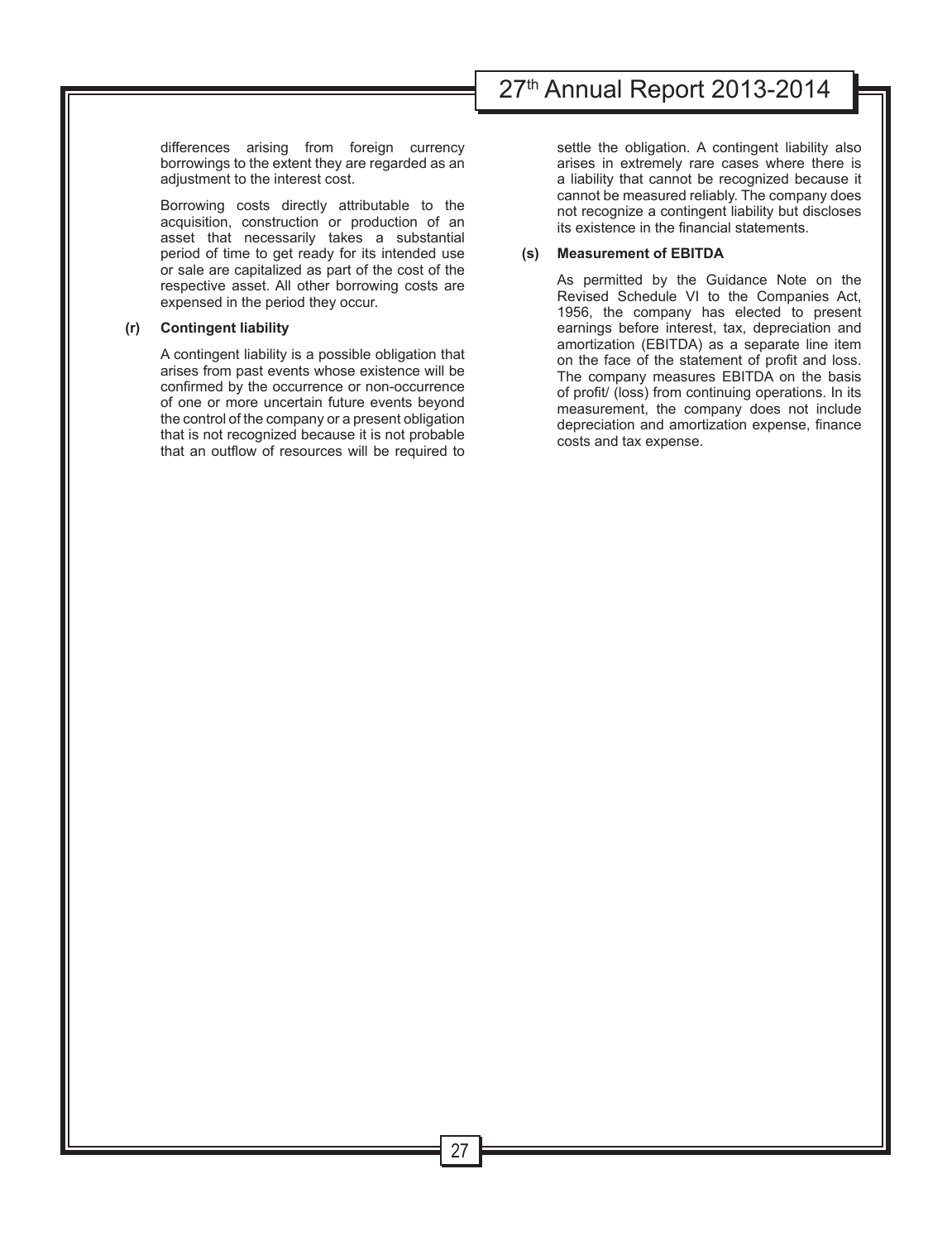differences arising from foreign currency borrowings to the extent they are regarded as an adjustment to the interest cost.

Borrowing costs directly attributable to the acquisition, construction or production of an asset that necessarily takes a substantial period of time to get ready for its intended use or sale are capitalized as part of the cost of the respective asset. All other borrowing costs are expensed in the period they occur.

**(r) Contingent liability**

A contingent liability is a possible obligation that arises from past events whose existence will be confirmed by the occurrence or non-occurrence of one or more uncertain future events beyond the control of the company or a present obligation that is not recognized because it is not probable that an outflow of resources will be required to settle the obligation. A contingent liability also arises in extremely rare cases where there is a liability that cannot be recognized because it cannot be measured reliably. The company does not recognize a contingent liability but discloses its existence in the financial statements.

**(s) Measurement of EBITDA**

As permitted by the Guidance Note on the Revised Schedule VI to the Companies Act, 1956, the company has elected to present earnings before interest, tax, depreciation and amortization (EBITDA) as a separate line item on the face of the statement of profit and loss. The company measures EBITDA on the basis of profit/ (loss) from continuing operations. In its measurement, the company does not include depreciation and amortization expense, finance costs and tax expense.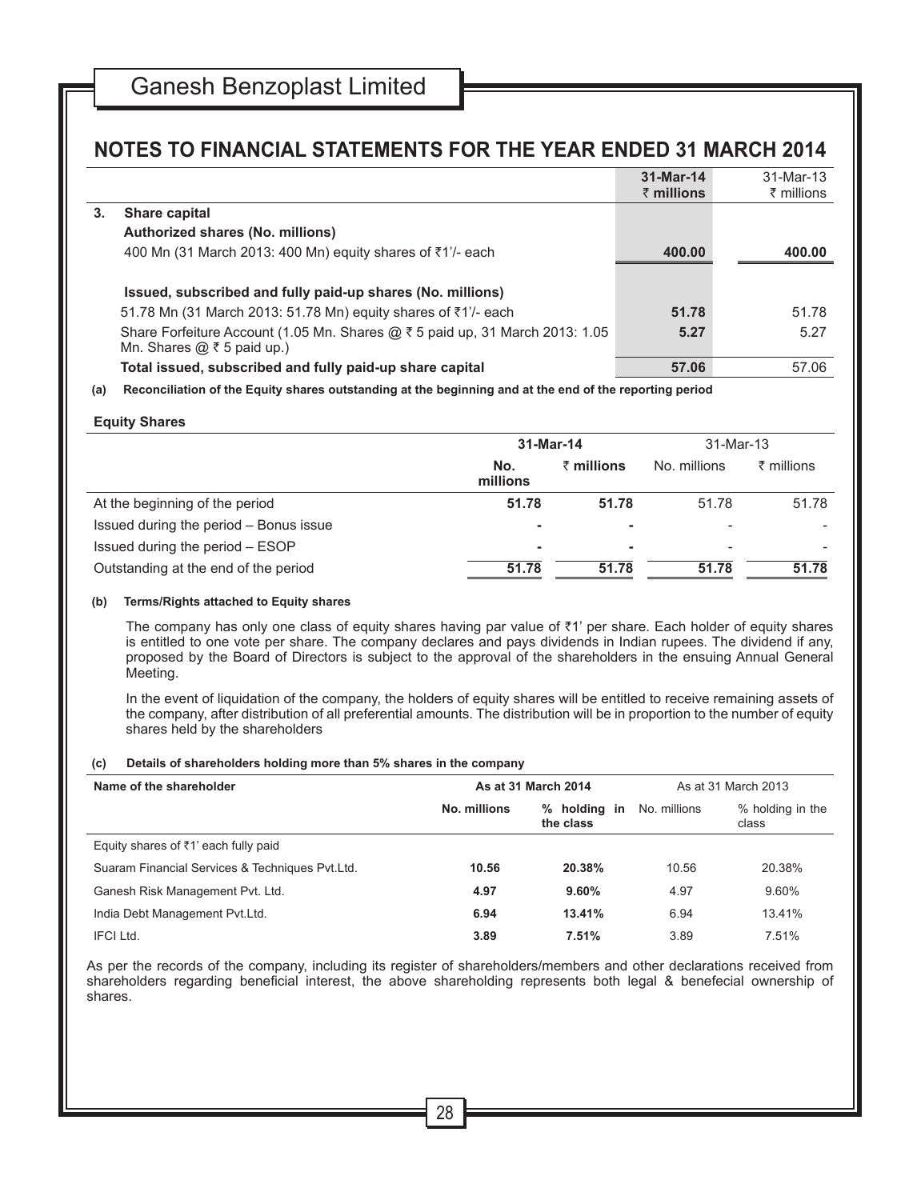## NOTES TO FINANCIAL STATEMENTS FOR THE YEAR ENDED 31 MARCH 2014

| | **31-Mar-14 ₹ millions** | 31-Mar-13 ₹ millions |
|---|---|---|
| **3. Share capital** | | |
| **Authorized shares (No. millions)** | | |
| 400 Mn (31 March 2013: 400 Mn) equity shares of ₹1'/- each | **400.00** | **400.00** |
| **Issued, subscribed and fully paid-up shares (No. millions)** | | |
| 51.78 Mn (31 March 2013: 51.78 Mn) equity shares of ₹1'/- each | **51.78** | 51.78 |
| Share Forfeiture Account (1.05 Mn. Shares @ ₹ 5 paid up, 31 March 2013: 1.05 Mn. Shares @ ₹ 5 paid up.) | **5.27** | 5.27 |
| **Total issued, subscribed and fully paid-up share capital** | **57.06** | 57.06 |

**(a) Reconciliation of the Equity shares outstanding at the beginning and at the end of the reporting period**

**Equity Shares**

| | **31-Mar-14** | | 31-Mar-13 | |
|---|---|---|---|---|
| | **No. millions** | **₹ millions** | No. millions | ₹ millions |
| At the beginning of the period | **51.78** | **51.78** | 51.78 | 51.78 |
| Issued during the period – Bonus issue | **-** | **-** | - | - |
| Issued during the period – ESOP | **-** | **-** | - | - |
| Outstanding at the end of the period | **51.78** | **51.78** | **51.78** | **51.78** |

**(b) Terms/Rights attached to Equity shares**

The company has only one class of equity shares having par value of ₹1' per share. Each holder of equity shares is entitled to one vote per share. The company declares and pays dividends in Indian rupees. The dividend if any, proposed by the Board of Directors is subject to the approval of the shareholders in the ensuing Annual General Meeting.

In the event of liquidation of the company, the holders of equity shares will be entitled to receive remaining assets of the company, after distribution of all preferential amounts. The distribution will be in proportion to the number of equity shares held by the shareholders

**(c) Details of shareholders holding more than 5% shares in the company**

| **Name of the shareholder** | **As at 31 March 2014** | | As at 31 March 2013 | |
|---|---|---|---|---|
| | **No. millions** | **% holding in the class** | No. millions | % holding in the class |
| Equity shares of ₹1' each fully paid | | | | |
| Suaram Financial Services & Techniques Pvt.Ltd. | **10.56** | **20.38%** | 10.56 | 20.38% |
| Ganesh Risk Management Pvt. Ltd. | **4.97** | **9.60%** | 4.97 | 9.60% |
| India Debt Management Pvt.Ltd. | **6.94** | **13.41%** | 6.94 | 13.41% |
| IFCI Ltd. | **3.89** | **7.51%** | 3.89 | 7.51% |

As per the records of the company, including its register of shareholders/members and other declarations received from shareholders regarding beneficial interest, the above shareholding represents both legal & benefecial ownership of shares.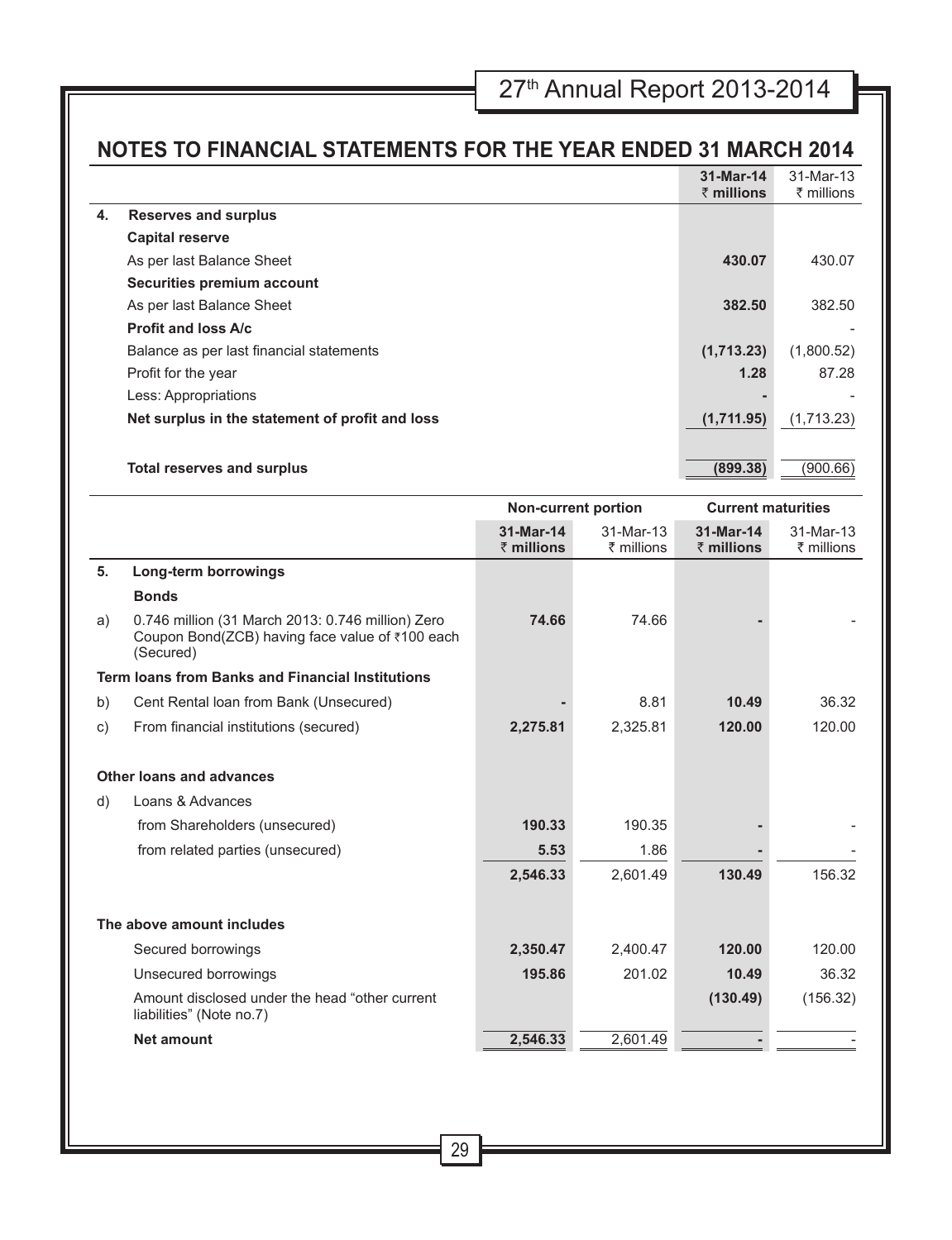## NOTES TO FINANCIAL STATEMENTS FOR THE YEAR ENDED 31 MARCH 2014

| | | 31-Mar-14 ₹ millions | 31-Mar-13 ₹ millions |
|---|---|---|---|
| **4.** | **Reserves and surplus** | | |
| | **Capital reserve** | | |
| | As per last Balance Sheet | **430.07** | 430.07 |
| | **Securities premium account** | | |
| | As per last Balance Sheet | **382.50** | 382.50 |
| | **Profit and loss A/c** | | - |
| | Balance as per last financial statements | **(1,713.23)** | (1,800.52) |
| | Profit for the year | **1.28** | 87.28 |
| | Less: Appropriations | **-** | - |
| | **Net surplus in the statement of profit and loss** | **(1,711.95)** | (1,713.23) |
| | **Total reserves and surplus** | **(899.38)** | (900.66) |

| | | Non-current portion | | Current maturities | |
|---|---|---|---|---|---|
| | | 31-Mar-14 ₹ millions | 31-Mar-13 ₹ millions | 31-Mar-14 ₹ millions | 31-Mar-13 ₹ millions |
| **5.** | **Long-term borrowings** | | | | |
| | **Bonds** | | | | |
| a) | 0.746 million (31 March 2013: 0.746 million) Zero Coupon Bond(ZCB) having face value of ₹100 each (Secured) | **74.66** | 74.66 | **-** | - |
| | **Term loans from Banks and Financial Institutions** | | | | |
| b) | Cent Rental loan from Bank (Unsecured) | **-** | 8.81 | **10.49** | 36.32 |
| c) | From financial institutions (secured) | **2,275.81** | 2,325.81 | **120.00** | 120.00 |
| | **Other loans and advances** | | | | |
| d) | Loans & Advances | | | | |
| | from Shareholders (unsecured) | **190.33** | 190.35 | **-** | - |
| | from related parties (unsecured) | **5.53** | 1.86 | **-** | - |
| | | **2,546.33** | 2,601.49 | **130.49** | 156.32 |
| | **The above amount includes** | | | | |
| | Secured borrowings | **2,350.47** | 2,400.47 | **120.00** | 120.00 |
| | Unsecured borrowings | **195.86** | 201.02 | **10.49** | 36.32 |
| | Amount disclosed under the head "other current liabilities" (Note no.7) | | | **(130.49)** | (156.32) |
| | **Net amount** | **2,546.33** | 2,601.49 | **-** | - |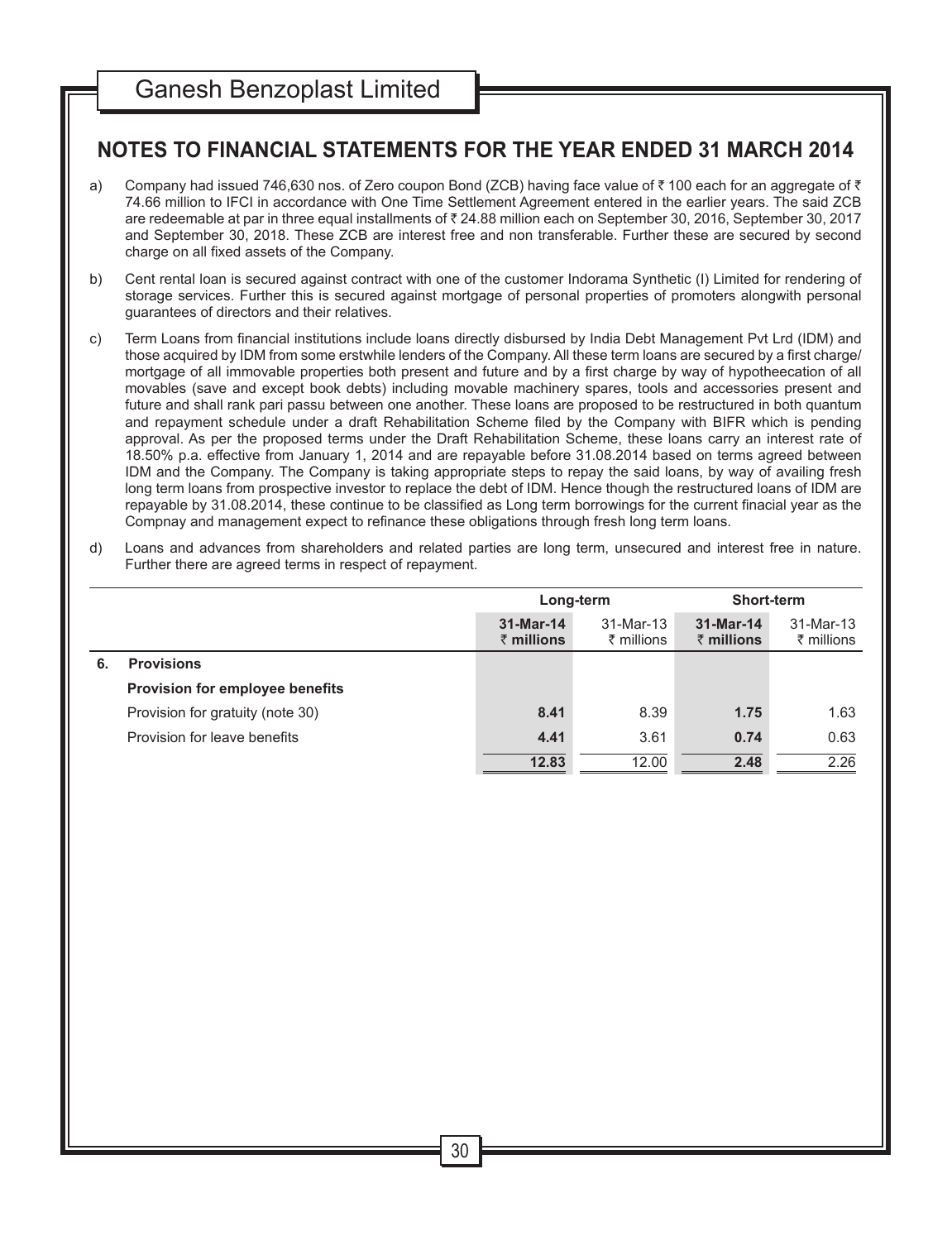## NOTES TO FINANCIAL STATEMENTS FOR THE YEAR ENDED 31 MARCH 2014

a) Company had issued 746,630 nos. of Zero coupon Bond (ZCB) having face value of ₹ 100 each for an aggregate of ₹ 74.66 million to IFCI in accordance with One Time Settlement Agreement entered in the earlier years. The said ZCB are redeemable at par in three equal installments of ₹ 24.88 million each on September 30, 2016, September 30, 2017 and September 30, 2018. These ZCB are interest free and non transferable. Further these are secured by second charge on all fixed assets of the Company.

b) Cent rental loan is secured against contract with one of the customer Indorama Synthetic (I) Limited for rendering of storage services. Further this is secured against mortgage of personal properties of promoters alongwith personal guarantees of directors and their relatives.

c) Term Loans from financial institutions include loans directly disbursed by India Debt Management Pvt Lrd (IDM) and those acquired by IDM from some erstwhile lenders of the Company. All these term loans are secured by a first charge/ mortgage of all immovable properties both present and future and by a first charge by way of hypotheecation of all movables (save and except book debts) including movable machinery spares, tools and accessories present and future and shall rank pari passu between one another. These loans are proposed to be restructured in both quantum and repayment schedule under a draft Rehabilitation Scheme filed by the Company with BIFR which is pending approval. As per the proposed terms under the Draft Rehabilitation Scheme, these loans carry an interest rate of 18.50% p.a. effective from January 1, 2014 and are repayable before 31.08.2014 based on terms agreed between IDM and the Company. The Company is taking appropriate steps to repay the said loans, by way of availing fresh long term loans from prospective investor to replace the debt of IDM. Hence though the restructured loans of IDM are repayable by 31.08.2014, these continue to be classified as Long term borrowings for the current finacial year as the Compnay and management expect to refinance these obligations through fresh long term loans.

d) Loans and advances from shareholders and related parties are long term, unsecured and interest free in nature. Further there are agreed terms in respect of repayment.

| | Long-term | | Short-term | |
|---|---|---|---|---|
| | **31-Mar-14 ₹ millions** | 31-Mar-13 ₹ millions | **31-Mar-14 ₹ millions** | 31-Mar-13 ₹ millions |
| **6. Provisions** | | | | |
| **Provision for employee benefits** | | | | |
| Provision for gratuity (note 30) | **8.41** | 8.39 | **1.75** | 1.63 |
| Provision for leave benefits | **4.41** | 3.61 | **0.74** | 0.63 |
| | **12.83** | 12.00 | **2.48** | 2.26 |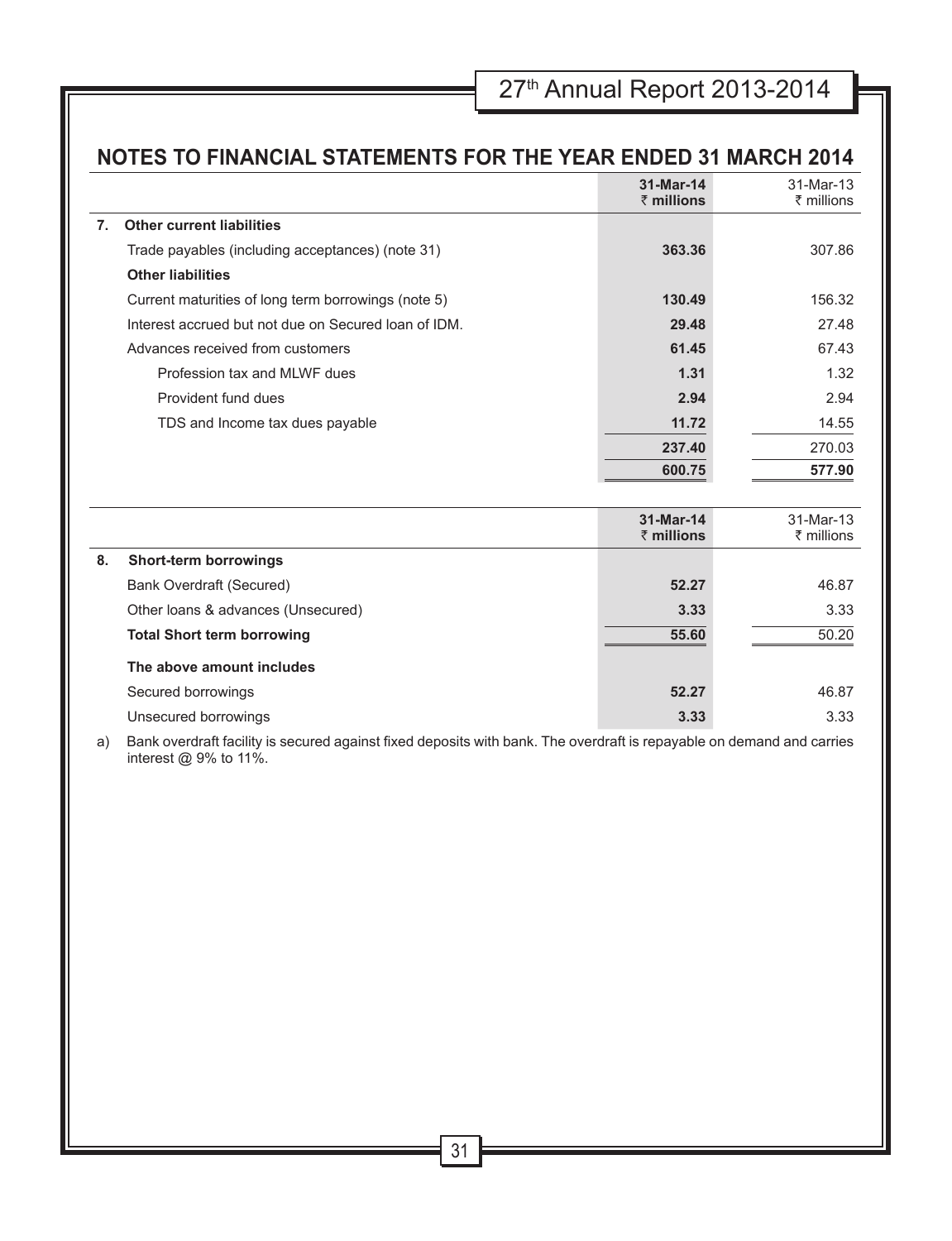## NOTES TO FINANCIAL STATEMENTS FOR THE YEAR ENDED 31 MARCH 2014

| | 31-Mar-14 ₹ millions | 31-Mar-13 ₹ millions |
|---|---|---|
| **7. Other current liabilities** | | |
| Trade payables (including acceptances) (note 31) | **363.36** | 307.86 |
| **Other liabilities** | | |
| Current maturities of long term borrowings (note 5) | **130.49** | 156.32 |
| Interest accrued but not due on Secured loan of IDM. | **29.48** | 27.48 |
| Advances received from customers | **61.45** | 67.43 |
| Profession tax and MLWF dues | **1.31** | 1.32 |
| Provident fund dues | **2.94** | 2.94 |
| TDS and Income tax dues payable | **11.72** | 14.55 |
| | **237.40** | 270.03 |
| | **600.75** | **577.90** |

| | 31-Mar-14 ₹ millions | 31-Mar-13 ₹ millions |
|---|---|---|
| **8. Short-term borrowings** | | |
| Bank Overdraft (Secured) | **52.27** | 46.87 |
| Other loans & advances (Unsecured) | **3.33** | 3.33 |
| **Total Short term borrowing** | **55.60** | 50.20 |
| **The above amount includes** | | |
| Secured borrowings | **52.27** | 46.87 |
| Unsecured borrowings | **3.33** | 3.33 |

a) Bank overdraft facility is secured against fixed deposits with bank. The overdraft is repayable on demand and carries interest @ 9% to 11%.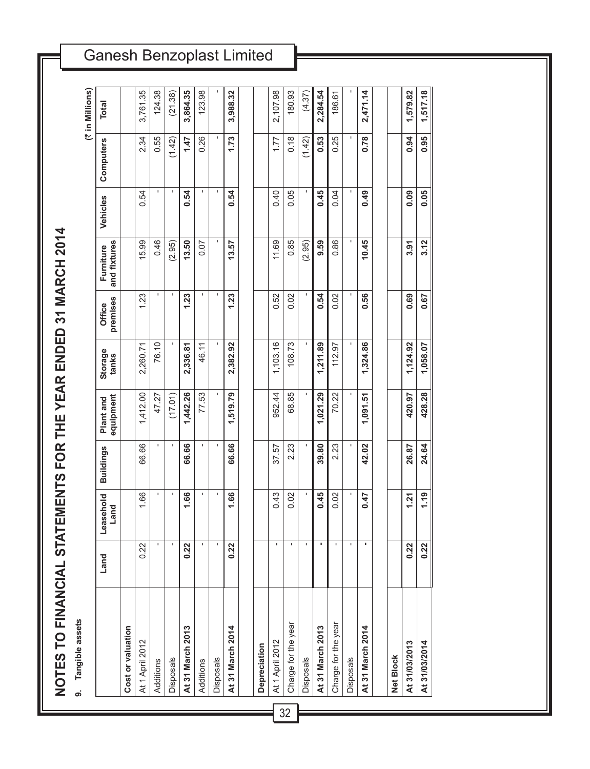# NOTES TO FINANCIAL STATEMENTS FOR THE YEAR ENDED 31 MARCH 2014

**9. Tangible assets**

(₹ in Millions)

| | Land | Leasehold Land | Buildings | Plant and equipment | Storage tanks | Office premises | Furniture and fixtures | Vehicles | Computers | Total |
|---|---|---|---|---|---|---|---|---|---|---|
| **Cost or valuation** | | | | | | | | | | |
| At 1 April 2012 | 0.22 | 1.66 | 66.66 | 1,412.00 | 2,260.71 | 1.23 | 15.99 | 0.54 | 2.34 | 3,761.35 |
| Additions | - | - | - | 47.27 | 76.10 | - | 0.46 | - | 0.55 | 124.38 |
| Disposals | - | - | - | (17.01) | - | - | (2.95) | - | (1.42) | (21.38) |
| **At 31 March 2013** | **0.22** | **1.66** | **66.66** | **1,442.26** | **2,336.81** | **1.23** | **13.50** | **0.54** | **1.47** | **3,864.35** |
| Additions | - | - | - | 77.53 | 46.11 | - | 0.07 | - | 0.26 | 123.98 |
| Disposals | - | - | - | - | - | - | - | - | - | - |
| **At 31 March 2014** | **0.22** | **1.66** | **66.66** | **1,519.79** | **2,382.92** | **1.23** | **13.57** | **0.54** | **1.73** | **3,988.32** |
| | | | | | | | | | | |
| **Depreciation** | | | | | | | | | | |
| At 1 April 2012 | - | 0.43 | 37.57 | 952.44 | 1,103.16 | 0.52 | 11.69 | 0.40 | 1.77 | 2,107.98 |
| Charge for the year | - | 0.02 | 2.23 | 68.85 | 108.73 | 0.02 | 0.85 | 0.05 | 0.18 | 180.93 |
| Disposals | - | - | - | - | - | - | (2.95) | - | (1.42) | (4.37) |
| **At 31 March 2013** | **-** | **0.45** | **39.80** | **1,021.29** | **1,211.89** | **0.54** | **9.59** | **0.45** | **0.53** | **2,284.54** |
| Charge for the year | - | 0.02 | 2.23 | 70.22 | 112.97 | 0.02 | 0.86 | 0.04 | 0.25 | 186.61 |
| Disposals | - | - | - | - | - | - | - | - | - | - |
| **At 31 March 2014** | **-** | **0.47** | **42.02** | **1,091.51** | **1,324.86** | **0.56** | **10.45** | **0.49** | **0.78** | **2,471.14** |
| | | | | | | | | | | |
| **Net Block** | | | | | | | | | | |
| **At 31/03/2013** | **0.22** | **1.21** | **26.87** | **420.97** | **1,124.92** | **0.69** | **3.91** | **0.09** | **0.94** | **1,579.82** |
| **At 31/03/2014** | **0.22** | **1.19** | **24.64** | **428.28** | **1,058.07** | **0.67** | **3.12** | **0.05** | **0.95** | **1,517.18** |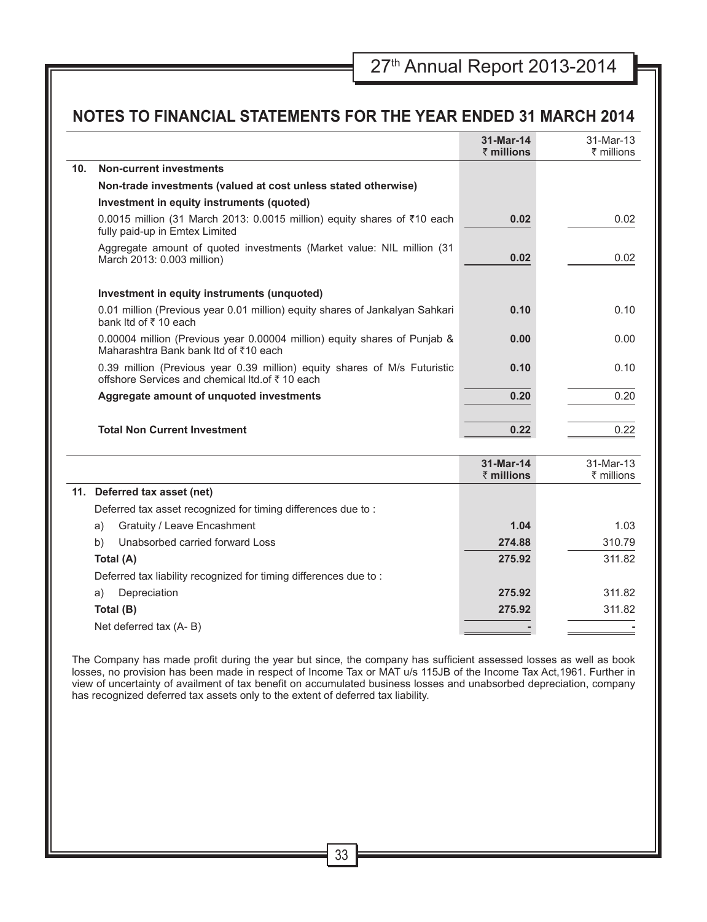## NOTES TO FINANCIAL STATEMENTS FOR THE YEAR ENDED 31 MARCH 2014

| | | 31-Mar-14 ₹ millions | 31-Mar-13 ₹ millions |
|---|---|---|---|
| **10.** | **Non-current investments** | | |
| | **Non-trade investments (valued at cost unless stated otherwise)** | | |
| | **Investment in equity instruments (quoted)** | | |
| | 0.0015 million (31 March 2013: 0.0015 million) equity shares of ₹10 each fully paid-up in Emtex Limited | **0.02** | 0.02 |
| | Aggregate amount of quoted investments (Market value: NIL million (31 March 2013: 0.003 million) | **0.02** | 0.02 |
| | **Investment in equity instruments (unquoted)** | | |
| | 0.01 million (Previous year 0.01 million) equity shares of Jankalyan Sahkari bank ltd of ₹ 10 each | **0.10** | 0.10 |
| | 0.00004 million (Previous year 0.00004 million) equity shares of Punjab & Maharashtra Bank bank ltd of ₹10 each | **0.00** | 0.00 |
| | 0.39 million (Previous year 0.39 million) equity shares of M/s Futuristic offshore Services and chemical ltd.of ₹ 10 each | **0.10** | 0.10 |
| | **Aggregate amount of unquoted investments** | **0.20** | 0.20 |
| | **Total Non Current Investment** | **0.22** | 0.22 |

| | | 31-Mar-14 ₹ millions | 31-Mar-13 ₹ millions |
|---|---|---|---|
| **11.** | **Deferred tax asset (net)** | | |
| | Deferred tax asset recognized for timing differences due to : | | |
| | a) Gratuity / Leave Encashment | **1.04** | 1.03 |
| | b) Unabsorbed carried forward Loss | **274.88** | 310.79 |
| | **Total (A)** | **275.92** | 311.82 |
| | Deferred tax liability recognized for timing differences due to : | | |
| | a) Depreciation | **275.92** | 311.82 |
| | **Total (B)** | **275.92** | 311.82 |
| | Net deferred tax (A- B) | **-** | - |

The Company has made profit during the year but since, the company has sufficient assessed losses as well as book losses, no provision has been made in respect of Income Tax or MAT u/s 115JB of the Income Tax Act,1961. Further in view of uncertainty of availment of tax benefit on accumulated business losses and unabsorbed depreciation, company has recognized deferred tax assets only to the extent of deferred tax liability.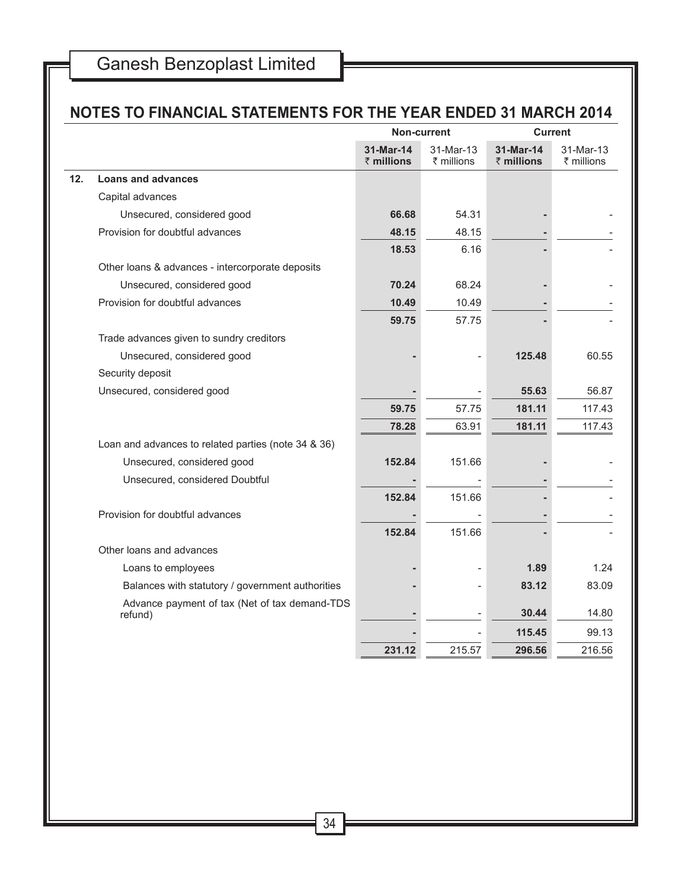## NOTES TO FINANCIAL STATEMENTS FOR THE YEAR ENDED 31 MARCH 2014

| | | Non-current | | Current | |
|---|---|---|---|---|---|
| | | **31-Mar-14 ₹ millions** | 31-Mar-13 ₹ millions | **31-Mar-14 ₹ millions** | 31-Mar-13 ₹ millions |
| **12.** | **Loans and advances** | | | | |
| | Capital advances | | | | |
| | Unsecured, considered good | **66.68** | 54.31 | **-** | - |
| | Provision for doubtful advances | **48.15** | 48.15 | **-** | - |
| | | **18.53** | 6.16 | **-** | - |
| | Other loans & advances - intercorporate deposits | | | | |
| | Unsecured, considered good | **70.24** | 68.24 | **-** | - |
| | Provision for doubtful advances | **10.49** | 10.49 | **-** | - |
| | | **59.75** | 57.75 | **-** | - |
| | Trade advances given to sundry creditors | | | | |
| | Unsecured, considered good | **-** | - | **125.48** | 60.55 |
| | Security deposit | | | | |
| | Unsecured, considered good | **-** | - | **55.63** | 56.87 |
| | | **59.75** | 57.75 | **181.11** | 117.43 |
| | | **78.28** | 63.91 | **181.11** | 117.43 |
| | Loan and advances to related parties (note 34 & 36) | | | | |
| | Unsecured, considered good | **152.84** | 151.66 | **-** | - |
| | Unsecured, considered Doubtful | **-** | - | **-** | - |
| | | **152.84** | 151.66 | **-** | - |
| | Provision for doubtful advances | **-** | - | **-** | - |
| | | **152.84** | 151.66 | **-** | - |
| | Other loans and advances | | | | |
| | Loans to employees | **-** | - | **1.89** | 1.24 |
| | Balances with statutory / government authorities | **-** | - | **83.12** | 83.09 |
| | Advance payment of tax (Net of tax demand-TDS refund) | **-** | - | **30.44** | 14.80 |
| | | **-** | - | **115.45** | 99.13 |
| | | **231.12** | 215.57 | **296.56** | 216.56 |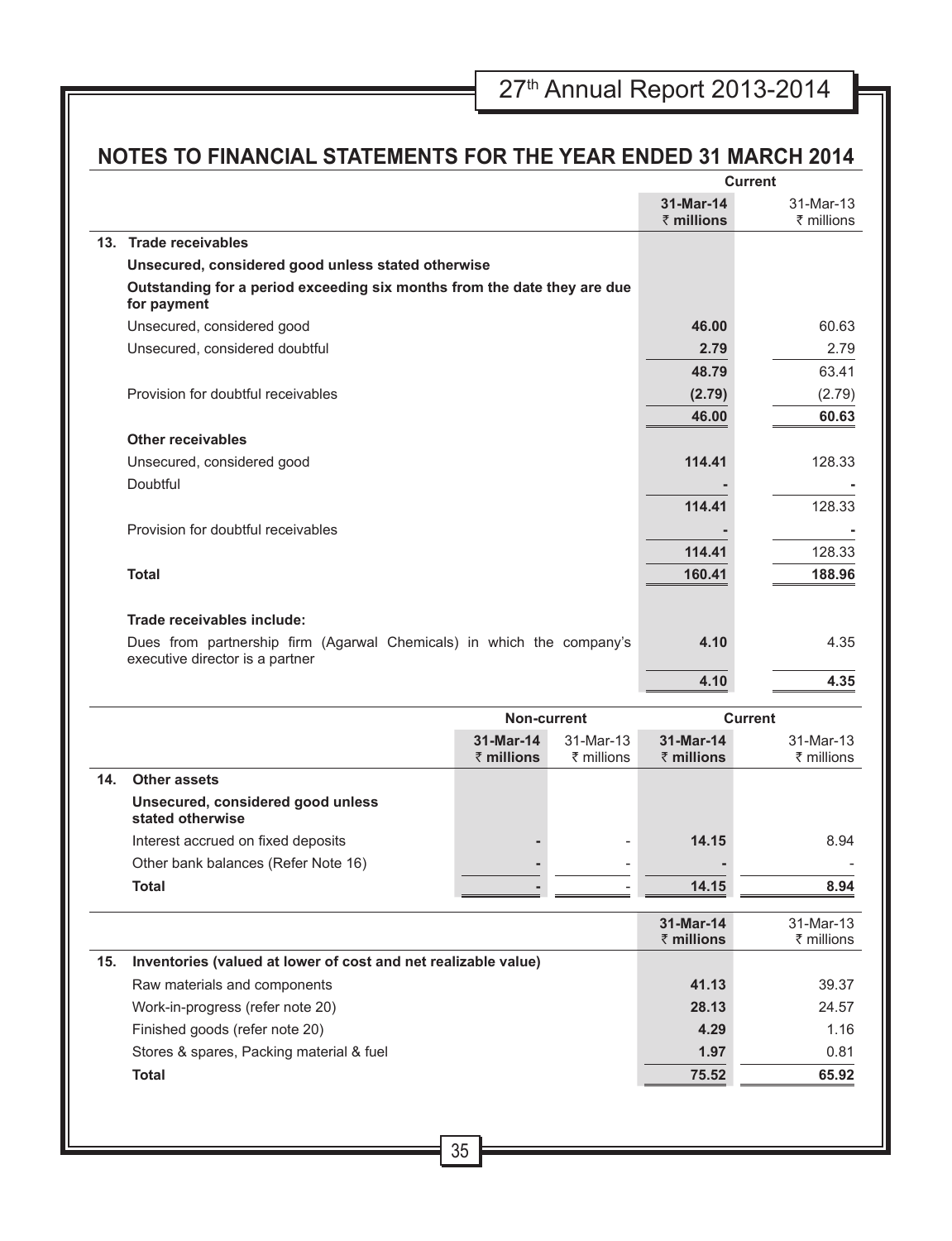## NOTES TO FINANCIAL STATEMENTS FOR THE YEAR ENDED 31 MARCH 2014

| | Current | |
|---|---|---|
| | **31-Mar-14 ₹ millions** | 31-Mar-13 ₹ millions |
| **13. Trade receivables** | | |
| **Unsecured, considered good unless stated otherwise** | | |
| **Outstanding for a period exceeding six months from the date they are due for payment** | | |
| Unsecured, considered good | **46.00** | 60.63 |
| Unsecured, considered doubtful | **2.79** | 2.79 |
| | **48.79** | 63.41 |
| Provision for doubtful receivables | **(2.79)** | (2.79) |
| | **46.00** | **60.63** |
| **Other receivables** | | |
| Unsecured, considered good | **114.41** | 128.33 |
| Doubtful | **-** | - |
| | **114.41** | 128.33 |
| Provision for doubtful receivables | **-** | - |
| | **114.41** | 128.33 |
| **Total** | **160.41** | **188.96** |
| **Trade receivables include:** | | |
| Dues from partnership firm (Agarwal Chemicals) in which the company's executive director is a partner | **4.10** | 4.35 |
| | **4.10** | **4.35** |

| | Non-current | | Current | |
|---|---|---|---|---|
| | **31-Mar-14 ₹ millions** | 31-Mar-13 ₹ millions | **31-Mar-14 ₹ millions** | 31-Mar-13 ₹ millions |
| **14. Other assets** | | | | |
| **Unsecured, considered good unless stated otherwise** | | | | |
| Interest accrued on fixed deposits | **-** | - | **14.15** | 8.94 |
| Other bank balances (Refer Note 16) | **-** | - | **-** | - |
| **Total** | **-** | - | **14.15** | **8.94** |

| | **31-Mar-14 ₹ millions** | 31-Mar-13 ₹ millions |
|---|---|---|
| **15. Inventories (valued at lower of cost and net realizable value)** | | |
| Raw materials and components | **41.13** | 39.37 |
| Work-in-progress (refer note 20) | **28.13** | 24.57 |
| Finished goods (refer note 20) | **4.29** | 1.16 |
| Stores & spares, Packing material & fuel | **1.97** | 0.81 |
| **Total** | **75.52** | **65.92** |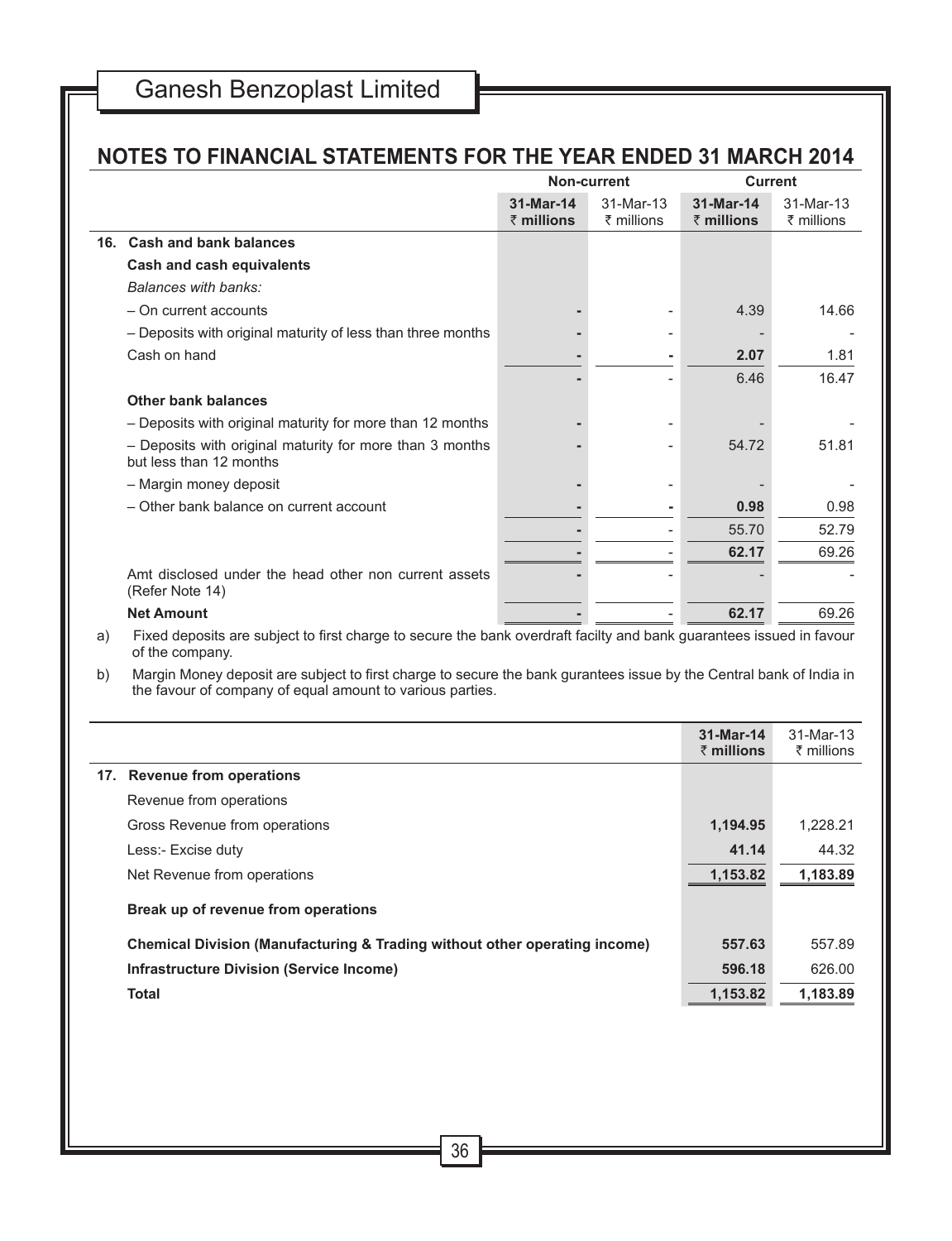## NOTES TO FINANCIAL STATEMENTS FOR THE YEAR ENDED 31 MARCH 2014

| | Non-current | | Current | |
|---|---|---|---|---|
| | **31-Mar-14 ₹ millions** | 31-Mar-13 ₹ millions | **31-Mar-14 ₹ millions** | 31-Mar-13 ₹ millions |
| **16. Cash and bank balances** | | | | |
| **Cash and cash equivalents** | | | | |
| *Balances with banks:* | | | | |
| – On current accounts | - | - | 4.39 | 14.66 |
| – Deposits with original maturity of less than three months | - | - | - | - |
| Cash on hand | - | - | **2.07** | 1.81 |
| | - | - | 6.46 | 16.47 |
| **Other bank balances** | | | | |
| – Deposits with original maturity for more than 12 months | - | - | - | - |
| – Deposits with original maturity for more than 3 months but less than 12 months | - | - | 54.72 | 51.81 |
| – Margin money deposit | - | - | - | - |
| – Other bank balance on current account | - | - | **0.98** | 0.98 |
| | - | - | 55.70 | 52.79 |
| | - | - | **62.17** | 69.26 |
| Amt disclosed under the head other non current assets (Refer Note 14) | - | - | - | - |
| **Net Amount** | - | - | **62.17** | 69.26 |

a) Fixed deposits are subject to first charge to secure the bank overdraft facilty and bank guarantees issued in favour of the company.

b) Margin Money deposit are subject to first charge to secure the bank gurantees issue by the Central bank of India in the favour of company of equal amount to various parties.

| | **31-Mar-14 ₹ millions** | 31-Mar-13 ₹ millions |
|---|---|---|
| **17. Revenue from operations** | | |
| Revenue from operations | | |
| Gross Revenue from operations | **1,194.95** | 1,228.21 |
| Less:- Excise duty | **41.14** | 44.32 |
| Net Revenue from operations | **1,153.82** | **1,183.89** |
| **Break up of revenue from operations** | | |
| **Chemical Division (Manufacturing & Trading without other operating income)** | **557.63** | 557.89 |
| **Infrastructure Division (Service Income)** | **596.18** | 626.00 |
| **Total** | **1,153.82** | **1,183.89** |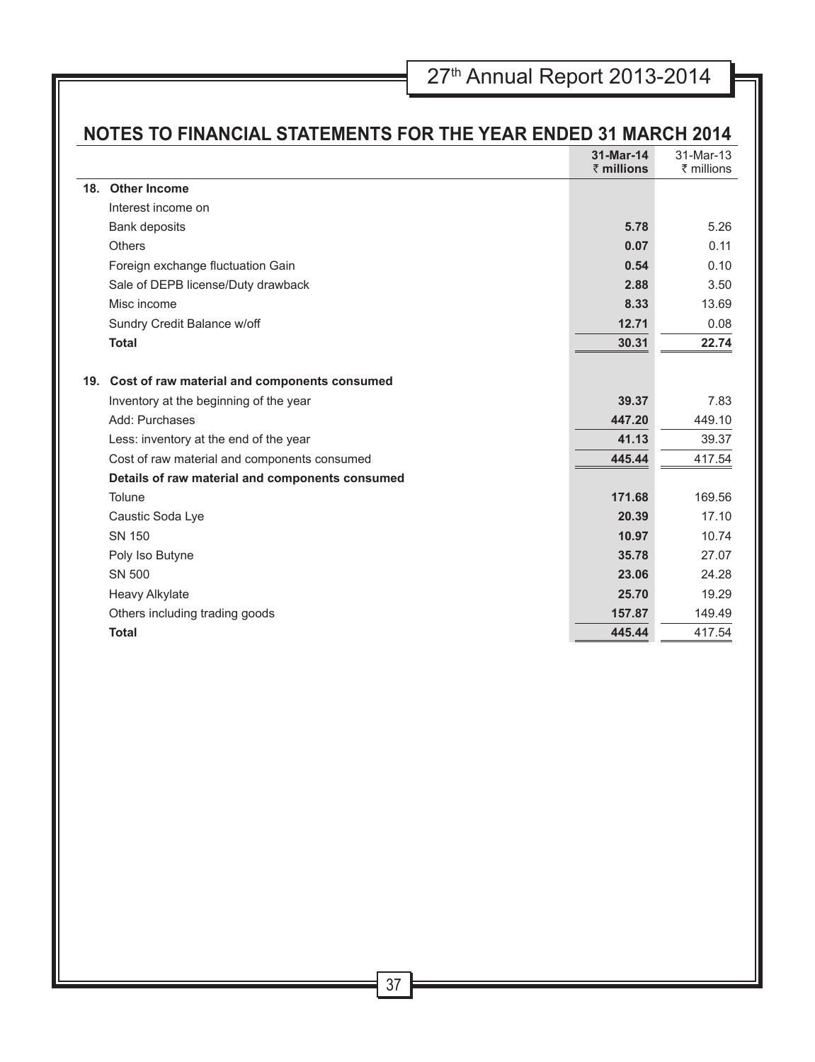## NOTES TO FINANCIAL STATEMENTS FOR THE YEAR ENDED 31 MARCH 2014

| | | 31-Mar-14 ₹ millions | 31-Mar-13 ₹ millions |
|---|---|---|---|
| **18.** | **Other Income** | | |
| | Interest income on | | |
| | Bank deposits | **5.78** | 5.26 |
| | Others | **0.07** | 0.11 |
| | Foreign exchange fluctuation Gain | **0.54** | 0.10 |
| | Sale of DEPB license/Duty drawback | **2.88** | 3.50 |
| | Misc income | **8.33** | 13.69 |
| | Sundry Credit Balance w/off | **12.71** | 0.08 |
| | **Total** | **30.31** | **22.74** |
| **19.** | **Cost of raw material and components consumed** | | |
| | Inventory at the beginning of the year | **39.37** | 7.83 |
| | Add: Purchases | **447.20** | 449.10 |
| | Less: inventory at the end of the year | **41.13** | 39.37 |
| | Cost of raw material and components consumed | **445.44** | 417.54 |
| | **Details of raw material and components consumed** | | |
| | Tolune | **171.68** | 169.56 |
| | Caustic Soda Lye | **20.39** | 17.10 |
| | SN 150 | **10.97** | 10.74 |
| | Poly Iso Butyne | **35.78** | 27.07 |
| | SN 500 | **23.06** | 24.28 |
| | Heavy Alkylate | **25.70** | 19.29 |
| | Others including trading goods | **157.87** | 149.49 |
| | **Total** | **445.44** | 417.54 |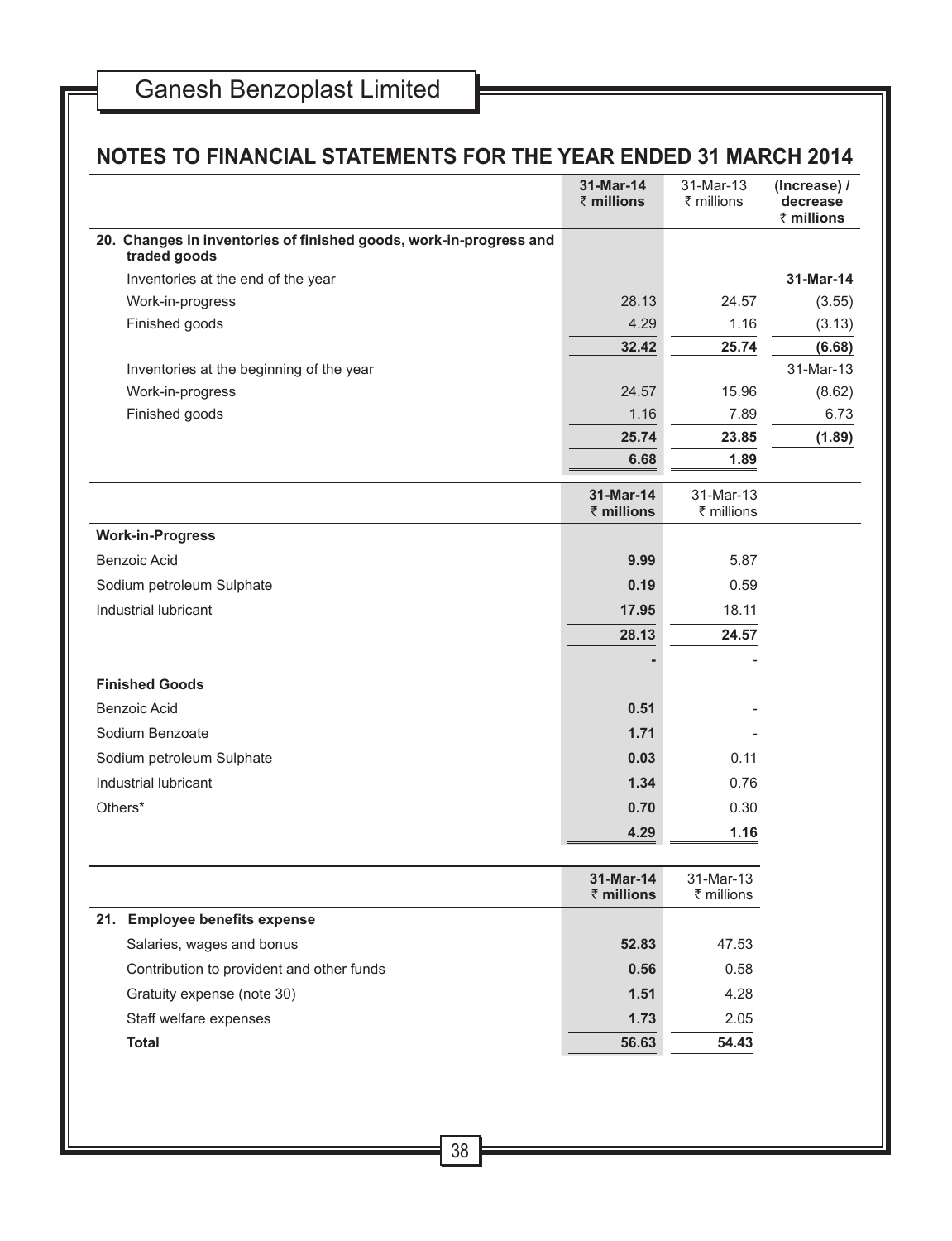## NOTES TO FINANCIAL STATEMENTS FOR THE YEAR ENDED 31 MARCH 2014

| | **31-Mar-14 ₹ millions** | 31-Mar-13 ₹ millions | **(Increase) / decrease ₹ millions** |
|---|---|---|---|
| **20. Changes in inventories of finished goods, work-in-progress and traded goods** | | | |
| Inventories at the end of the year | | | **31-Mar-14** |
| Work-in-progress | 28.13 | 24.57 | (3.55) |
| Finished goods | 4.29 | 1.16 | (3.13) |
| | **32.42** | **25.74** | **(6.68)** |
| Inventories at the beginning of the year | | | 31-Mar-13 |
| Work-in-progress | 24.57 | 15.96 | (8.62) |
| Finished goods | 1.16 | 7.89 | 6.73 |
| | **25.74** | **23.85** | **(1.89)** |
| | **6.68** | **1.89** | |

| | **31-Mar-14 ₹ millions** | 31-Mar-13 ₹ millions |
|---|---|---|
| **Work-in-Progress** | | |
| Benzoic Acid | **9.99** | 5.87 |
| Sodium petroleum Sulphate | **0.19** | 0.59 |
| Industrial lubricant | **17.95** | 18.11 |
| | **28.13** | **24.57** |
| | **-** | - |
| **Finished Goods** | | |
| Benzoic Acid | **0.51** | - |
| Sodium Benzoate | **1.71** | - |
| Sodium petroleum Sulphate | **0.03** | 0.11 |
| Industrial lubricant | **1.34** | 0.76 |
| Others* | **0.70** | 0.30 |
| | **4.29** | **1.16** |

| | **31-Mar-14 ₹ millions** | 31-Mar-13 ₹ millions |
|---|---|---|
| **21. Employee benefits expense** | | |
| Salaries, wages and bonus | **52.83** | 47.53 |
| Contribution to provident and other funds | **0.56** | 0.58 |
| Gratuity expense (note 30) | **1.51** | 4.28 |
| Staff welfare expenses | **1.73** | 2.05 |
| **Total** | **56.63** | **54.43** |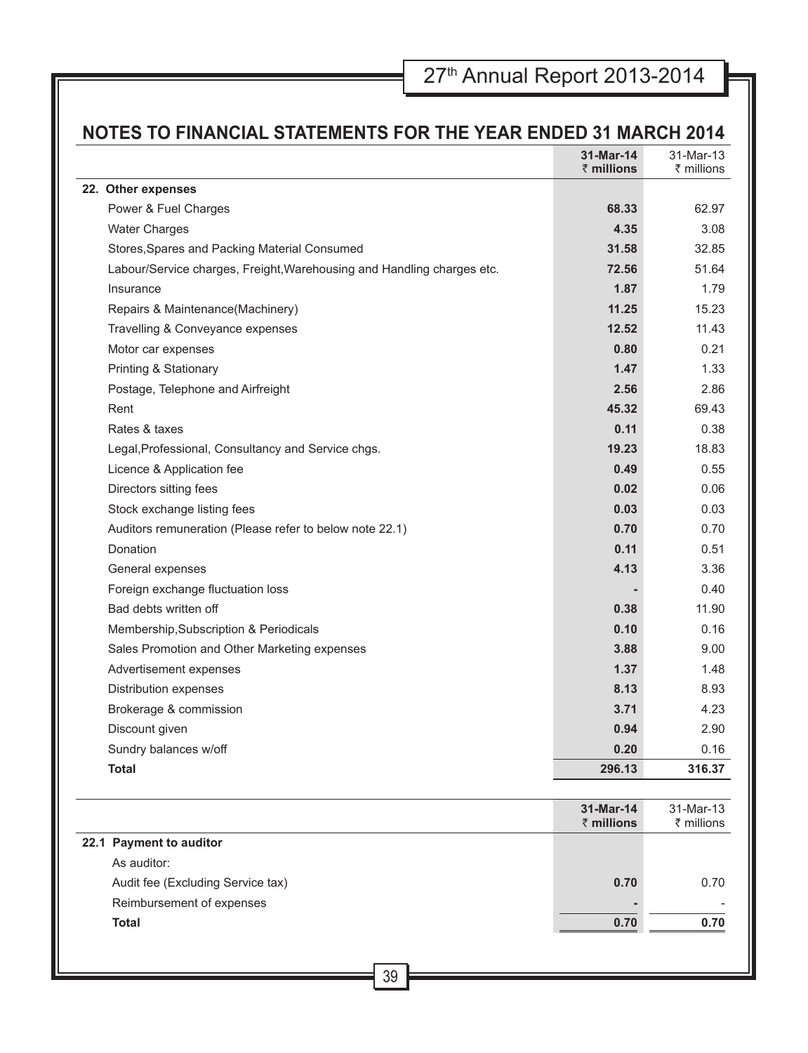## NOTES TO FINANCIAL STATEMENTS FOR THE YEAR ENDED 31 MARCH 2014

| | 31-Mar-14 ₹ millions | 31-Mar-13 ₹ millions |
|---|---|---|
| **22. Other expenses** | | |
| Power & Fuel Charges | **68.33** | 62.97 |
| Water Charges | **4.35** | 3.08 |
| Stores,Spares and Packing Material Consumed | **31.58** | 32.85 |
| Labour/Service charges, Freight,Warehousing and Handling charges etc. | **72.56** | 51.64 |
| Insurance | **1.87** | 1.79 |
| Repairs & Maintenance(Machinery) | **11.25** | 15.23 |
| Travelling & Conveyance expenses | **12.52** | 11.43 |
| Motor car expenses | **0.80** | 0.21 |
| Printing & Stationary | **1.47** | 1.33 |
| Postage, Telephone and Airfreight | **2.56** | 2.86 |
| Rent | **45.32** | 69.43 |
| Rates & taxes | **0.11** | 0.38 |
| Legal,Professional, Consultancy and Service chgs. | **19.23** | 18.83 |
| Licence & Application fee | **0.49** | 0.55 |
| Directors sitting fees | **0.02** | 0.06 |
| Stock exchange listing fees | **0.03** | 0.03 |
| Auditors remuneration (Please refer to below note 22.1) | **0.70** | 0.70 |
| Donation | **0.11** | 0.51 |
| General expenses | **4.13** | 3.36 |
| Foreign exchange fluctuation loss | **-** | 0.40 |
| Bad debts written off | **0.38** | 11.90 |
| Membership,Subscription & Periodicals | **0.10** | 0.16 |
| Sales Promotion and Other Marketing expenses | **3.88** | 9.00 |
| Advertisement expenses | **1.37** | 1.48 |
| Distribution expenses | **8.13** | 8.93 |
| Brokerage & commission | **3.71** | 4.23 |
| Discount given | **0.94** | 2.90 |
| Sundry balances w/off | **0.20** | 0.16 |
| **Total** | **296.13** | **316.37** |

| | 31-Mar-14 ₹ millions | 31-Mar-13 ₹ millions |
|---|---|---|
| **22.1 Payment to auditor** | | |
| As auditor: | | |
| Audit fee (Excluding Service tax) | **0.70** | 0.70 |
| Reimbursement of expenses | **-** | - |
| **Total** | **0.70** | **0.70** |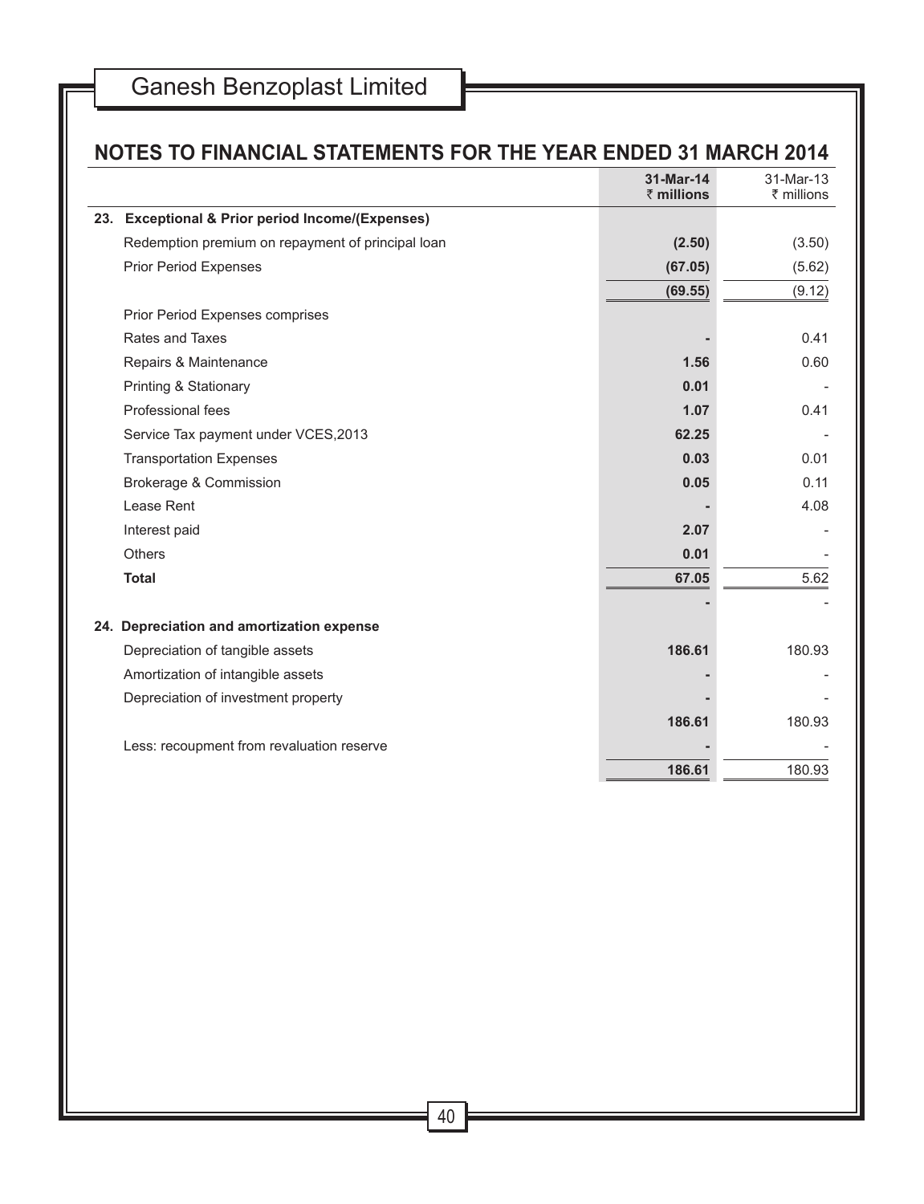## NOTES TO FINANCIAL STATEMENTS FOR THE YEAR ENDED 31 MARCH 2014

| | 31-Mar-14 ₹ millions | 31-Mar-13 ₹ millions |
|---|---|---|
| **23. Exceptional & Prior period Income/(Expenses)** | | |
| Redemption premium on repayment of principal loan | **(2.50)** | (3.50) |
| Prior Period Expenses | **(67.05)** | (5.62) |
| | **(69.55)** | (9.12) |
| Prior Period Expenses comprises | | |
| Rates and Taxes | **-** | 0.41 |
| Repairs & Maintenance | **1.56** | 0.60 |
| Printing & Stationary | **0.01** | - |
| Professional fees | **1.07** | 0.41 |
| Service Tax payment under VCES,2013 | **62.25** | - |
| Transportation Expenses | **0.03** | 0.01 |
| Brokerage & Commission | **0.05** | 0.11 |
| Lease Rent | **-** | 4.08 |
| Interest paid | **2.07** | - |
| Others | **0.01** | - |
| **Total** | **67.05** | 5.62 |
| | **-** | - |
| **24. Depreciation and amortization expense** | | |
| Depreciation of tangible assets | **186.61** | 180.93 |
| Amortization of intangible assets | **-** | - |
| Depreciation of investment property | **-** | - |
| | **186.61** | 180.93 |
| Less: recoupment from revaluation reserve | **-** | - |
| | **186.61** | 180.93 |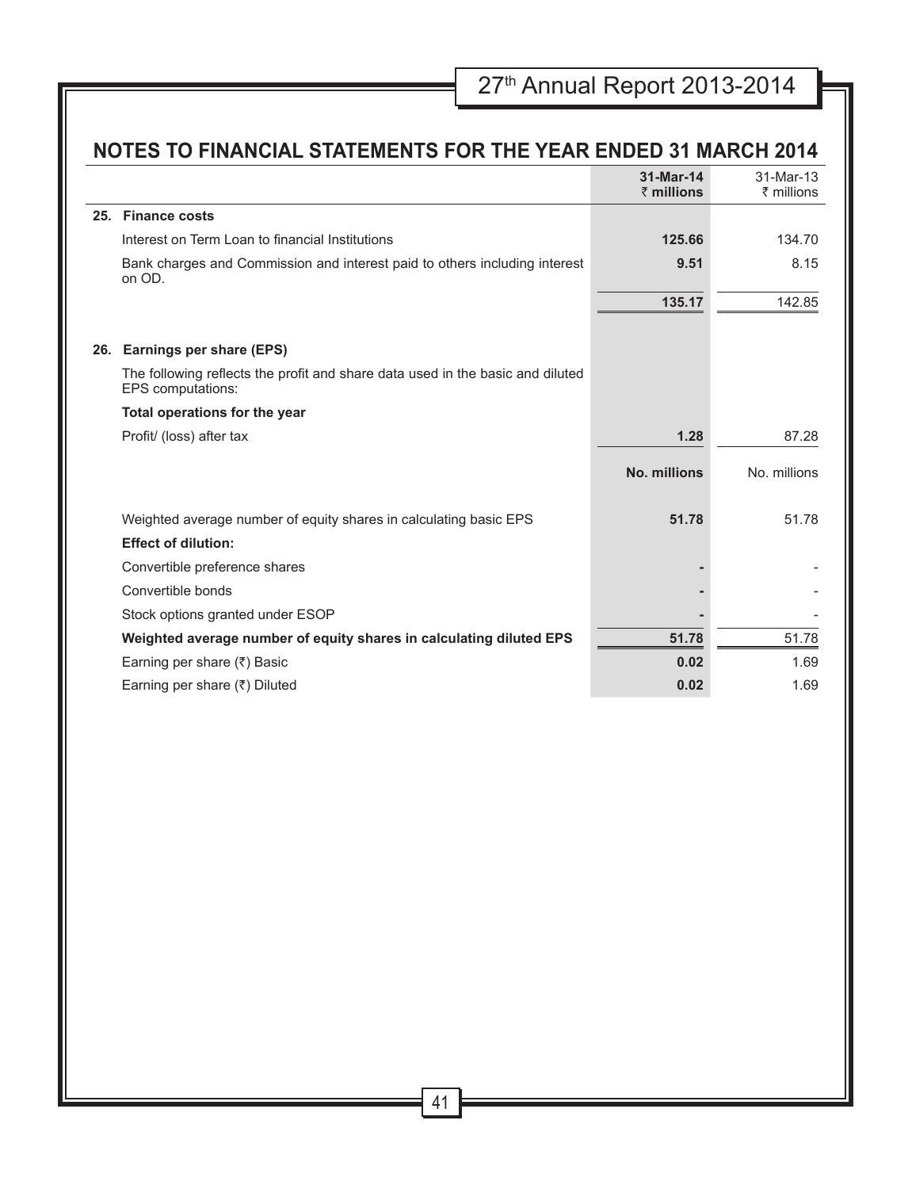## NOTES TO FINANCIAL STATEMENTS FOR THE YEAR ENDED 31 MARCH 2014

| | 31-Mar-14 ₹ millions | 31-Mar-13 ₹ millions |
|---|---|---|
| **25. Finance costs** | | |
| Interest on Term Loan to financial Institutions | **125.66** | 134.70 |
| Bank charges and Commission and interest paid to others including interest on OD. | **9.51** | 8.15 |
| | **135.17** | 142.85 |
| **26. Earnings per share (EPS)** | | |
| The following reflects the profit and share data used in the basic and diluted EPS computations: | | |
| **Total operations for the year** | | |
| Profit/ (loss) after tax | **1.28** | 87.28 |
| | **No. millions** | No. millions |
| Weighted average number of equity shares in calculating basic EPS | **51.78** | 51.78 |
| **Effect of dilution:** | | |
| Convertible preference shares | **-** | - |
| Convertible bonds | **-** | - |
| Stock options granted under ESOP | **-** | - |
| **Weighted average number of equity shares in calculating diluted EPS** | **51.78** | 51.78 |
| Earning per share (₹) Basic | **0.02** | 1.69 |
| Earning per share (₹) Diluted | **0.02** | 1.69 |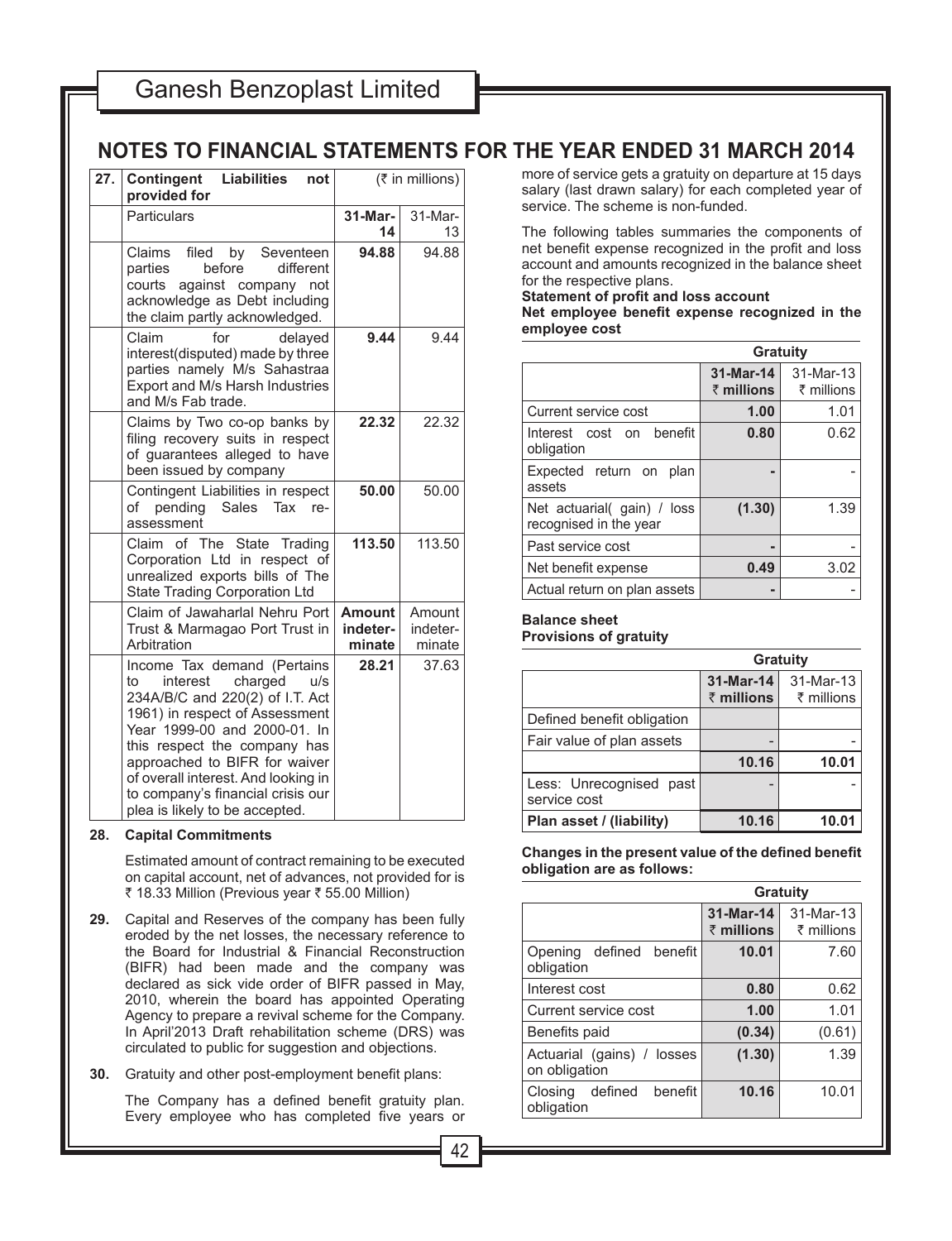# NOTES TO FINANCIAL STATEMENTS FOR THE YEAR ENDED 31 MARCH 2014

**27. Contingent Liabilities not provided for** (₹ in millions)

| Particulars | 31-Mar-14 | 31-Mar-13 |
|---|---|---|
| Claims filed by Seventeen parties before different courts against company not acknowledge as Debt including the claim partly acknowledged. | **94.88** | 94.88 |
| Claim for delayed interest(disputed) made by three parties namely M/s Sahastraa Export and M/s Harsh Industries and M/s Fab trade. | **9.44** | 9.44 |
| Claims by Two co-op banks by filing recovery suits in respect of guarantees alleged to have been issued by company | **22.32** | 22.32 |
| Contingent Liabilities in respect of pending Sales Tax re-assessment | **50.00** | 50.00 |
| Claim of The State Trading Corporation Ltd in respect of unrealized exports bills of The State Trading Corporation Ltd | **113.50** | 113.50 |
| Claim of Jawaharlal Nehru Port Trust & Marmagao Port Trust in Arbitration | **Amount indeterminate** | Amount indeterminate |
| Income Tax demand (Pertains to interest charged u/s 234A/B/C and 220(2) of I.T. Act 1961) in respect of Assessment Year 1999-00 and 2000-01. In this respect the company has approached to BIFR for waiver of overall interest. And looking in to company's financial crisis our plea is likely to be accepted. | **28.21** | 37.63 |

**28. Capital Commitments**

Estimated amount of contract remaining to be executed on capital account, net of advances, not provided for is ₹ 18.33 Million (Previous year ₹ 55.00 Million)

**29.** Capital and Reserves of the company has been fully eroded by the net losses, the necessary reference to the Board for Industrial & Financial Reconstruction (BIFR) had been made and the company was declared as sick vide order of BIFR passed in May, 2010, wherein the board has appointed Operating Agency to prepare a revival scheme for the Company. In April'2013 Draft rehabilitation scheme (DRS) was circulated to public for suggestion and objections.

**30.** Gratuity and other post-employment benefit plans:

The Company has a defined benefit gratuity plan. Every employee who has completed five years or more of service gets a gratuity on departure at 15 days salary (last drawn salary) for each completed year of service. The scheme is non-funded.

The following tables summaries the components of net benefit expense recognized in the profit and loss account and amounts recognized in the balance sheet for the respective plans.

**Statement of profit and loss account**

**Net employee benefit expense recognized in the employee cost**

| | Gratuity | |
|---|---|---|
| | **31-Mar-14 ₹ millions** | 31-Mar-13 ₹ millions |
| Current service cost | **1.00** | 1.01 |
| Interest cost on benefit obligation | **0.80** | 0.62 |
| Expected return on plan assets | **-** | - |
| Net actuarial( gain) / loss recognised in the year | **(1.30)** | 1.39 |
| Past service cost | **-** | - |
| Net benefit expense | **0.49** | 3.02 |
| Actual return on plan assets | **-** | - |

**Balance sheet**

**Provisions of gratuity**

| | Gratuity | |
|---|---|---|
| | **31-Mar-14 ₹ millions** | 31-Mar-13 ₹ millions |
| Defined benefit obligation | | |
| Fair value of plan assets | - | - |
| | **10.16** | **10.01** |
| Less: Unrecognised past service cost | - | - |
| **Plan asset / (liability)** | **10.16** | **10.01** |

**Changes in the present value of the defined benefit obligation are as follows:**

| | Gratuity | |
|---|---|---|
| | **31-Mar-14 ₹ millions** | 31-Mar-13 ₹ millions |
| Opening defined benefit obligation | **10.01** | 7.60 |
| Interest cost | **0.80** | 0.62 |
| Current service cost | **1.00** | 1.01 |
| Benefits paid | **(0.34)** | (0.61) |
| Actuarial (gains) / losses on obligation | **(1.30)** | 1.39 |
| Closing defined benefit obligation | **10.16** | 10.01 |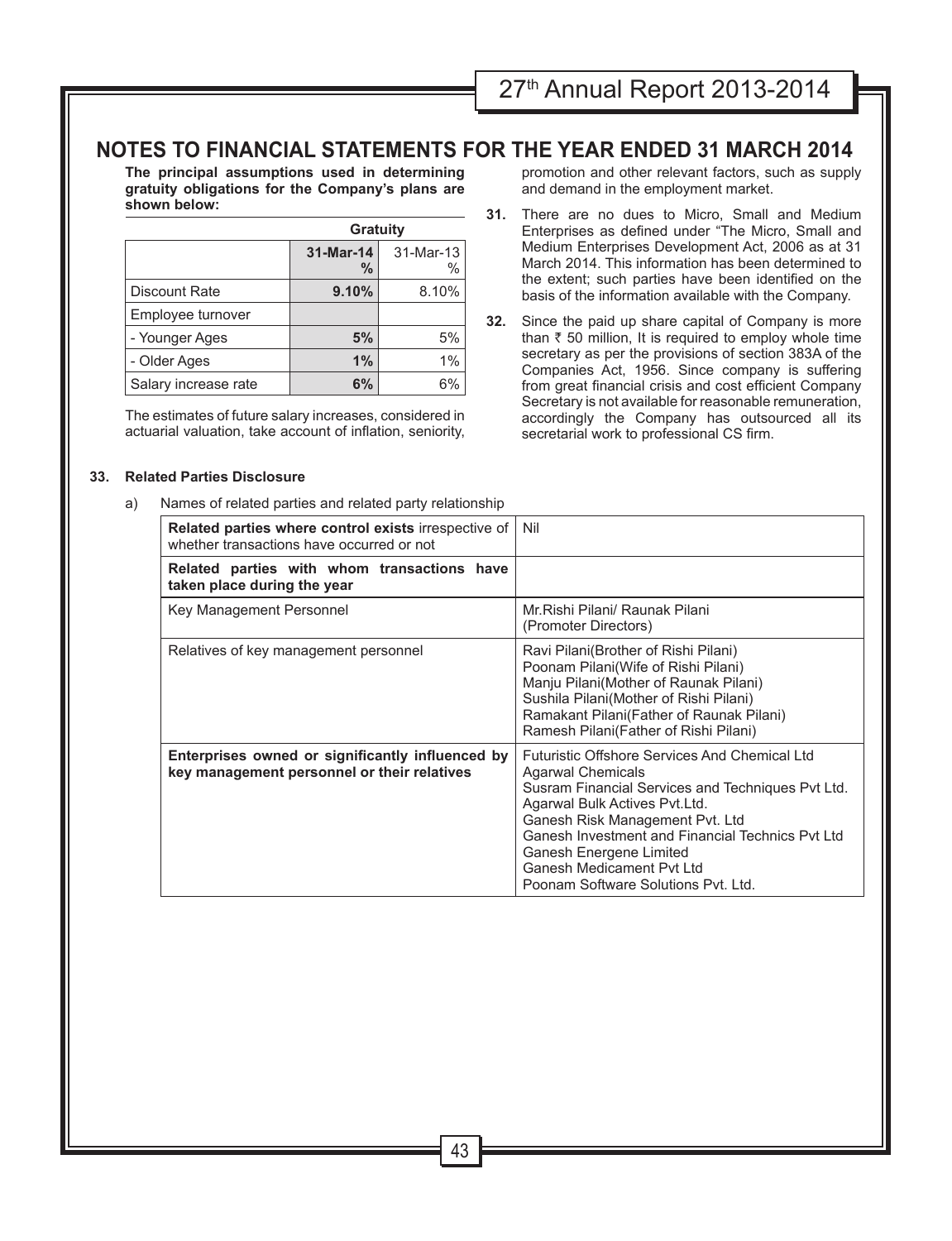# NOTES TO FINANCIAL STATEMENTS FOR THE YEAR ENDED 31 MARCH 2014

**The principal assumptions used in determining gratuity obligations for the Company's plans are shown below:**

| | Gratuity | |
|---|---|---|
| | **31-Mar-14 %** | 31-Mar-13 % |
| Discount Rate | **9.10%** | 8.10% |
| Employee turnover | | |
| - Younger Ages | **5%** | 5% |
| - Older Ages | **1%** | 1% |
| Salary increase rate | **6%** | 6% |

The estimates of future salary increases, considered in actuarial valuation, take account of inflation, seniority, promotion and other relevant factors, such as supply and demand in the employment market.

**31.** There are no dues to Micro, Small and Medium Enterprises as defined under "The Micro, Small and Medium Enterprises Development Act, 2006 as at 31 March 2014. This information has been determined to the extent; such parties have been identified on the basis of the information available with the Company.

**32.** Since the paid up share capital of Company is more than ₹ 50 million, It is required to employ whole time secretary as per the provisions of section 383A of the Companies Act, 1956. Since company is suffering from great financial crisis and cost efficient Company Secretary is not available for reasonable remuneration, accordingly the Company has outsourced all its secretarial work to professional CS firm.

**33. Related Parties Disclosure**

a) Names of related parties and related party relationship

| | |
|---|---|
| **Related parties where control exists** irrespective of whether transactions have occurred or not | Nil |
| **Related parties with whom transactions have taken place during the year** | |
| Key Management Personnel | Mr.Rishi Pilani/ Raunak Pilani (Promoter Directors) |
| Relatives of key management personnel | Ravi Pilani(Brother of Rishi Pilani)<br>Poonam Pilani(Wife of Rishi Pilani)<br>Manju Pilani(Mother of Raunak Pilani)<br>Sushila Pilani(Mother of Rishi Pilani)<br>Ramakant Pilani(Father of Raunak Pilani)<br>Ramesh Pilani(Father of Rishi Pilani) |
| **Enterprises owned or significantly influenced by key management personnel or their relatives** | Futuristic Offshore Services And Chemical Ltd<br>Agarwal Chemicals<br>Susram Financial Services and Techniques Pvt Ltd.<br>Agarwal Bulk Actives Pvt.Ltd.<br>Ganesh Risk Management Pvt. Ltd<br>Ganesh Investment and Financial Technics Pvt Ltd<br>Ganesh Energene Limited<br>Ganesh Medicament Pvt Ltd<br>Poonam Software Solutions Pvt. Ltd. |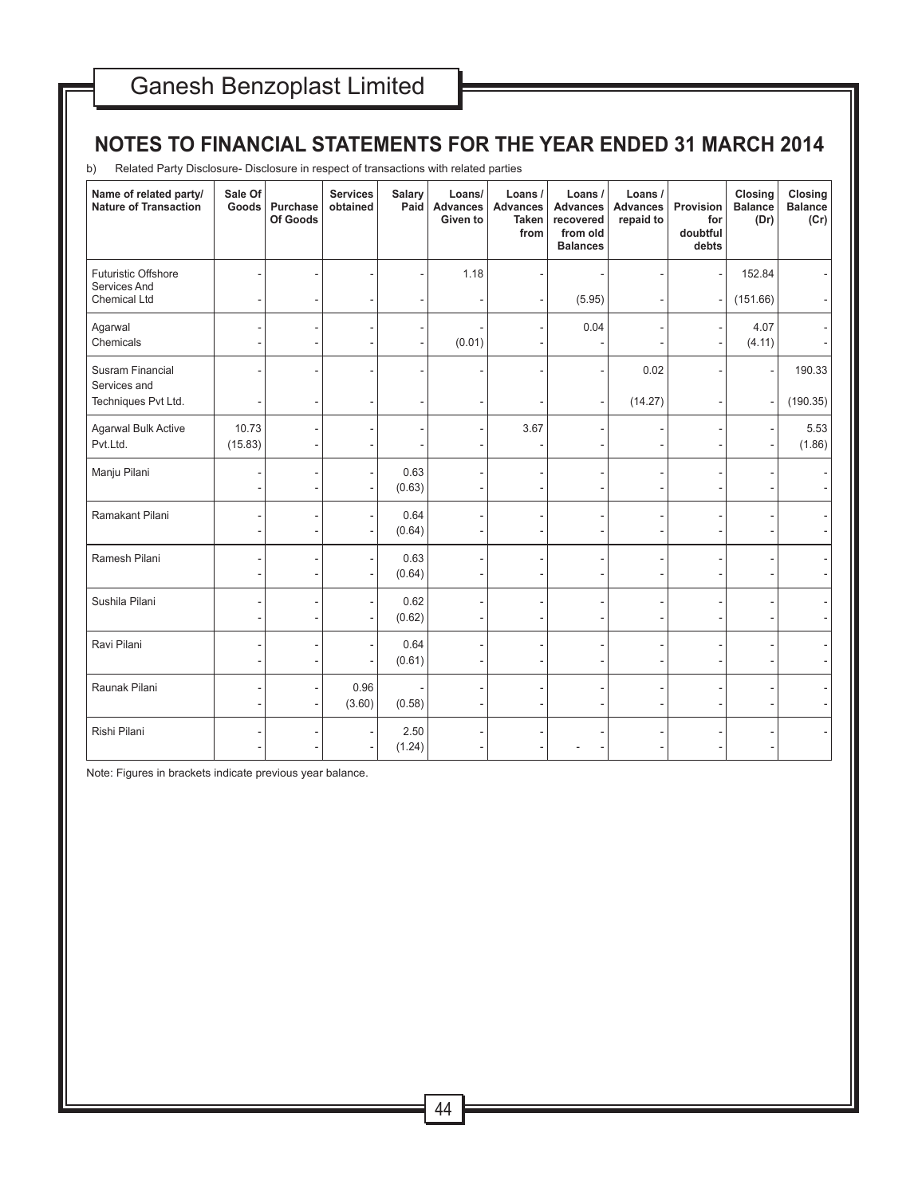## NOTES TO FINANCIAL STATEMENTS FOR THE YEAR ENDED 31 MARCH 2014

b) Related Party Disclosure- Disclosure in respect of transactions with related parties

| Name of related party/ Nature of Transaction | Sale Of Goods | Purchase Of Goods | Services obtained | Salary Paid | Loans/ Advances Given to | Loans / Advances Taken from | Loans / Advances recovered from old Balances | Loans / Advances repaid to | Provision for doubtful debts | Closing Balance (Dr) | Closing Balance (Cr) |
|---|---|---|---|---|---|---|---|---|---|---|---|
| Futuristic Offshore Services And | - | - | - | - | 1.18 | - | - | - | - | 152.84 | - |
| Chemical Ltd | - | - | - | - | - | - | (5.95) | - | - | (151.66) | - |
| Agarwal | - | - | - | - | - | - | 0.04 | - | - | 4.07 | - |
| Chemicals | - | - | - | - | (0.01) | - | - | - | - | (4.11) | - |
| Susram Financial Services and | - | - | - | - | - | - | - | 0.02 | - | - | 190.33 |
| Techniques Pvt Ltd. | - | - | - | - | - | - | - | (14.27) | - | - | (190.35) |
| Agarwal Bulk Active | 10.73 | - | - | - | - | 3.67 | - | - | - | - | 5.53 |
| Pvt.Ltd. | (15.83) | - | - | - | - | - | - | - | - | - | (1.86) |
| Manju Pilani | - | - | - | 0.63 | - | - | - | - | - | - | - |
| | - | - | - | (0.63) | - | - | - | - | - | - | - |
| Ramakant Pilani | - | - | - | 0.64 | - | - | - | - | - | - | - |
| | - | - | - | (0.64) | - | - | - | - | - | - | - |
| Ramesh Pilani | - | - | - | 0.63 | - | - | - | - | - | - | - |
| | - | - | - | (0.64) | - | - | - | - | - | - | - |
| Sushila Pilani | - | - | - | 0.62 | - | - | - | - | - | - | - |
| | - | - | - | (0.62) | - | - | - | - | - | - | - |
| Ravi Pilani | - | - | - | 0.64 | - | - | - | - | - | - | - |
| | - | - | - | (0.61) | - | - | - | - | - | - | - |
| Raunak Pilani | - | - | 0.96 | - | - | - | - | - | - | - | - |
| | - | - | (3.60) | (0.58) | - | - | - | - | - | - | - |
| Rishi Pilani | - | - | - | 2.50 | - | - | - | - | - | - | - |
| | - | - | - | (1.24) | - | - | - - | - | - | - | |

Note: Figures in brackets indicate previous year balance.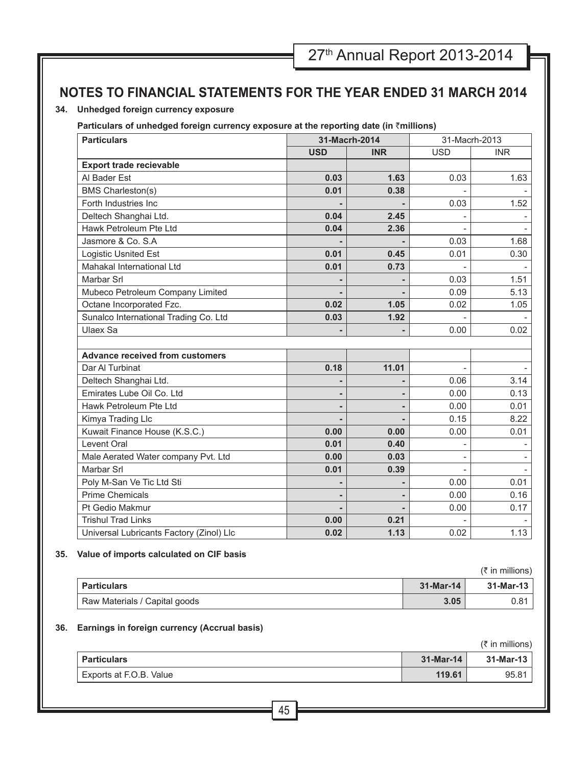# NOTES TO FINANCIAL STATEMENTS FOR THE YEAR ENDED 31 MARCH 2014

**34. Unhedged foreign currency exposure**

**Particulars of unhedged foreign currency exposure at the reporting date (in ₹millions)**

| Particulars | 31-Macrh-2014 | | 31-Macrh-2013 | |
|---|---|---|---|---|
| | **USD** | **INR** | USD | INR |
| **Export trade recievable** | | | | |
| Al Bader Est | **0.03** | **1.63** | 0.03 | 1.63 |
| BMS Charleston(s) | **0.01** | **0.38** | - | - |
| Forth Industries Inc | **-** | **-** | 0.03 | 1.52 |
| Deltech Shanghai Ltd. | **0.04** | **2.45** | - | - |
| Hawk Petroleum Pte Ltd | **0.04** | **2.36** | - | - |
| Jasmore & Co. S.A | **-** | **-** | 0.03 | 1.68 |
| Logistic Usnited Est | **0.01** | **0.45** | 0.01 | 0.30 |
| Mahakal International Ltd | **0.01** | **0.73** | - | - |
| Marbar Srl | **-** | **-** | 0.03 | 1.51 |
| Mubeco Petroleum Company Limited | **-** | **-** | 0.09 | 5.13 |
| Octane Incorporated Fzc. | **0.02** | **1.05** | 0.02 | 1.05 |
| Sunalco International Trading Co. Ltd | **0.03** | **1.92** | - | - |
| Ulaex Sa | **-** | **-** | 0.00 | 0.02 |
| | | | | |
| **Advance received from customers** | | | | |
| Dar Al Turbinat | **0.18** | **11.01** | - | - |
| Deltech Shanghai Ltd. | **-** | **-** | 0.06 | 3.14 |
| Emirates Lube Oil Co. Ltd | **-** | **-** | 0.00 | 0.13 |
| Hawk Petroleum Pte Ltd | **-** | **-** | 0.00 | 0.01 |
| Kimya Trading Llc | **-** | **-** | 0.15 | 8.22 |
| Kuwait Finance House (K.S.C.) | **0.00** | **0.00** | 0.00 | 0.01 |
| Levent Oral | **0.01** | **0.40** | - | - |
| Male Aerated Water company Pvt. Ltd | **0.00** | **0.03** | - | - |
| Marbar Srl | **0.01** | **0.39** | - | - |
| Poly M-San Ve Tic Ltd Sti | **-** | **-** | 0.00 | 0.01 |
| Prime Chemicals | **-** | **-** | 0.00 | 0.16 |
| Pt Gedio Makmur | **-** | **-** | 0.00 | 0.17 |
| Trishul Trad Links | **0.00** | **0.21** | - | - |
| Universal Lubricants Factory (Zinol) Llc | **0.02** | **1.13** | 0.02 | 1.13 |

**35. Value of imports calculated on CIF basis**

(₹ in millions)

| Particulars | 31-Mar-14 | 31-Mar-13 |
|---|---|---|
| Raw Materials / Capital goods | **3.05** | 0.81 |

**36. Earnings in foreign currency (Accrual basis)**

(₹ in millions)

| Particulars | 31-Mar-14 | 31-Mar-13 |
|---|---|---|
| Exports at F.O.B. Value | **119.61** | 95.81 |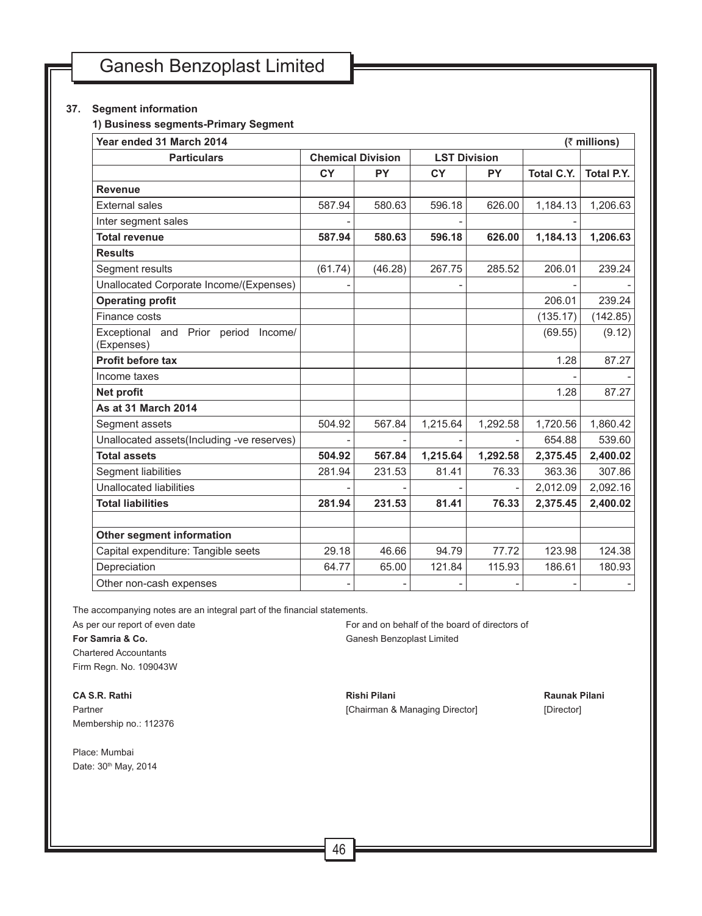## 37. Segment information

### 1) Business segments-Primary Segment

| Year ended 31 March 2014 | | | | | | (₹ millions) |
|---|---|---|---|---|---|---|
| **Particulars** | **Chemical Division** | | **LST Division** | | | |
| | **CY** | **PY** | **CY** | **PY** | **Total C.Y.** | **Total P.Y.** |
| **Revenue** | | | | | | |
| External sales | 587.94 | 580.63 | 596.18 | 626.00 | 1,184.13 | 1,206.63 |
| Inter segment sales | - | | - | | - | |
| **Total revenue** | **587.94** | **580.63** | **596.18** | **626.00** | **1,184.13** | **1,206.63** |
| **Results** | | | | | | |
| Segment results | (61.74) | (46.28) | 267.75 | 285.52 | 206.01 | 239.24 |
| Unallocated Corporate Income/(Expenses) | - | | - | | - | - |
| **Operating profit** | | | | | 206.01 | 239.24 |
| Finance costs | | | | | (135.17) | (142.85) |
| Exceptional and Prior period Income/ (Expenses) | | | | | (69.55) | (9.12) |
| **Profit before tax** | | | | | 1.28 | 87.27 |
| Income taxes | | | | | - | - |
| **Net profit** | | | | | 1.28 | 87.27 |
| **As at 31 March 2014** | | | | | | |
| Segment assets | 504.92 | 567.84 | 1,215.64 | 1,292.58 | 1,720.56 | 1,860.42 |
| Unallocated assets(Including -ve reserves) | - | - | - | - | 654.88 | 539.60 |
| **Total assets** | **504.92** | **567.84** | **1,215.64** | **1,292.58** | **2,375.45** | **2,400.02** |
| Segment liabilities | 281.94 | 231.53 | 81.41 | 76.33 | 363.36 | 307.86 |
| Unallocated liabilities | - | - | - | - | 2,012.09 | 2,092.16 |
| **Total liabilities** | **281.94** | **231.53** | **81.41** | **76.33** | **2,375.45** | **2,400.02** |
| | | | | | | |
| **Other segment information** | | | | | | |
| Capital expenditure: Tangible seets | 29.18 | 46.66 | 94.79 | 77.72 | 123.98 | 124.38 |
| Depreciation | 64.77 | 65.00 | 121.84 | 115.93 | 186.61 | 180.93 |
| Other non-cash expenses | - | - | - | - | - | - |

The accompanying notes are an integral part of the financial statements.

As per our report of even date

**For Samria & Co.**
Chartered Accountants
Firm Regn. No. 109043W

For and on behalf of the board of directors of
Ganesh Benzoplast Limited

**CA S.R. Rathi**
Partner
Membership no.: 112376

**Rishi Pilani**
[Chairman & Managing Director]

**Raunak Pilani**
[Director]

Place: Mumbai
Date: 30th May, 2014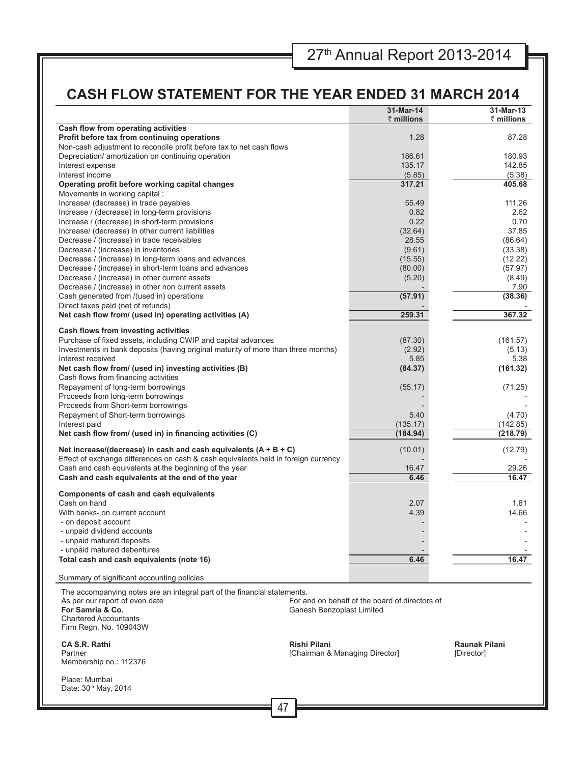# CASH FLOW STATEMENT FOR THE YEAR ENDED 31 MARCH 2014

| | 31-Mar-14 ₹ millions | 31-Mar-13 ₹ millions |
|---|---|---|
| **Cash flow from operating activities** | | |
| **Profit before tax from continuing operations** | 1.28 | 87.28 |
| Non-cash adjustment to reconcile profit before tax to net cash flows | | |
| Depreciation/ amortization on continuing operation | 186.61 | 180.93 |
| Interest expense | 135.17 | 142.85 |
| Interest income | (5.85) | (5.38) |
| **Operating profit before working capital changes** | **317.21** | **405.68** |
| Movements in working capital : | | |
| Increase/ (decrease) in trade payables | 55.49 | 111.26 |
| Increase / (decrease) in long-term provisions | 0.82 | 2.62 |
| Increase / (decrease) in short-term provisions | 0.22 | 0.70 |
| Increase/ (decrease) in other current liabilities | (32.64) | 37.85 |
| Decrease / (increase) in trade receivables | 28.55 | (86.64) |
| Decrease / (increase) in inventories | (9.61) | (33.38) |
| Decrease / (increase) in long-term loans and advances | (15.55) | (12.22) |
| Decrease / (increase) in short-term loans and advances | (80.00) | (57.97) |
| Decrease / (increase) in other current assets | (5.20) | (8.49) |
| Decrease / (increase) in other non current assets | - | 7.90 |
| Cash generated from /(used in) operations | **(57.91)** | **(38.36)** |
| Direct taxes paid (net of refunds) | - | - |
| **Net cash flow from/ (used in) operating activities (A)** | **259.31** | **367.32** |
| **Cash flows from investing activities** | | |
| Purchase of fixed assets, including CWIP and capital advances | (87.30) | (161.57) |
| Investments in bank deposits (having original maturity of more than three months) | (2.92) | (5.13) |
| Interest received | 5.85 | 5.38 |
| **Net cash flow from/ (used in) investing activities (B)** | **(84.37)** | **(161.32)** |
| Cash flows from financing activities | | |
| Repayament of long-term borrowings | (55.17) | (71.25) |
| Proceeds from long-term borrowings | - | - |
| Proceeds from Short-term borrowings | - | - |
| Repayment of Short-term borrowings | 5.40 | (4.70) |
| Interest paid | (135.17) | (142.85) |
| **Net cash flow from/ (used in) in financing activities (C)** | **(184.94)** | **(218.79)** |
| **Net increase/(decrease) in cash and cash equivalents (A + B + C)** | (10.01) | (12.79) |
| Effect of exchange differences on cash & cash equivalents held in foreign currency | - | - |
| Cash and cash equivalents at the beginning of the year | 16.47 | 29.26 |
| **Cash and cash equivalents at the end of the year** | **6.46** | **16.47** |
| **Components of cash and cash equivalents** | | |
| Cash on hand | 2.07 | 1.81 |
| With banks- on current account | 4.39 | 14.66 |
| - on deposit account | - | - |
| - unpaid dividend accounts | - | - |
| - unpaid matured deposits | - | - |
| - unpaid matured debentures | - | - |
| **Total cash and cash equivalents (note 16)** | **6.46** | **16.47** |
| Summary of significant accounting policies | | |

The accompanying notes are an integral part of the financial statements.

As per our report of even date
**For Samria & Co.**
Chartered Accountants
Firm Regn. No. 109043W

For and on behalf of the board of directors of
Ganesh Benzoplast Limited

**CA S.R. Rathi**
Partner
Membership no.: 112376

**Rishi Pilani**
[Chairman & Managing Director]

**Raunak Pilani**
[Director]

Place: Mumbai
Date: 30th May, 2014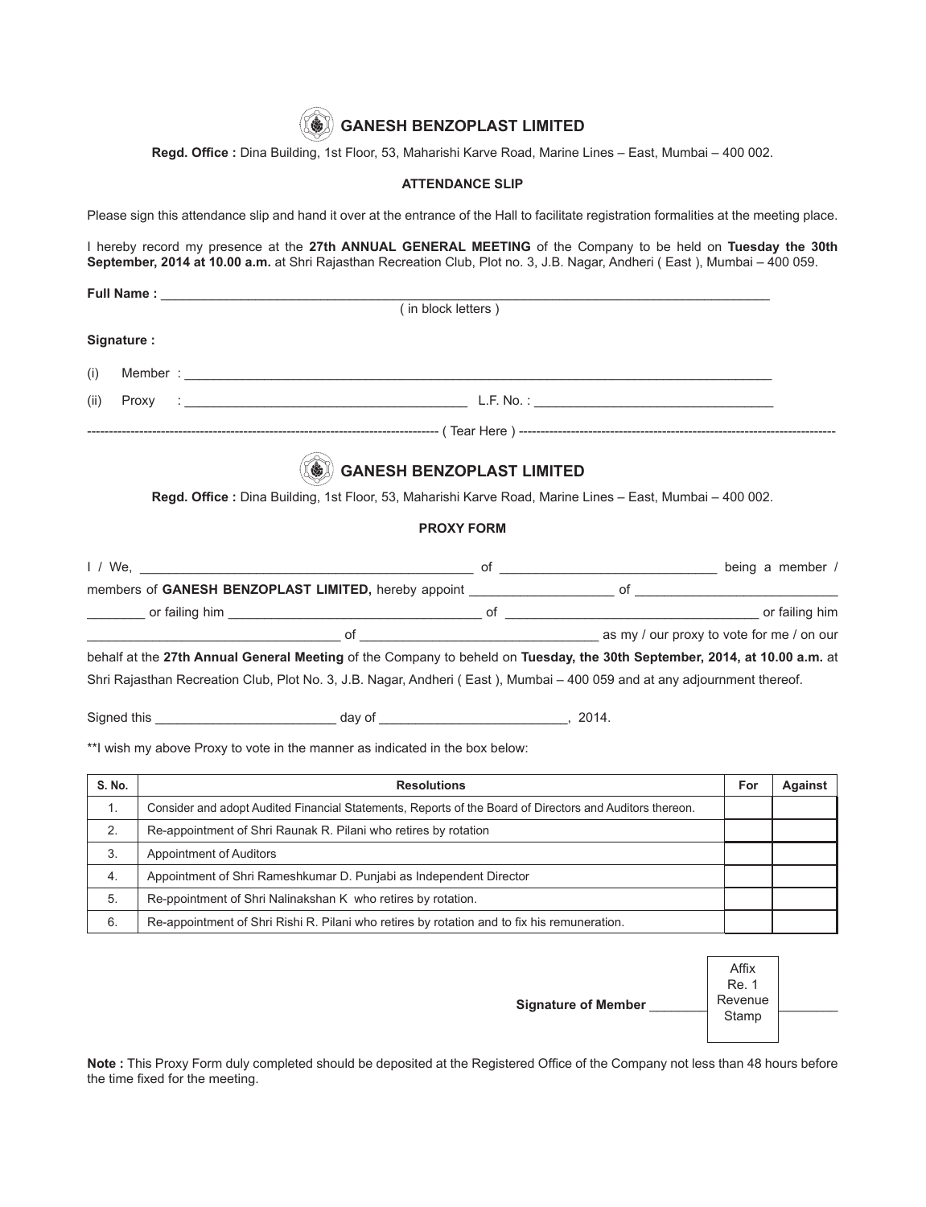# GANESH BENZOPLAST LIMITED

**Regd. Office :** Dina Building, 1st Floor, 53, Maharishi Karve Road, Marine Lines – East, Mumbai – 400 002.

### ATTENDANCE SLIP

Please sign this attendance slip and hand it over at the entrance of the Hall to facilitate registration formalities at the meeting place.

I hereby record my presence at the **27th ANNUAL GENERAL MEETING** of the Company to be held on **Tuesday the 30th September, 2014 at 10.00 a.m.** at Shri Rajasthan Recreation Club, Plot no. 3, J.B. Nagar, Andheri ( East ), Mumbai – 400 059.

**Full Name :** ______________________________________________
( in block letters )

**Signature :**

(i) Member : ______________________________________________

(ii) Proxy : ______________________ L.F. No. : ______________________

------------------------------------------------ ( Tear Here ) ------------------------------------------------

# GANESH BENZOPLAST LIMITED

**Regd. Office :** Dina Building, 1st Floor, 53, Maharishi Karve Road, Marine Lines – East, Mumbai – 400 002.

### PROXY FORM

I / We, ______________________ of ______________________ being a member / members of **GANESH BENZOPLAST LIMITED,** hereby appoint ______________ of ______________ ________ or failing him ______________________ of ______________________ or failing him ______________________ of ______________________ as my / our proxy to vote for me / on our behalf at the **27th Annual General Meeting** of the Company to beheld on **Tuesday, the 30th September, 2014, at 10.00 a.m.** at Shri Rajasthan Recreation Club, Plot No. 3, J.B. Nagar, Andheri ( East ), Mumbai – 400 059 and at any adjournment thereof.

Signed this ________________ day of ________________, 2014.

**I wish my above Proxy to vote in the manner as indicated in the box below:

| S. No. | Resolutions | For | Against |
|---|---|---|---|
| 1. | Consider and adopt Audited Financial Statements, Reports of the Board of Directors and Auditors thereon. | | |
| 2. | Re-appointment of Shri Raunak R. Pilani who retires by rotation | | |
| 3. | Appointment of Auditors | | |
| 4. | Appointment of Shri Rameshkumar D. Punjabi as Independent Director | | |
| 5. | Re-ppointment of Shri Nalinakshan K who retires by rotation. | | |
| 6. | Re-appointment of Shri Rishi R. Pilani who retires by rotation and to fix his remuneration. | | |

**Signature of Member** ________ [Affix Re. 1 Revenue Stamp] ________

**Note :** This Proxy Form duly completed should be deposited at the Registered Office of the Company not less than 48 hours before the time fixed for the meeting.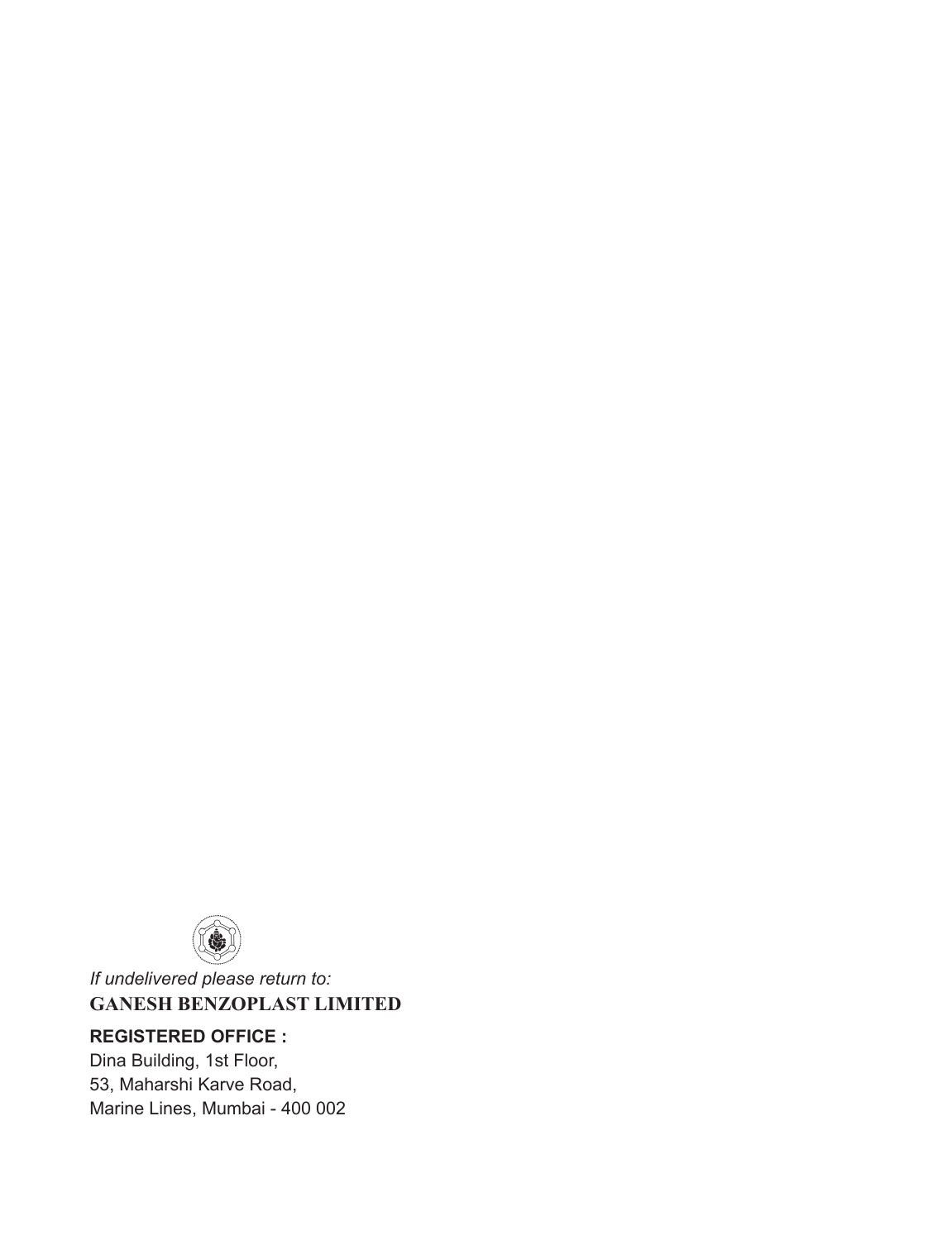*If undelivered please return to:*

**GANESH BENZOPLAST LIMITED**

**REGISTERED OFFICE :**

Dina Building, 1st Floor,
53, Maharshi Karve Road,
Marine Lines, Mumbai - 400 002